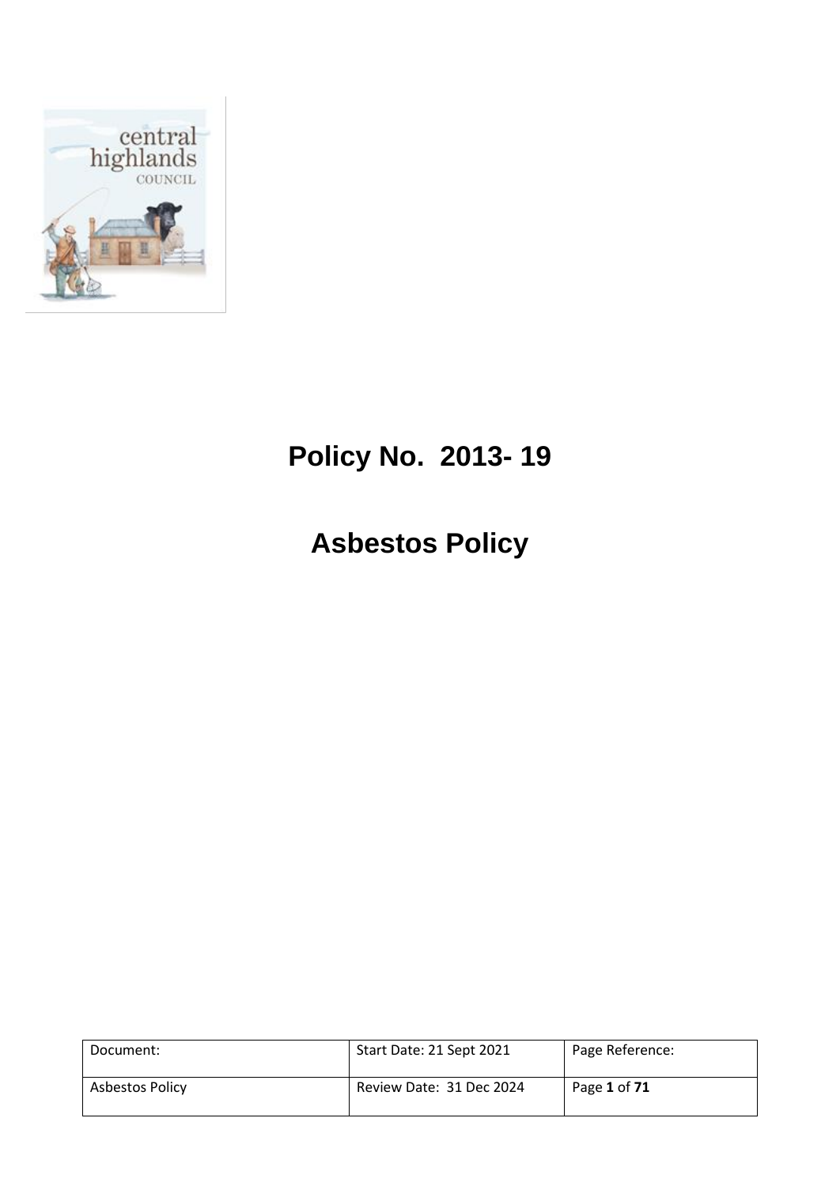# Policy No. 2013- 19

# Asbestos Policy

| Document: | Start Date: 21 Sept 2021 | Page Reference: |
|---|---|---|
| Asbestos Policy | Review Date: 31 Dec 2024 | Page **1** of **71** |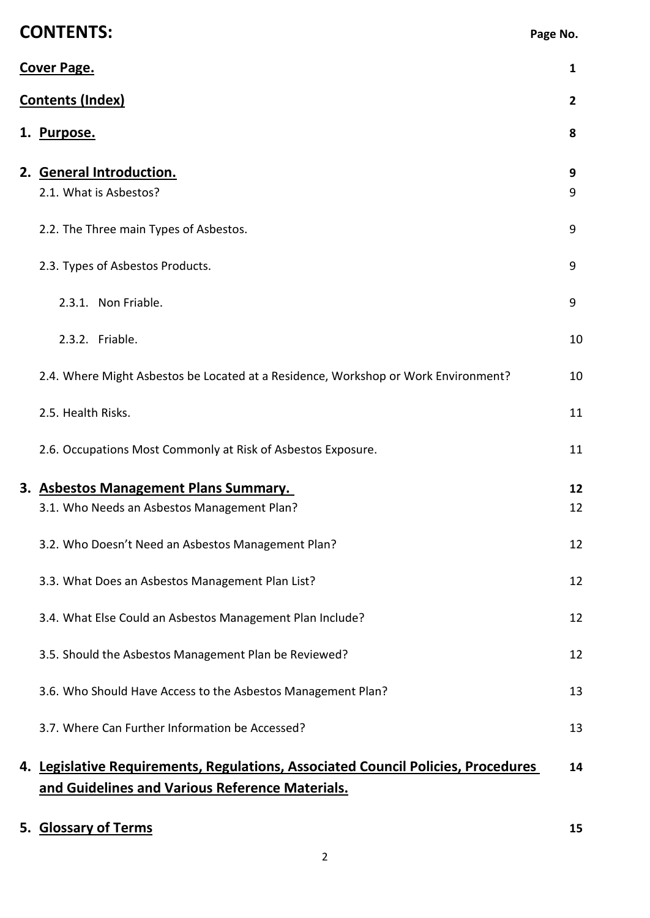# CONTENTS:

| | Page No. |
|---|---|
| **Cover Page.** | **1** |
| **Contents (Index)** | **2** |
| **1. Purpose.** | **8** |
| **2. General Introduction.** | **9** |
| 2.1. What is Asbestos? | 9 |
| 2.2. The Three main Types of Asbestos. | 9 |
| 2.3. Types of Asbestos Products. | 9 |
| 2.3.1. Non Friable. | 9 |
| 2.3.2. Friable. | 10 |
| 2.4. Where Might Asbestos be Located at a Residence, Workshop or Work Environment? | 10 |
| 2.5. Health Risks. | 11 |
| 2.6. Occupations Most Commonly at Risk of Asbestos Exposure. | 11 |
| **3. Asbestos Management Plans Summary.** | **12** |
| 3.1. Who Needs an Asbestos Management Plan? | 12 |
| 3.2. Who Doesn't Need an Asbestos Management Plan? | 12 |
| 3.3. What Does an Asbestos Management Plan List? | 12 |
| 3.4. What Else Could an Asbestos Management Plan Include? | 12 |
| 3.5. Should the Asbestos Management Plan be Reviewed? | 12 |
| 3.6. Who Should Have Access to the Asbestos Management Plan? | 13 |
| 3.7. Where Can Further Information be Accessed? | 13 |
| **4. Legislative Requirements, Regulations, Associated Council Policies, Procedures and Guidelines and Various Reference Materials.** | **14** |
| **5. Glossary of Terms** | **15** |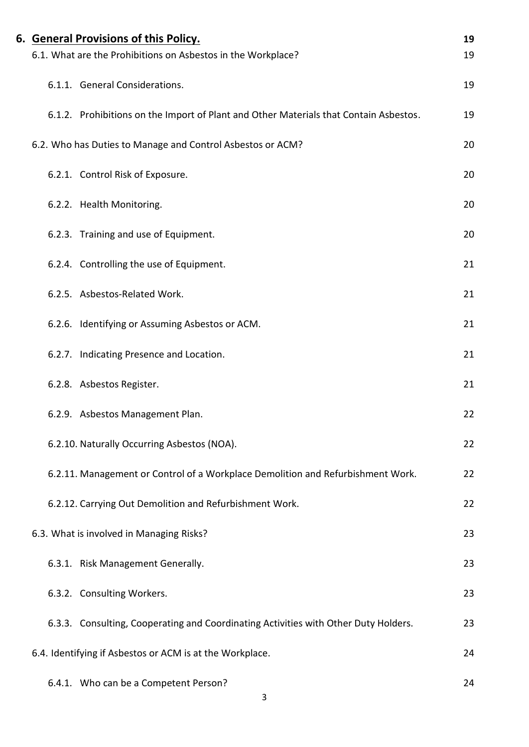| | |
|---|---|
| **6. General Provisions of this Policy.** | **19** |
| 6.1. What are the Prohibitions on Asbestos in the Workplace? | 19 |
| 6.1.1. General Considerations. | 19 |
| 6.1.2. Prohibitions on the Import of Plant and Other Materials that Contain Asbestos. | 19 |
| 6.2. Who has Duties to Manage and Control Asbestos or ACM? | 20 |
| 6.2.1. Control Risk of Exposure. | 20 |
| 6.2.2. Health Monitoring. | 20 |
| 6.2.3. Training and use of Equipment. | 20 |
| 6.2.4. Controlling the use of Equipment. | 21 |
| 6.2.5. Asbestos-Related Work. | 21 |
| 6.2.6. Identifying or Assuming Asbestos or ACM. | 21 |
| 6.2.7. Indicating Presence and Location. | 21 |
| 6.2.8. Asbestos Register. | 21 |
| 6.2.9. Asbestos Management Plan. | 22 |
| 6.2.10. Naturally Occurring Asbestos (NOA). | 22 |
| 6.2.11. Management or Control of a Workplace Demolition and Refurbishment Work. | 22 |
| 6.2.12. Carrying Out Demolition and Refurbishment Work. | 22 |
| 6.3. What is involved in Managing Risks? | 23 |
| 6.3.1. Risk Management Generally. | 23 |
| 6.3.2. Consulting Workers. | 23 |
| 6.3.3. Consulting, Cooperating and Coordinating Activities with Other Duty Holders. | 23 |
| 6.4. Identifying if Asbestos or ACM is at the Workplace. | 24 |
| 6.4.1. Who can be a Competent Person? | 24 |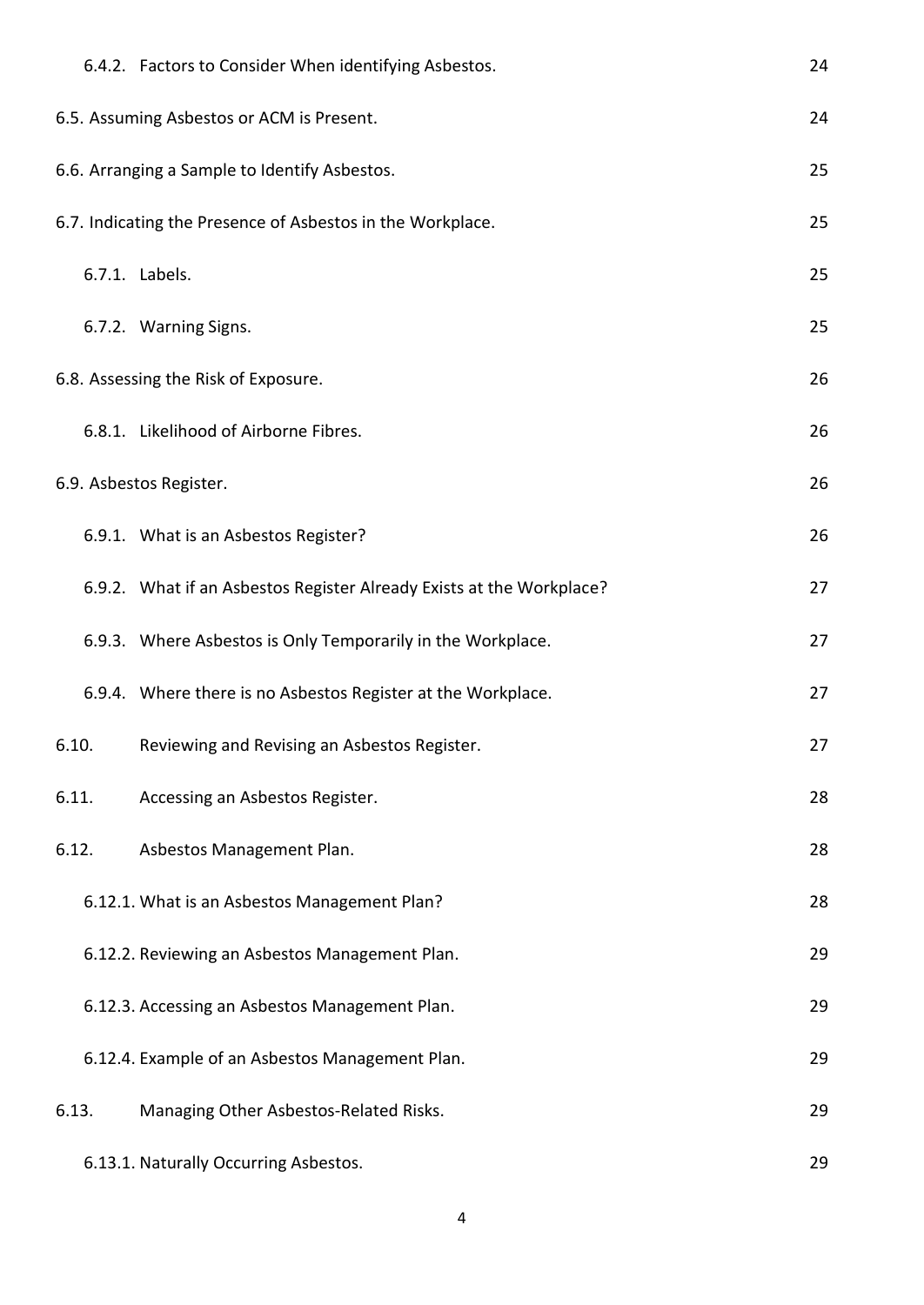| | |
|---|---|
| 6.4.2. Factors to Consider When identifying Asbestos. | 24 |
| 6.5. Assuming Asbestos or ACM is Present. | 24 |
| 6.6. Arranging a Sample to Identify Asbestos. | 25 |
| 6.7. Indicating the Presence of Asbestos in the Workplace. | 25 |
| 6.7.1. Labels. | 25 |
| 6.7.2. Warning Signs. | 25 |
| 6.8. Assessing the Risk of Exposure. | 26 |
| 6.8.1. Likelihood of Airborne Fibres. | 26 |
| 6.9. Asbestos Register. | 26 |
| 6.9.1. What is an Asbestos Register? | 26 |
| 6.9.2. What if an Asbestos Register Already Exists at the Workplace? | 27 |
| 6.9.3. Where Asbestos is Only Temporarily in the Workplace. | 27 |
| 6.9.4. Where there is no Asbestos Register at the Workplace. | 27 |
| 6.10. Reviewing and Revising an Asbestos Register. | 27 |
| 6.11. Accessing an Asbestos Register. | 28 |
| 6.12. Asbestos Management Plan. | 28 |
| 6.12.1. What is an Asbestos Management Plan? | 28 |
| 6.12.2. Reviewing an Asbestos Management Plan. | 29 |
| 6.12.3. Accessing an Asbestos Management Plan. | 29 |
| 6.12.4. Example of an Asbestos Management Plan. | 29 |
| 6.13. Managing Other Asbestos-Related Risks. | 29 |
| 6.13.1. Naturally Occurring Asbestos. | 29 |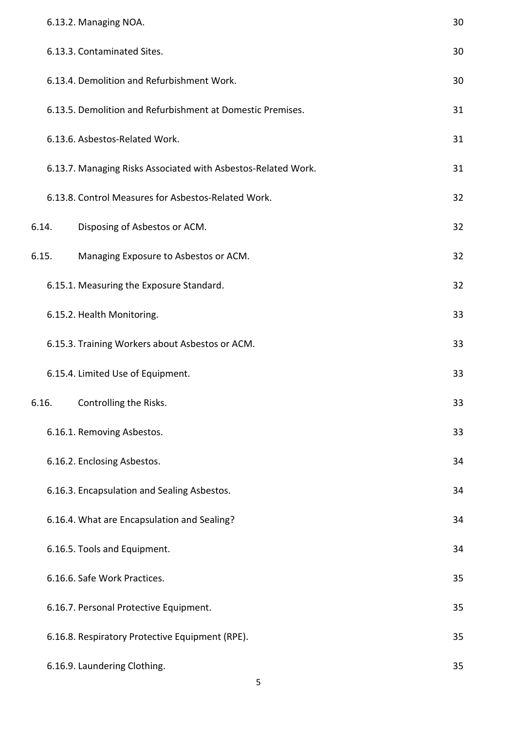| | |
|---|---|
| 6.13.2. Managing NOA. | 30 |
| 6.13.3. Contaminated Sites. | 30 |
| 6.13.4. Demolition and Refurbishment Work. | 30 |
| 6.13.5. Demolition and Refurbishment at Domestic Premises. | 31 |
| 6.13.6. Asbestos-Related Work. | 31 |
| 6.13.7. Managing Risks Associated with Asbestos-Related Work. | 31 |
| 6.13.8. Control Measures for Asbestos-Related Work. | 32 |
| 6.14. Disposing of Asbestos or ACM. | 32 |
| 6.15. Managing Exposure to Asbestos or ACM. | 32 |
| 6.15.1. Measuring the Exposure Standard. | 32 |
| 6.15.2. Health Monitoring. | 33 |
| 6.15.3. Training Workers about Asbestos or ACM. | 33 |
| 6.15.4. Limited Use of Equipment. | 33 |
| 6.16. Controlling the Risks. | 33 |
| 6.16.1. Removing Asbestos. | 33 |
| 6.16.2. Enclosing Asbestos. | 34 |
| 6.16.3. Encapsulation and Sealing Asbestos. | 34 |
| 6.16.4. What are Encapsulation and Sealing? | 34 |
| 6.16.5. Tools and Equipment. | 34 |
| 6.16.6. Safe Work Practices. | 35 |
| 6.16.7. Personal Protective Equipment. | 35 |
| 6.16.8. Respiratory Protective Equipment (RPE). | 35 |
| 6.16.9. Laundering Clothing. | 35 |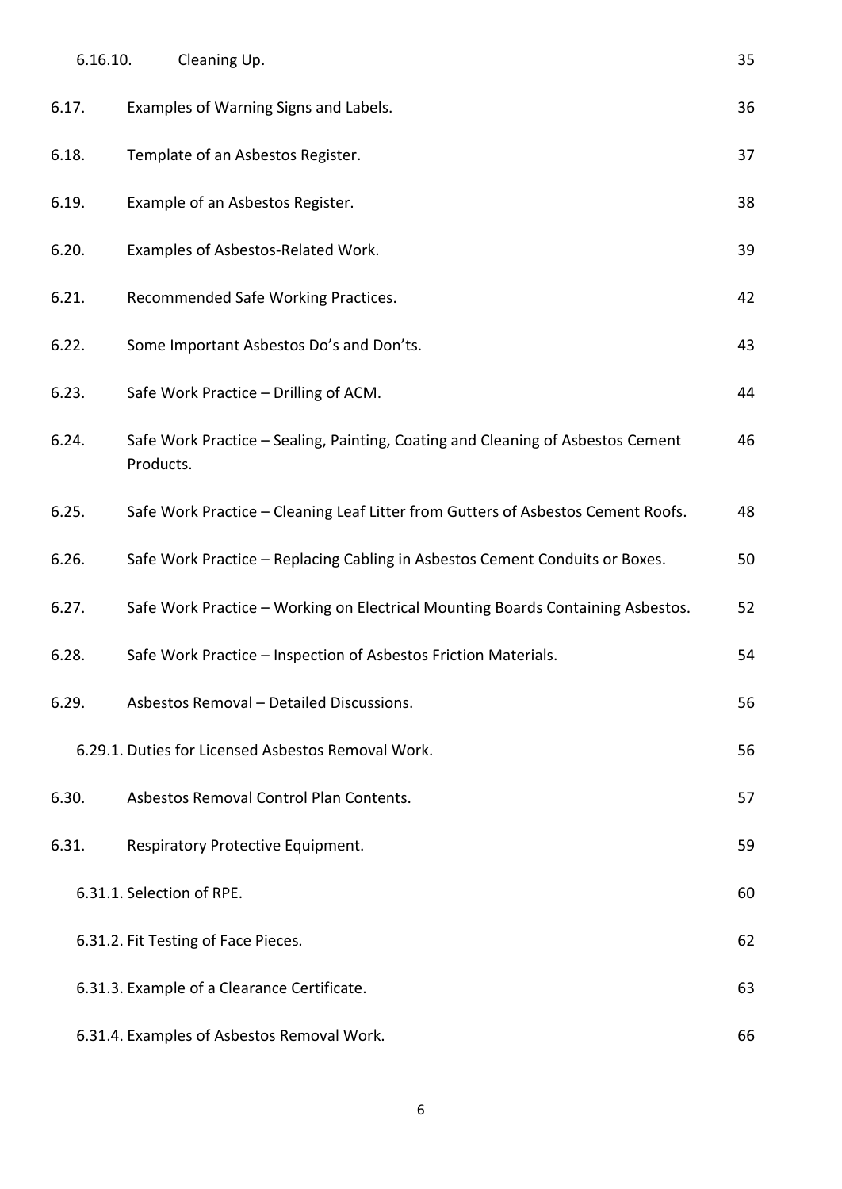| | | |
|---|---|---|
| 6.16.10. | Cleaning Up. | 35 |
| 6.17. | Examples of Warning Signs and Labels. | 36 |
| 6.18. | Template of an Asbestos Register. | 37 |
| 6.19. | Example of an Asbestos Register. | 38 |
| 6.20. | Examples of Asbestos-Related Work. | 39 |
| 6.21. | Recommended Safe Working Practices. | 42 |
| 6.22. | Some Important Asbestos Do's and Don'ts. | 43 |
| 6.23. | Safe Work Practice – Drilling of ACM. | 44 |
| 6.24. | Safe Work Practice – Sealing, Painting, Coating and Cleaning of Asbestos Cement Products. | 46 |
| 6.25. | Safe Work Practice – Cleaning Leaf Litter from Gutters of Asbestos Cement Roofs. | 48 |
| 6.26. | Safe Work Practice – Replacing Cabling in Asbestos Cement Conduits or Boxes. | 50 |
| 6.27. | Safe Work Practice – Working on Electrical Mounting Boards Containing Asbestos. | 52 |
| 6.28. | Safe Work Practice – Inspection of Asbestos Friction Materials. | 54 |
| 6.29. | Asbestos Removal – Detailed Discussions. | 56 |
| 6.29.1. | Duties for Licensed Asbestos Removal Work. | 56 |
| 6.30. | Asbestos Removal Control Plan Contents. | 57 |
| 6.31. | Respiratory Protective Equipment. | 59 |
| 6.31.1. | Selection of RPE. | 60 |
| 6.31.2. | Fit Testing of Face Pieces. | 62 |
| 6.31.3. | Example of a Clearance Certificate. | 63 |
| 6.31.4. | Examples of Asbestos Removal Work. | 66 |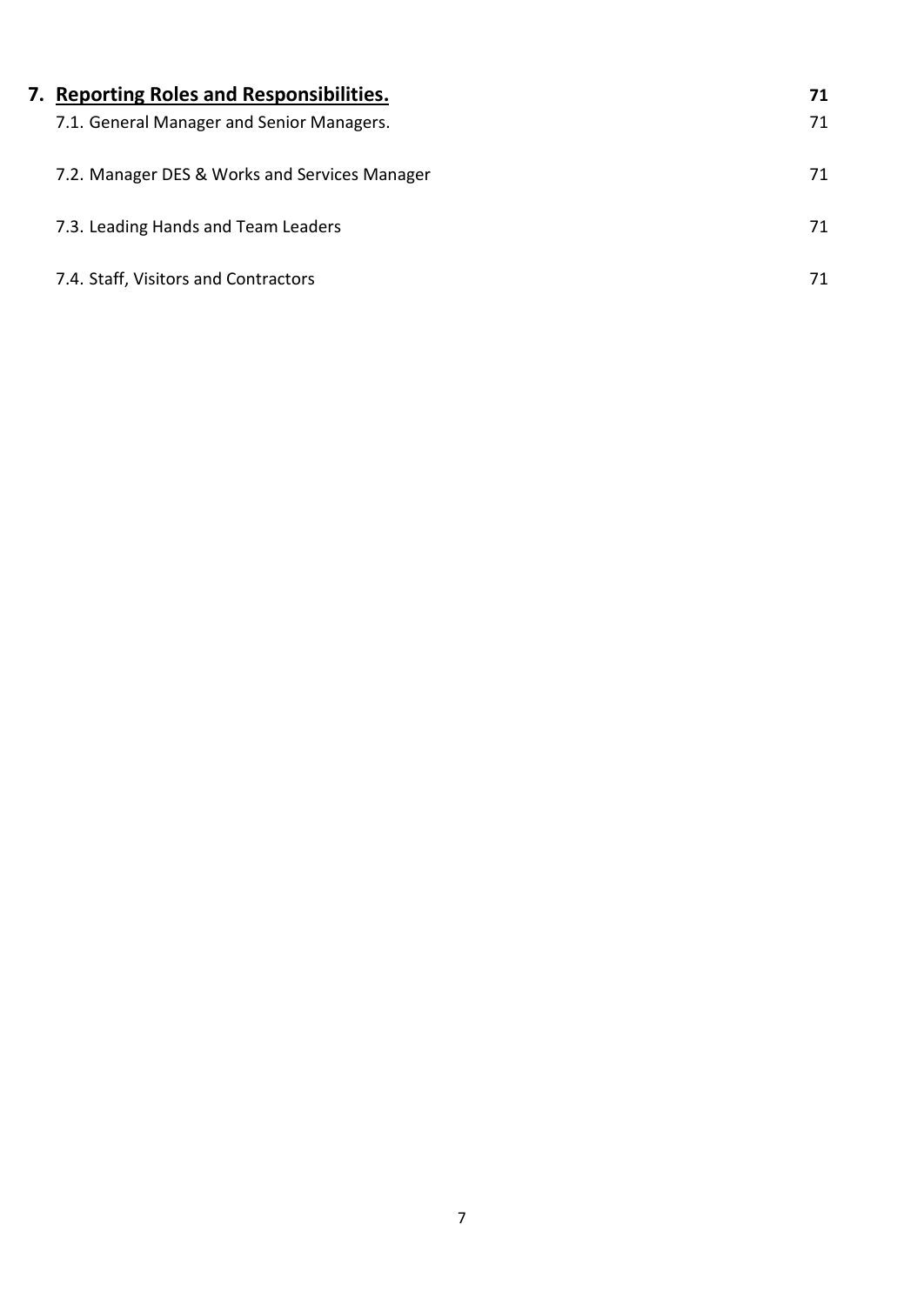| | |
|---|---|
| **7. Reporting Roles and Responsibilities.** | **71** |
| 7.1. General Manager and Senior Managers. | 71 |
| 7.2. Manager DES & Works and Services Manager | 71 |
| 7.3. Leading Hands and Team Leaders | 71 |
| 7.4. Staff, Visitors and Contractors | 71 |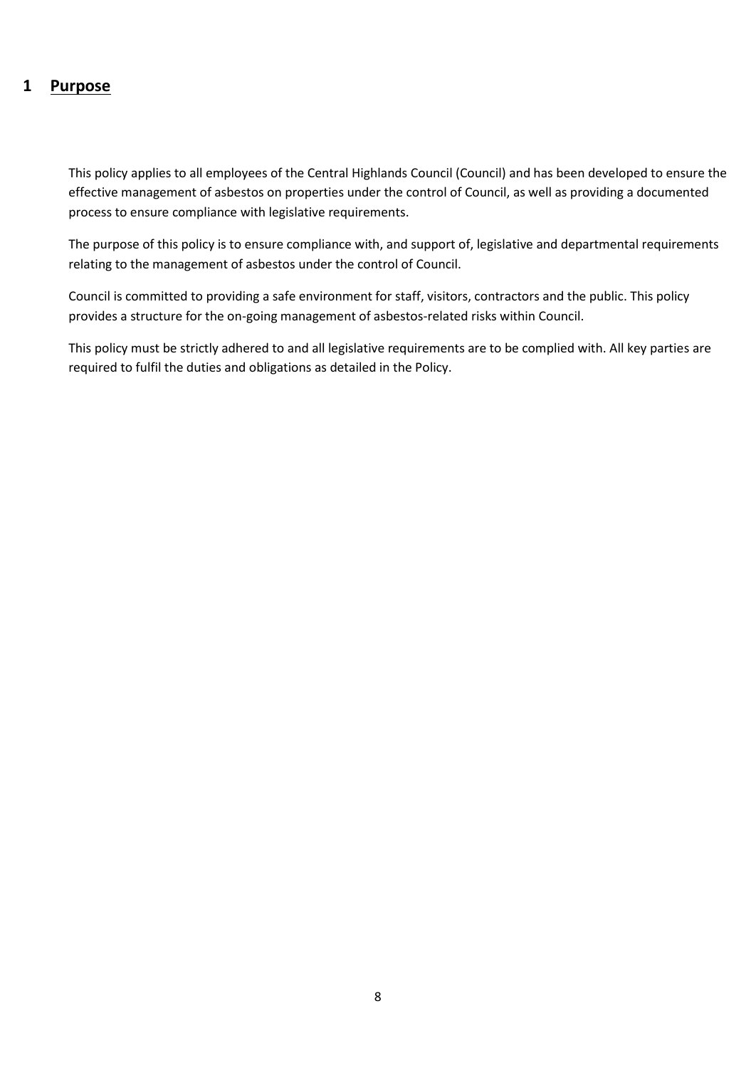# 1 Purpose

This policy applies to all employees of the Central Highlands Council (Council) and has been developed to ensure the effective management of asbestos on properties under the control of Council, as well as providing a documented process to ensure compliance with legislative requirements.

The purpose of this policy is to ensure compliance with, and support of, legislative and departmental requirements relating to the management of asbestos under the control of Council.

Council is committed to providing a safe environment for staff, visitors, contractors and the public. This policy provides a structure for the on-going management of asbestos-related risks within Council.

This policy must be strictly adhered to and all legislative requirements are to be complied with. All key parties are required to fulfil the duties and obligations as detailed in the Policy.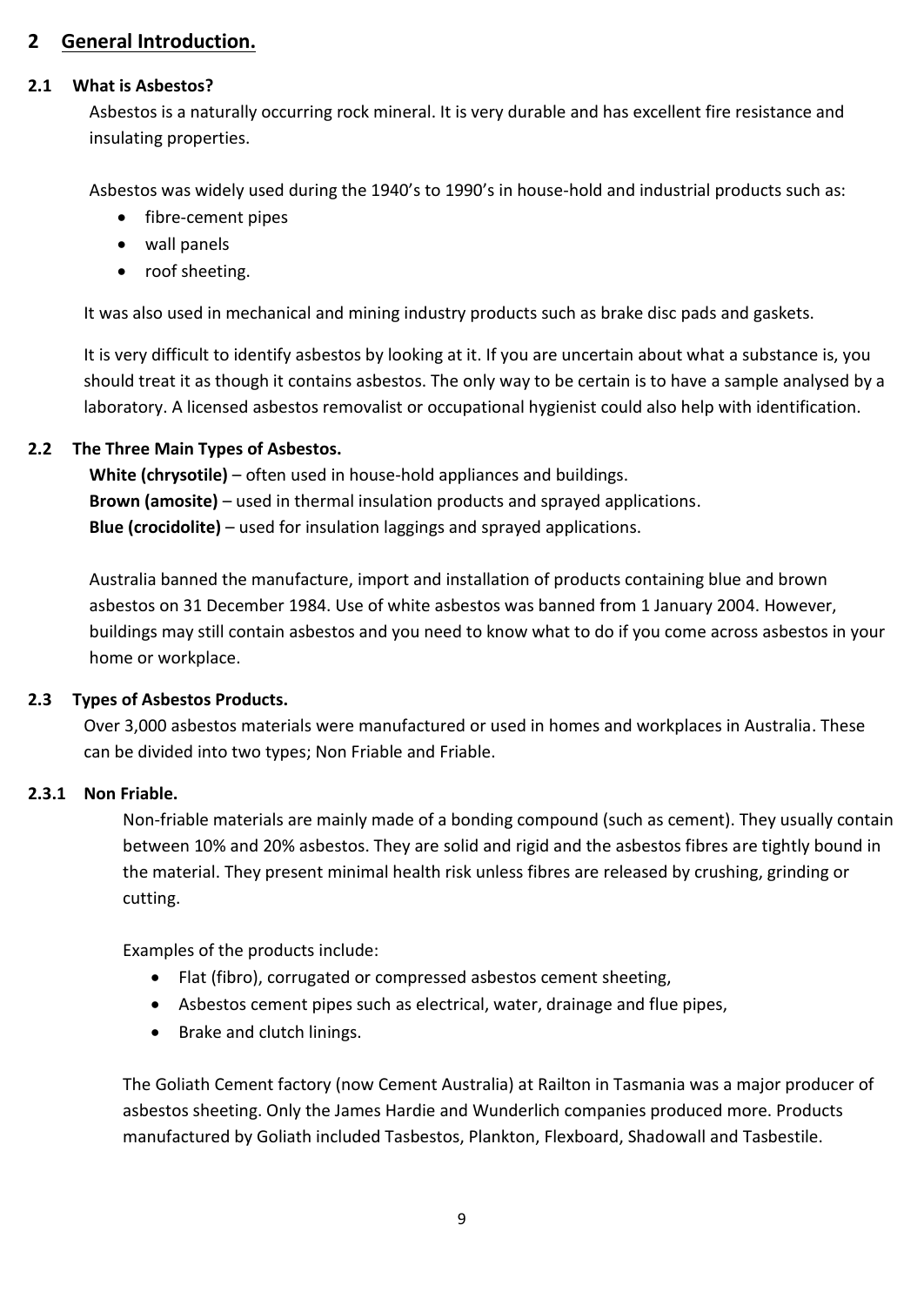## 2 General Introduction.

### 2.1 What is Asbestos?

Asbestos is a naturally occurring rock mineral. It is very durable and has excellent fire resistance and insulating properties.

Asbestos was widely used during the 1940's to 1990's in house-hold and industrial products such as:

- fibre-cement pipes
- wall panels
- roof sheeting.

It was also used in mechanical and mining industry products such as brake disc pads and gaskets.

It is very difficult to identify asbestos by looking at it. If you are uncertain about what a substance is, you should treat it as though it contains asbestos. The only way to be certain is to have a sample analysed by a laboratory. A licensed asbestos removalist or occupational hygienist could also help with identification.

### 2.2 The Three Main Types of Asbestos.

**White (chrysotile)** – often used in house-hold appliances and buildings.
**Brown (amosite)** – used in thermal insulation products and sprayed applications.
**Blue (crocidolite)** – used for insulation laggings and sprayed applications.

Australia banned the manufacture, import and installation of products containing blue and brown asbestos on 31 December 1984. Use of white asbestos was banned from 1 January 2004. However, buildings may still contain asbestos and you need to know what to do if you come across asbestos in your home or workplace.

### 2.3 Types of Asbestos Products.

Over 3,000 asbestos materials were manufactured or used in homes and workplaces in Australia. These can be divided into two types; Non Friable and Friable.

#### 2.3.1 Non Friable.

Non-friable materials are mainly made of a bonding compound (such as cement). They usually contain between 10% and 20% asbestos. They are solid and rigid and the asbestos fibres are tightly bound in the material. They present minimal health risk unless fibres are released by crushing, grinding or cutting.

Examples of the products include:

- Flat (fibro), corrugated or compressed asbestos cement sheeting,
- Asbestos cement pipes such as electrical, water, drainage and flue pipes,
- Brake and clutch linings.

The Goliath Cement factory (now Cement Australia) at Railton in Tasmania was a major producer of asbestos sheeting. Only the James Hardie and Wunderlich companies produced more. Products manufactured by Goliath included Tasbestos, Plankton, Flexboard, Shadowall and Tasbestile.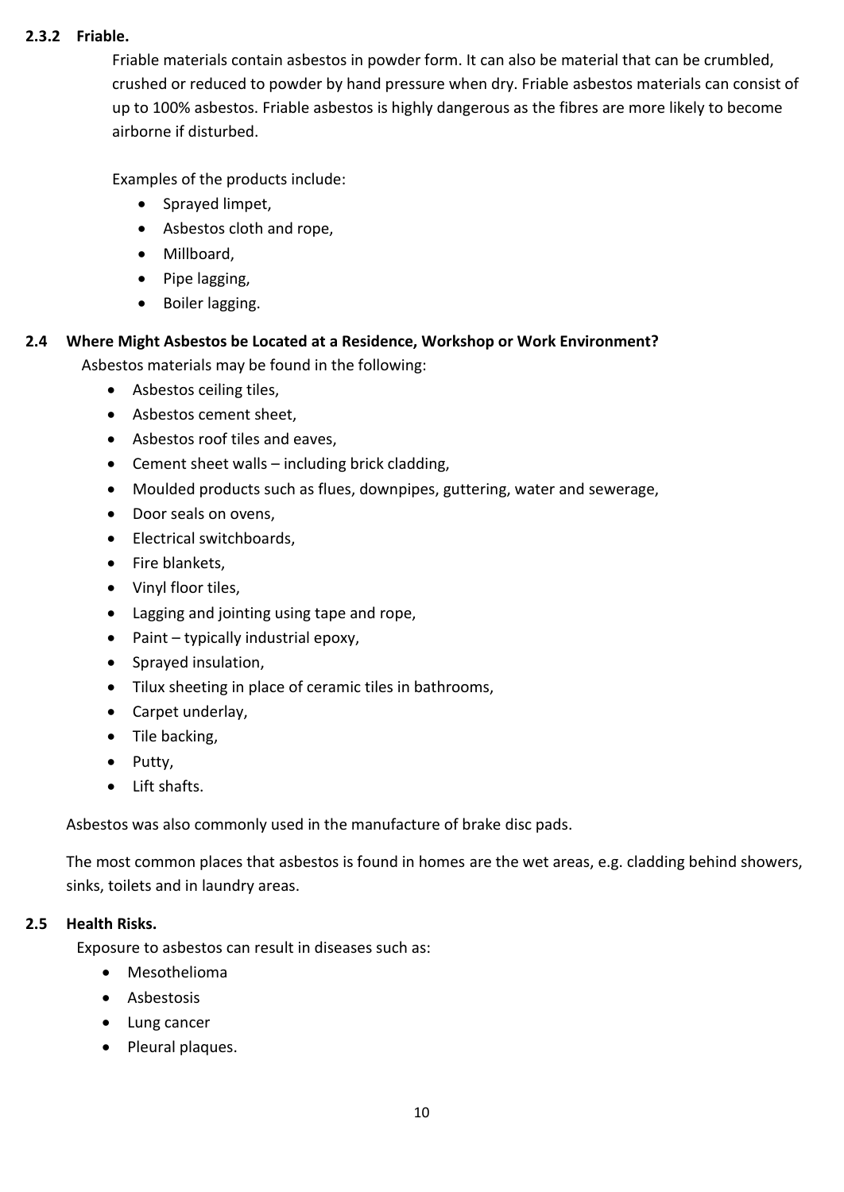#### 2.3.2 Friable.

Friable materials contain asbestos in powder form. It can also be material that can be crumbled, crushed or reduced to powder by hand pressure when dry. Friable asbestos materials can consist of up to 100% asbestos. Friable asbestos is highly dangerous as the fibres are more likely to become airborne if disturbed.

Examples of the products include:

- Sprayed limpet,
- Asbestos cloth and rope,
- Millboard,
- Pipe lagging,
- Boiler lagging.

### 2.4 Where Might Asbestos be Located at a Residence, Workshop or Work Environment?

Asbestos materials may be found in the following:

- Asbestos ceiling tiles,
- Asbestos cement sheet,
- Asbestos roof tiles and eaves,
- Cement sheet walls – including brick cladding,
- Moulded products such as flues, downpipes, guttering, water and sewerage,
- Door seals on ovens,
- Electrical switchboards,
- Fire blankets,
- Vinyl floor tiles,
- Lagging and jointing using tape and rope,
- Paint – typically industrial epoxy,
- Sprayed insulation,
- Tilux sheeting in place of ceramic tiles in bathrooms,
- Carpet underlay,
- Tile backing,
- Putty,
- Lift shafts.

Asbestos was also commonly used in the manufacture of brake disc pads.

The most common places that asbestos is found in homes are the wet areas, e.g. cladding behind showers, sinks, toilets and in laundry areas.

### 2.5 Health Risks.

Exposure to asbestos can result in diseases such as:

- Mesothelioma
- Asbestosis
- Lung cancer
- Pleural plaques.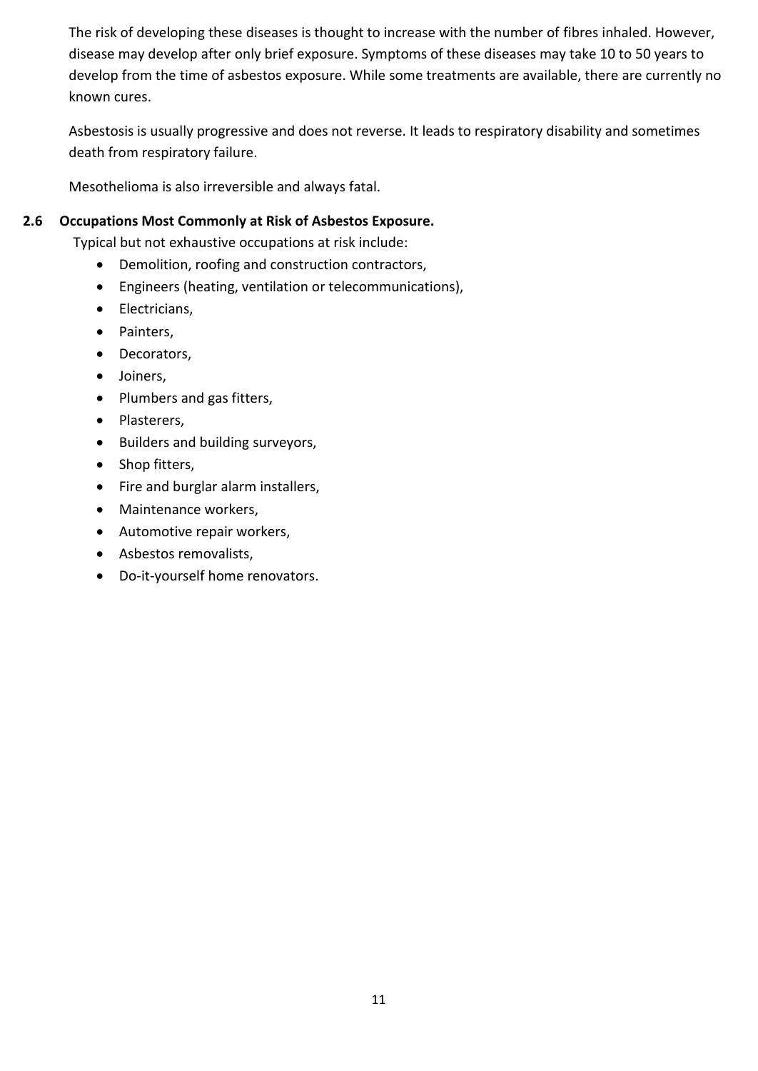The risk of developing these diseases is thought to increase with the number of fibres inhaled. However, disease may develop after only brief exposure. Symptoms of these diseases may take 10 to 50 years to develop from the time of asbestos exposure. While some treatments are available, there are currently no known cures.

Asbestosis is usually progressive and does not reverse. It leads to respiratory disability and sometimes death from respiratory failure.

Mesothelioma is also irreversible and always fatal.

### 2.6 Occupations Most Commonly at Risk of Asbestos Exposure.

Typical but not exhaustive occupations at risk include:

- Demolition, roofing and construction contractors,
- Engineers (heating, ventilation or telecommunications),
- Electricians,
- Painters,
- Decorators,
- Joiners,
- Plumbers and gas fitters,
- Plasterers,
- Builders and building surveyors,
- Shop fitters,
- Fire and burglar alarm installers,
- Maintenance workers,
- Automotive repair workers,
- Asbestos removalists,
- Do-it-yourself home renovators.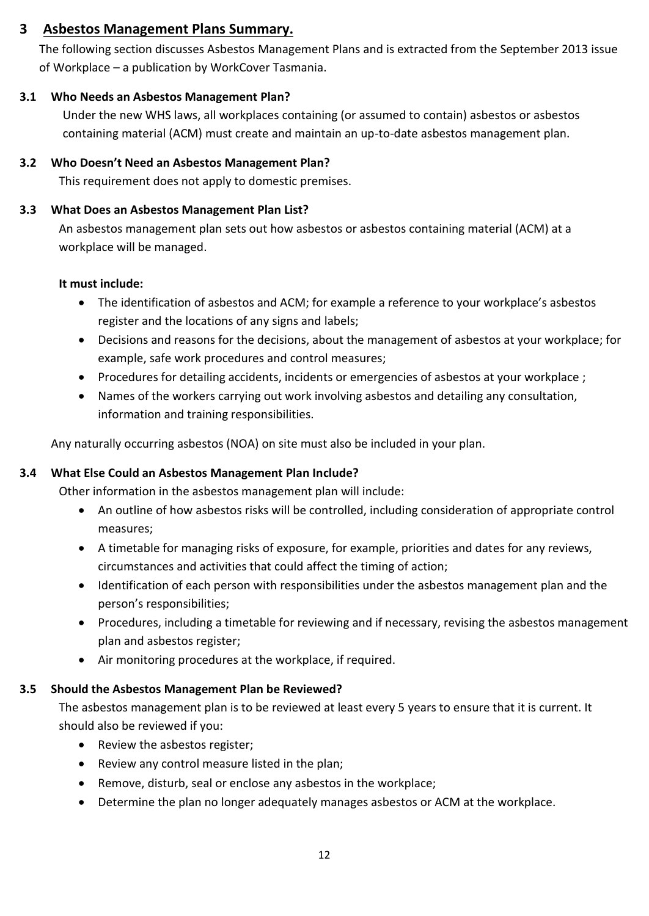# 3 Asbestos Management Plans Summary.

The following section discusses Asbestos Management Plans and is extracted from the September 2013 issue of Workplace – a publication by WorkCover Tasmania.

## 3.1 Who Needs an Asbestos Management Plan?

Under the new WHS laws, all workplaces containing (or assumed to contain) asbestos or asbestos containing material (ACM) must create and maintain an up-to-date asbestos management plan.

## 3.2 Who Doesn't Need an Asbestos Management Plan?

This requirement does not apply to domestic premises.

## 3.3 What Does an Asbestos Management Plan List?

An asbestos management plan sets out how asbestos or asbestos containing material (ACM) at a workplace will be managed.

**It must include:**

- The identification of asbestos and ACM; for example a reference to your workplace's asbestos register and the locations of any signs and labels;
- Decisions and reasons for the decisions, about the management of asbestos at your workplace; for example, safe work procedures and control measures;
- Procedures for detailing accidents, incidents or emergencies of asbestos at your workplace ;
- Names of the workers carrying out work involving asbestos and detailing any consultation, information and training responsibilities.

Any naturally occurring asbestos (NOA) on site must also be included in your plan.

## 3.4 What Else Could an Asbestos Management Plan Include?

Other information in the asbestos management plan will include:

- An outline of how asbestos risks will be controlled, including consideration of appropriate control measures;
- A timetable for managing risks of exposure, for example, priorities and dates for any reviews, circumstances and activities that could affect the timing of action;
- Identification of each person with responsibilities under the asbestos management plan and the person's responsibilities;
- Procedures, including a timetable for reviewing and if necessary, revising the asbestos management plan and asbestos register;
- Air monitoring procedures at the workplace, if required.

## 3.5 Should the Asbestos Management Plan be Reviewed?

The asbestos management plan is to be reviewed at least every 5 years to ensure that it is current. It should also be reviewed if you:

- Review the asbestos register;
- Review any control measure listed in the plan;
- Remove, disturb, seal or enclose any asbestos in the workplace;
- Determine the plan no longer adequately manages asbestos or ACM at the workplace.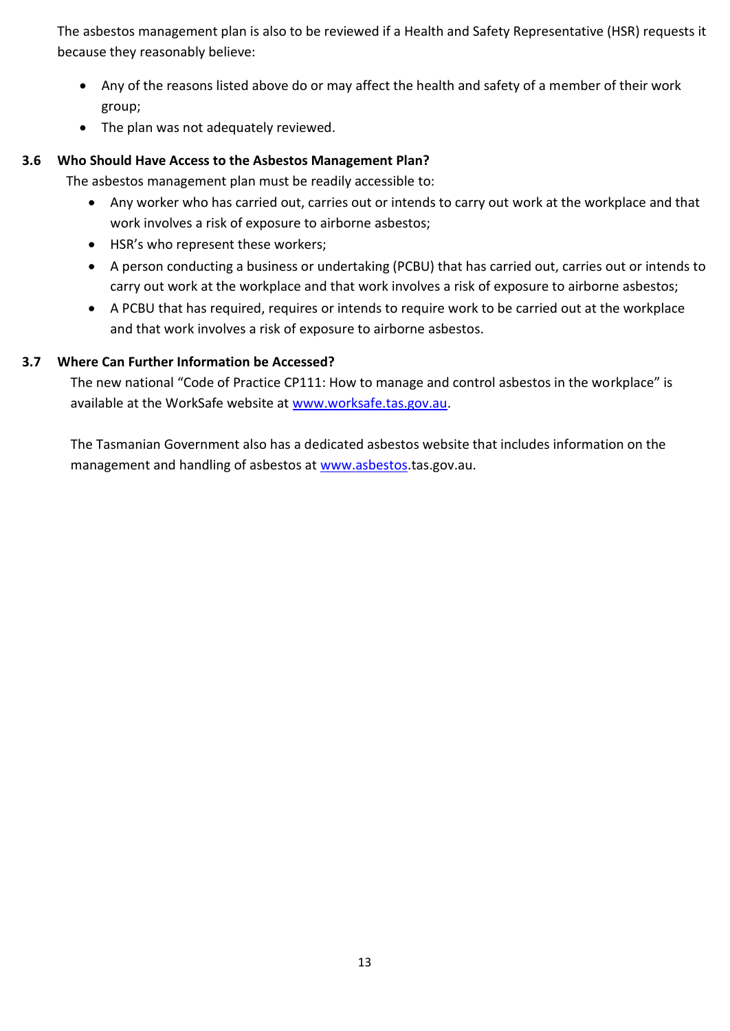The asbestos management plan is also to be reviewed if a Health and Safety Representative (HSR) requests it because they reasonably believe:

- Any of the reasons listed above do or may affect the health and safety of a member of their work group;
- The plan was not adequately reviewed.

### 3.6 Who Should Have Access to the Asbestos Management Plan?

The asbestos management plan must be readily accessible to:

- Any worker who has carried out, carries out or intends to carry out work at the workplace and that work involves a risk of exposure to airborne asbestos;
- HSR's who represent these workers;
- A person conducting a business or undertaking (PCBU) that has carried out, carries out or intends to carry out work at the workplace and that work involves a risk of exposure to airborne asbestos;
- A PCBU that has required, requires or intends to require work to be carried out at the workplace and that work involves a risk of exposure to airborne asbestos.

### 3.7 Where Can Further Information be Accessed?

The new national "Code of Practice CP111: How to manage and control asbestos in the workplace" is available at the WorkSafe website at www.worksafe.tas.gov.au.

The Tasmanian Government also has a dedicated asbestos website that includes information on the management and handling of asbestos at www.asbestos.tas.gov.au.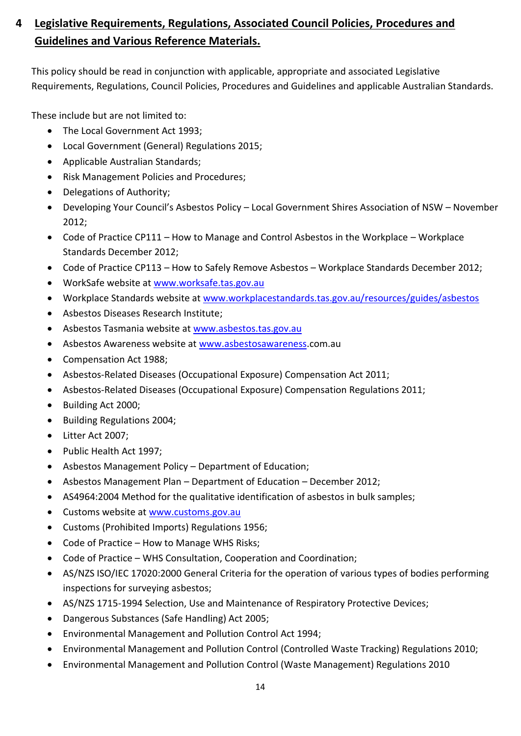## 4 Legislative Requirements, Regulations, Associated Council Policies, Procedures and Guidelines and Various Reference Materials.

This policy should be read in conjunction with applicable, appropriate and associated Legislative Requirements, Regulations, Council Policies, Procedures and Guidelines and applicable Australian Standards.

These include but are not limited to:

- The Local Government Act 1993;
- Local Government (General) Regulations 2015;
- Applicable Australian Standards;
- Risk Management Policies and Procedures;
- Delegations of Authority;
- Developing Your Council's Asbestos Policy – Local Government Shires Association of NSW – November 2012;
- Code of Practice CP111 – How to Manage and Control Asbestos in the Workplace – Workplace Standards December 2012;
- Code of Practice CP113 – How to Safely Remove Asbestos – Workplace Standards December 2012;
- WorkSafe website at www.worksafe.tas.gov.au
- Workplace Standards website at www.workplacestandards.tas.gov.au/resources/guides/asbestos
- Asbestos Diseases Research Institute;
- Asbestos Tasmania website at www.asbestos.tas.gov.au
- Asbestos Awareness website at www.asbestosawareness.com.au
- Compensation Act 1988;
- Asbestos-Related Diseases (Occupational Exposure) Compensation Act 2011;
- Asbestos-Related Diseases (Occupational Exposure) Compensation Regulations 2011;
- Building Act 2000;
- Building Regulations 2004;
- Litter Act 2007;
- Public Health Act 1997;
- Asbestos Management Policy – Department of Education;
- Asbestos Management Plan – Department of Education – December 2012;
- AS4964:2004 Method for the qualitative identification of asbestos in bulk samples;
- Customs website at www.customs.gov.au
- Customs (Prohibited Imports) Regulations 1956;
- Code of Practice – How to Manage WHS Risks;
- Code of Practice – WHS Consultation, Cooperation and Coordination;
- AS/NZS ISO/IEC 17020:2000 General Criteria for the operation of various types of bodies performing inspections for surveying asbestos;
- AS/NZS 1715-1994 Selection, Use and Maintenance of Respiratory Protective Devices;
- Dangerous Substances (Safe Handling) Act 2005;
- Environmental Management and Pollution Control Act 1994;
- Environmental Management and Pollution Control (Controlled Waste Tracking) Regulations 2010;
- Environmental Management and Pollution Control (Waste Management) Regulations 2010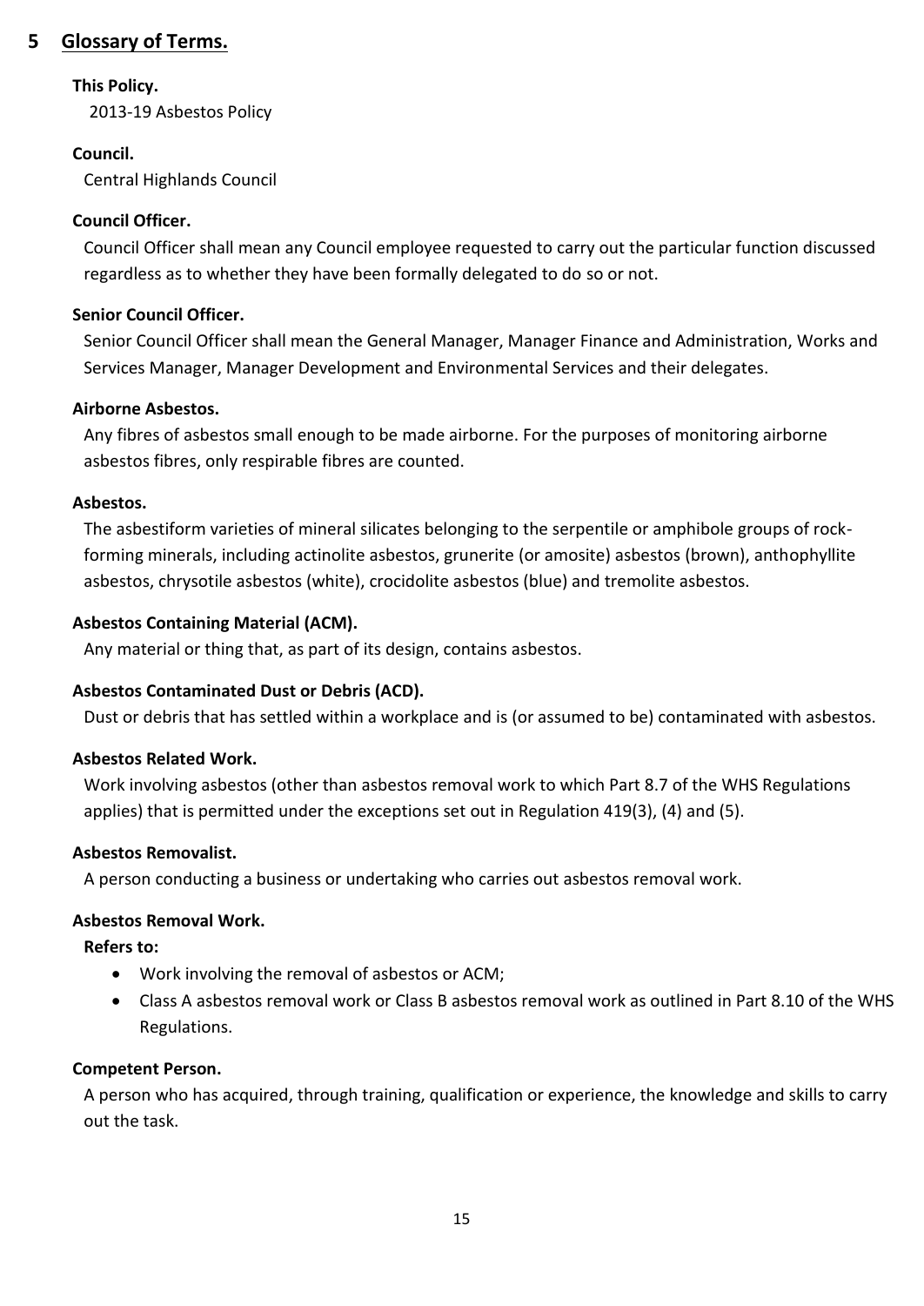## 5 Glossary of Terms.

**This Policy.**

2013-19 Asbestos Policy

**Council.**

Central Highlands Council

**Council Officer.**

Council Officer shall mean any Council employee requested to carry out the particular function discussed regardless as to whether they have been formally delegated to do so or not.

**Senior Council Officer.**

Senior Council Officer shall mean the General Manager, Manager Finance and Administration, Works and Services Manager, Manager Development and Environmental Services and their delegates.

**Airborne Asbestos.**

Any fibres of asbestos small enough to be made airborne. For the purposes of monitoring airborne asbestos fibres, only respirable fibres are counted.

**Asbestos.**

The asbestiform varieties of mineral silicates belonging to the serpentile or amphibole groups of rock-forming minerals, including actinolite asbestos, grunerite (or amosite) asbestos (brown), anthophyllite asbestos, chrysotile asbestos (white), crocidolite asbestos (blue) and tremolite asbestos.

**Asbestos Containing Material (ACM).**

Any material or thing that, as part of its design, contains asbestos.

**Asbestos Contaminated Dust or Debris (ACD).**

Dust or debris that has settled within a workplace and is (or assumed to be) contaminated with asbestos.

**Asbestos Related Work.**

Work involving asbestos (other than asbestos removal work to which Part 8.7 of the WHS Regulations applies) that is permitted under the exceptions set out in Regulation 419(3), (4) and (5).

**Asbestos Removalist.**

A person conducting a business or undertaking who carries out asbestos removal work.

**Asbestos Removal Work.**

**Refers to:**

- Work involving the removal of asbestos or ACM;
- Class A asbestos removal work or Class B asbestos removal work as outlined in Part 8.10 of the WHS Regulations.

**Competent Person.**

A person who has acquired, through training, qualification or experience, the knowledge and skills to carry out the task.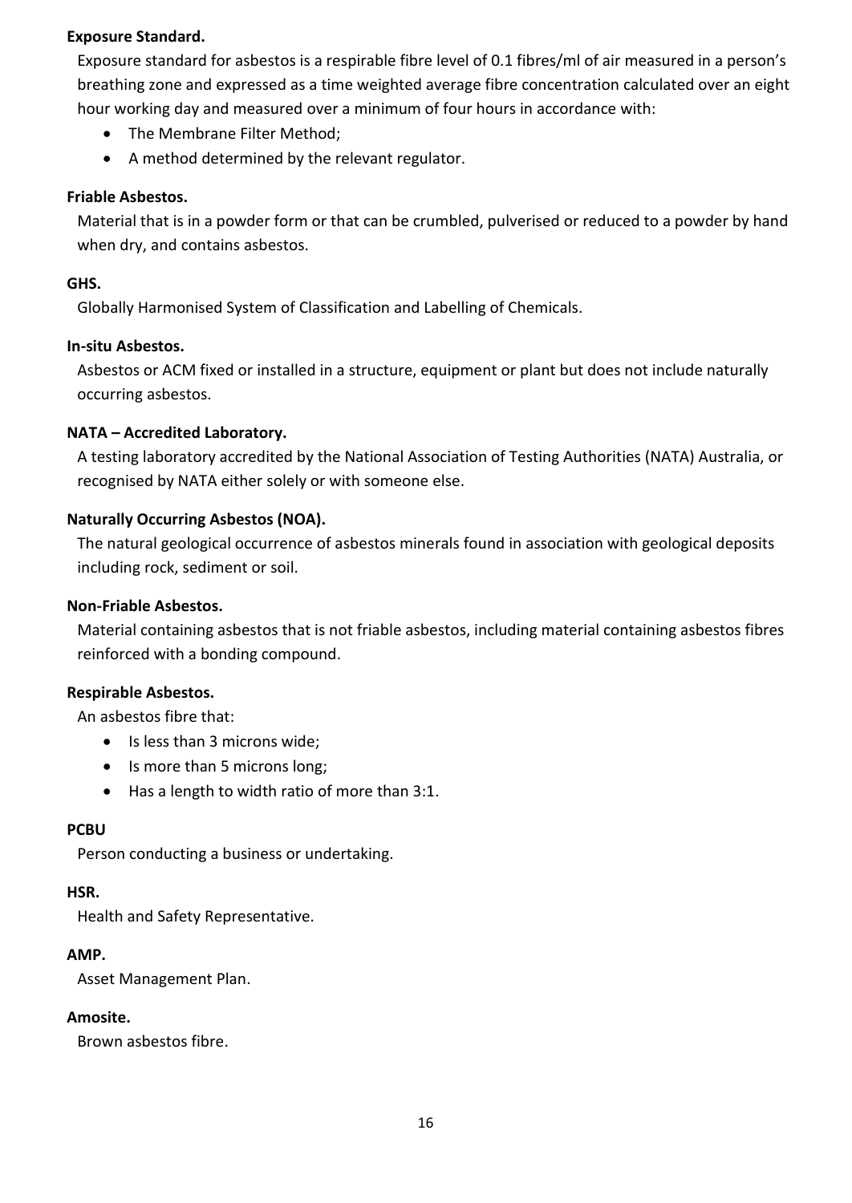**Exposure Standard.**

Exposure standard for asbestos is a respirable fibre level of 0.1 fibres/ml of air measured in a person's breathing zone and expressed as a time weighted average fibre concentration calculated over an eight hour working day and measured over a minimum of four hours in accordance with:

- The Membrane Filter Method;
- A method determined by the relevant regulator.

**Friable Asbestos.**

Material that is in a powder form or that can be crumbled, pulverised or reduced to a powder by hand when dry, and contains asbestos.

**GHS.**

Globally Harmonised System of Classification and Labelling of Chemicals.

**In-situ Asbestos.**

Asbestos or ACM fixed or installed in a structure, equipment or plant but does not include naturally occurring asbestos.

**NATA – Accredited Laboratory.**

A testing laboratory accredited by the National Association of Testing Authorities (NATA) Australia, or recognised by NATA either solely or with someone else.

**Naturally Occurring Asbestos (NOA).**

The natural geological occurrence of asbestos minerals found in association with geological deposits including rock, sediment or soil.

**Non-Friable Asbestos.**

Material containing asbestos that is not friable asbestos, including material containing asbestos fibres reinforced with a bonding compound.

**Respirable Asbestos.**

An asbestos fibre that:

- Is less than 3 microns wide;
- Is more than 5 microns long;
- Has a length to width ratio of more than 3:1.

**PCBU**

Person conducting a business or undertaking.

**HSR.**

Health and Safety Representative.

**AMP.**

Asset Management Plan.

**Amosite.**

Brown asbestos fibre.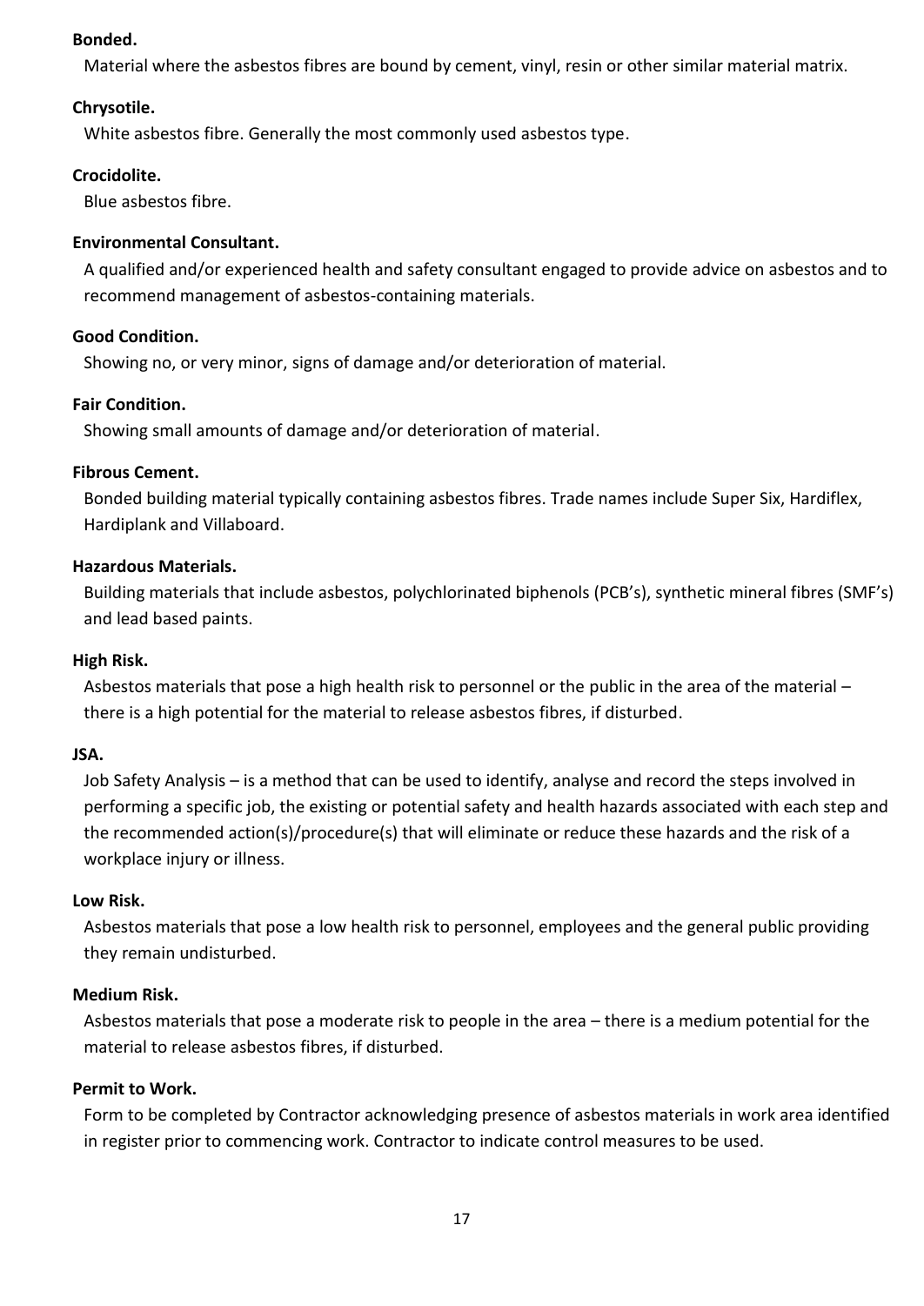**Bonded.**

Material where the asbestos fibres are bound by cement, vinyl, resin or other similar material matrix.

**Chrysotile.**

White asbestos fibre. Generally the most commonly used asbestos type.

**Crocidolite.**

Blue asbestos fibre.

**Environmental Consultant.**

A qualified and/or experienced health and safety consultant engaged to provide advice on asbestos and to recommend management of asbestos-containing materials.

**Good Condition.**

Showing no, or very minor, signs of damage and/or deterioration of material.

**Fair Condition.**

Showing small amounts of damage and/or deterioration of material.

**Fibrous Cement.**

Bonded building material typically containing asbestos fibres. Trade names include Super Six, Hardiflex, Hardiplank and Villaboard.

**Hazardous Materials.**

Building materials that include asbestos, polychlorinated biphenols (PCB's), synthetic mineral fibres (SMF's) and lead based paints.

**High Risk.**

Asbestos materials that pose a high health risk to personnel or the public in the area of the material – there is a high potential for the material to release asbestos fibres, if disturbed.

**JSA.**

Job Safety Analysis – is a method that can be used to identify, analyse and record the steps involved in performing a specific job, the existing or potential safety and health hazards associated with each step and the recommended action(s)/procedure(s) that will eliminate or reduce these hazards and the risk of a workplace injury or illness.

**Low Risk.**

Asbestos materials that pose a low health risk to personnel, employees and the general public providing they remain undisturbed.

**Medium Risk.**

Asbestos materials that pose a moderate risk to people in the area – there is a medium potential for the material to release asbestos fibres, if disturbed.

**Permit to Work.**

Form to be completed by Contractor acknowledging presence of asbestos materials in work area identified in register prior to commencing work. Contractor to indicate control measures to be used.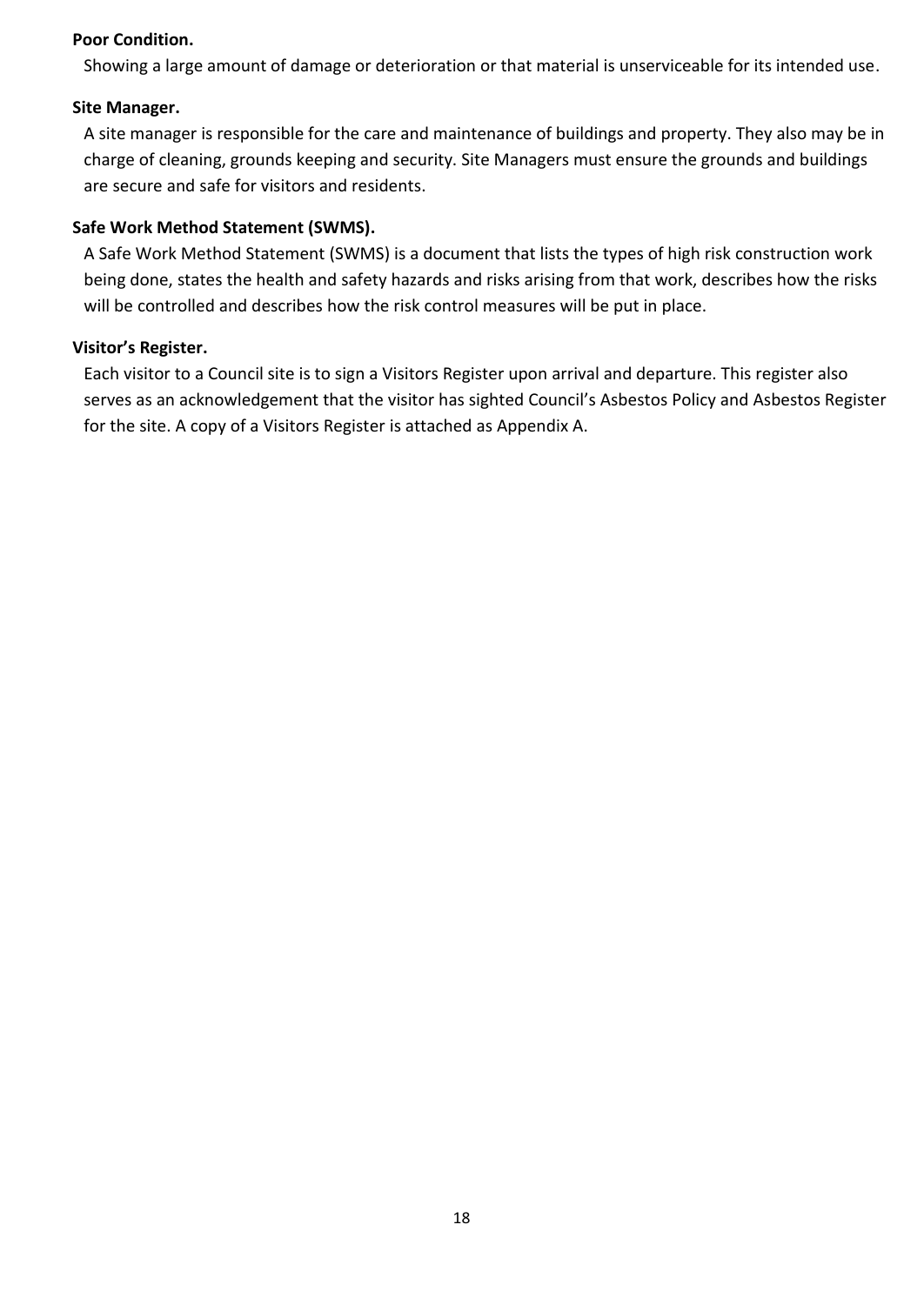**Poor Condition.**

Showing a large amount of damage or deterioration or that material is unserviceable for its intended use.

**Site Manager.**

A site manager is responsible for the care and maintenance of buildings and property. They also may be in charge of cleaning, grounds keeping and security. Site Managers must ensure the grounds and buildings are secure and safe for visitors and residents.

**Safe Work Method Statement (SWMS).**

A Safe Work Method Statement (SWMS) is a document that lists the types of high risk construction work being done, states the health and safety hazards and risks arising from that work, describes how the risks will be controlled and describes how the risk control measures will be put in place.

**Visitor's Register.**

Each visitor to a Council site is to sign a Visitors Register upon arrival and departure. This register also serves as an acknowledgement that the visitor has sighted Council's Asbestos Policy and Asbestos Register for the site. A copy of a Visitors Register is attached as Appendix A.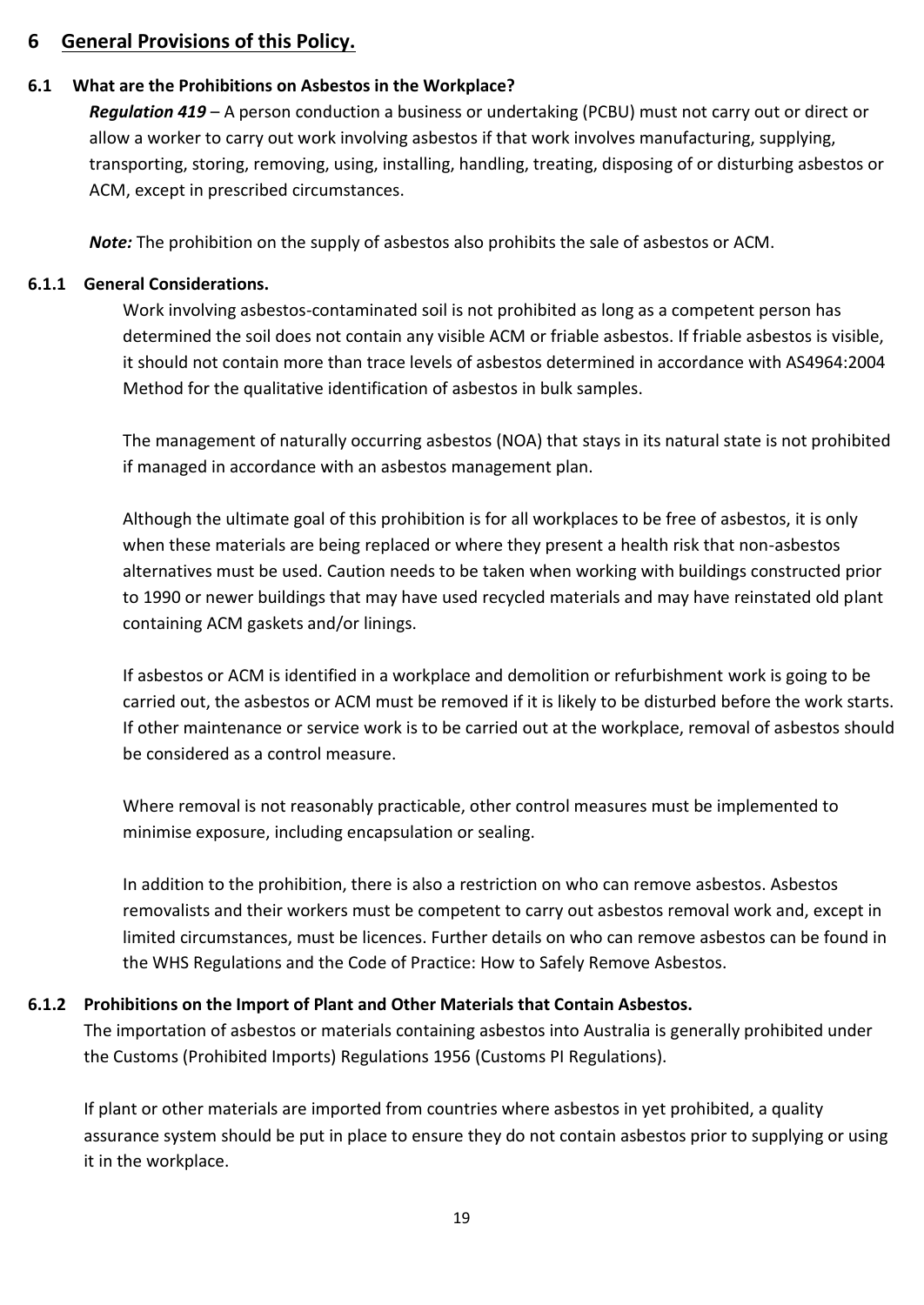## 6 General Provisions of this Policy.

### 6.1 What are the Prohibitions on Asbestos in the Workplace?

***Regulation 419*** – A person conduction a business or undertaking (PCBU) must not carry out or direct or allow a worker to carry out work involving asbestos if that work involves manufacturing, supplying, transporting, storing, removing, using, installing, handling, treating, disposing of or disturbing asbestos or ACM, except in prescribed circumstances.

***Note:*** The prohibition on the supply of asbestos also prohibits the sale of asbestos or ACM.

#### 6.1.1 General Considerations.

Work involving asbestos-contaminated soil is not prohibited as long as a competent person has determined the soil does not contain any visible ACM or friable asbestos. If friable asbestos is visible, it should not contain more than trace levels of asbestos determined in accordance with AS4964:2004 Method for the qualitative identification of asbestos in bulk samples.

The management of naturally occurring asbestos (NOA) that stays in its natural state is not prohibited if managed in accordance with an asbestos management plan.

Although the ultimate goal of this prohibition is for all workplaces to be free of asbestos, it is only when these materials are being replaced or where they present a health risk that non-asbestos alternatives must be used. Caution needs to be taken when working with buildings constructed prior to 1990 or newer buildings that may have used recycled materials and may have reinstated old plant containing ACM gaskets and/or linings.

If asbestos or ACM is identified in a workplace and demolition or refurbishment work is going to be carried out, the asbestos or ACM must be removed if it is likely to be disturbed before the work starts. If other maintenance or service work is to be carried out at the workplace, removal of asbestos should be considered as a control measure.

Where removal is not reasonably practicable, other control measures must be implemented to minimise exposure, including encapsulation or sealing.

In addition to the prohibition, there is also a restriction on who can remove asbestos. Asbestos removalists and their workers must be competent to carry out asbestos removal work and, except in limited circumstances, must be licences. Further details on who can remove asbestos can be found in the WHS Regulations and the Code of Practice: How to Safely Remove Asbestos.

#### 6.1.2 Prohibitions on the Import of Plant and Other Materials that Contain Asbestos.

The importation of asbestos or materials containing asbestos into Australia is generally prohibited under the Customs (Prohibited Imports) Regulations 1956 (Customs PI Regulations).

If plant or other materials are imported from countries where asbestos in yet prohibited, a quality assurance system should be put in place to ensure they do not contain asbestos prior to supplying or using it in the workplace.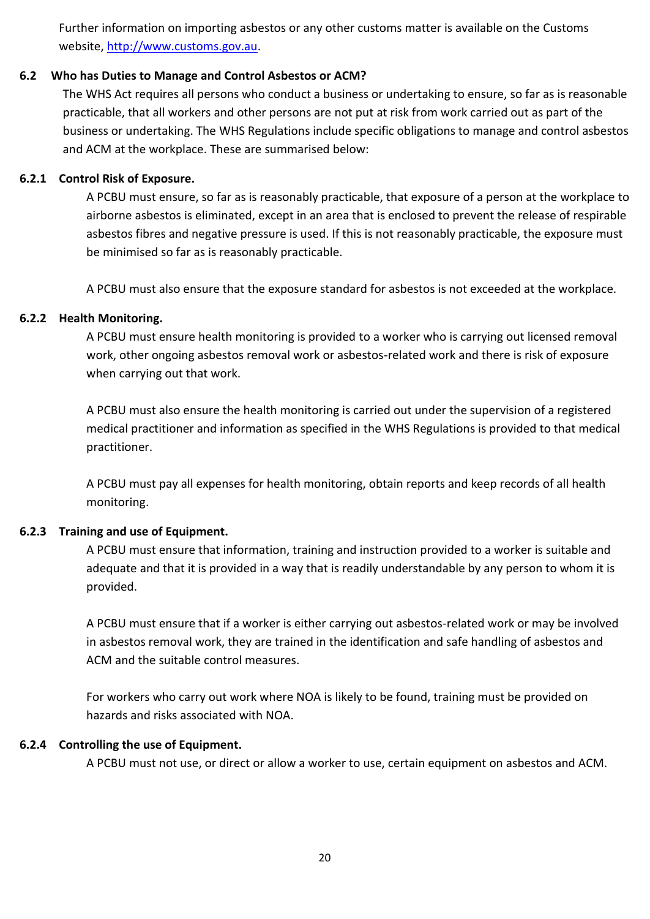Further information on importing asbestos or any other customs matter is available on the Customs website, [http://www.customs.gov.au](http://www.customs.gov.au).

## 6.2 Who has Duties to Manage and Control Asbestos or ACM?

The WHS Act requires all persons who conduct a business or undertaking to ensure, so far as is reasonable practicable, that all workers and other persons are not put at risk from work carried out as part of the business or undertaking. The WHS Regulations include specific obligations to manage and control asbestos and ACM at the workplace. These are summarised below:

### 6.2.1 Control Risk of Exposure.

A PCBU must ensure, so far as is reasonably practicable, that exposure of a person at the workplace to airborne asbestos is eliminated, except in an area that is enclosed to prevent the release of respirable asbestos fibres and negative pressure is used. If this is not reasonably practicable, the exposure must be minimised so far as is reasonably practicable.

A PCBU must also ensure that the exposure standard for asbestos is not exceeded at the workplace.

### 6.2.2 Health Monitoring.

A PCBU must ensure health monitoring is provided to a worker who is carrying out licensed removal work, other ongoing asbestos removal work or asbestos-related work and there is risk of exposure when carrying out that work.

A PCBU must also ensure the health monitoring is carried out under the supervision of a registered medical practitioner and information as specified in the WHS Regulations is provided to that medical practitioner.

A PCBU must pay all expenses for health monitoring, obtain reports and keep records of all health monitoring.

### 6.2.3 Training and use of Equipment.

A PCBU must ensure that information, training and instruction provided to a worker is suitable and adequate and that it is provided in a way that is readily understandable by any person to whom it is provided.

A PCBU must ensure that if a worker is either carrying out asbestos-related work or may be involved in asbestos removal work, they are trained in the identification and safe handling of asbestos and ACM and the suitable control measures.

For workers who carry out work where NOA is likely to be found, training must be provided on hazards and risks associated with NOA.

### 6.2.4 Controlling the use of Equipment.

A PCBU must not use, or direct or allow a worker to use, certain equipment on asbestos and ACM.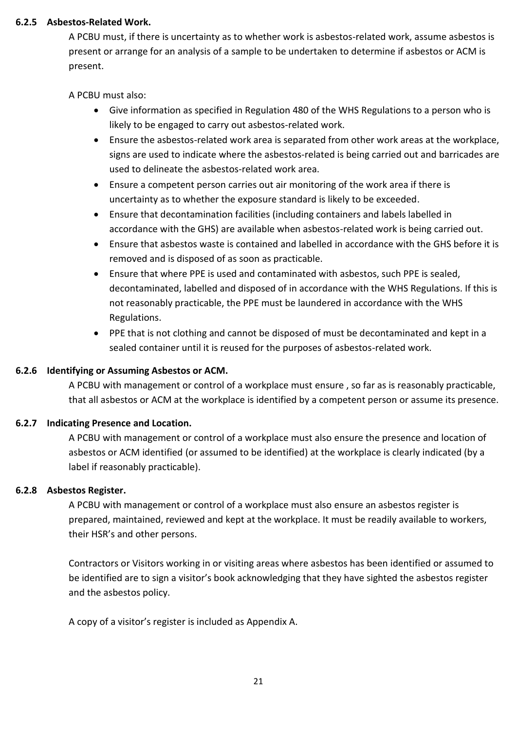### 6.2.5 Asbestos-Related Work.

A PCBU must, if there is uncertainty as to whether work is asbestos-related work, assume asbestos is present or arrange for an analysis of a sample to be undertaken to determine if asbestos or ACM is present.

A PCBU must also:

- Give information as specified in Regulation 480 of the WHS Regulations to a person who is likely to be engaged to carry out asbestos-related work.
- Ensure the asbestos-related work area is separated from other work areas at the workplace, signs are used to indicate where the asbestos-related is being carried out and barricades are used to delineate the asbestos-related work area.
- Ensure a competent person carries out air monitoring of the work area if there is uncertainty as to whether the exposure standard is likely to be exceeded.
- Ensure that decontamination facilities (including containers and labels labelled in accordance with the GHS) are available when asbestos-related work is being carried out.
- Ensure that asbestos waste is contained and labelled in accordance with the GHS before it is removed and is disposed of as soon as practicable.
- Ensure that where PPE is used and contaminated with asbestos, such PPE is sealed, decontaminated, labelled and disposed of in accordance with the WHS Regulations. If this is not reasonably practicable, the PPE must be laundered in accordance with the WHS Regulations.
- PPE that is not clothing and cannot be disposed of must be decontaminated and kept in a sealed container until it is reused for the purposes of asbestos-related work.

### 6.2.6 Identifying or Assuming Asbestos or ACM.

A PCBU with management or control of a workplace must ensure , so far as is reasonably practicable, that all asbestos or ACM at the workplace is identified by a competent person or assume its presence.

### 6.2.7 Indicating Presence and Location.

A PCBU with management or control of a workplace must also ensure the presence and location of asbestos or ACM identified (or assumed to be identified) at the workplace is clearly indicated (by a label if reasonably practicable).

### 6.2.8 Asbestos Register.

A PCBU with management or control of a workplace must also ensure an asbestos register is prepared, maintained, reviewed and kept at the workplace. It must be readily available to workers, their HSR's and other persons.

Contractors or Visitors working in or visiting areas where asbestos has been identified or assumed to be identified are to sign a visitor's book acknowledging that they have sighted the asbestos register and the asbestos policy.

A copy of a visitor's register is included as Appendix A.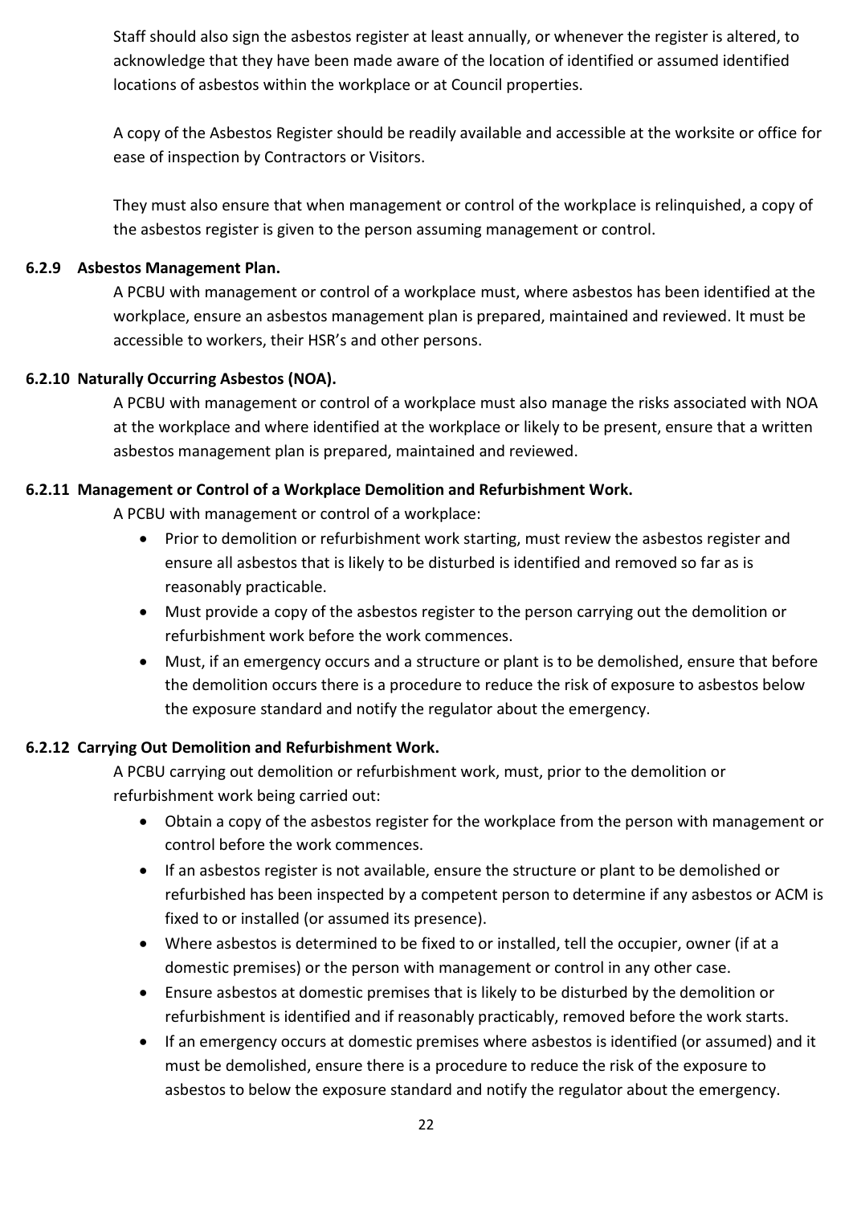Staff should also sign the asbestos register at least annually, or whenever the register is altered, to acknowledge that they have been made aware of the location of identified or assumed identified locations of asbestos within the workplace or at Council properties.

A copy of the Asbestos Register should be readily available and accessible at the worksite or office for ease of inspection by Contractors or Visitors.

They must also ensure that when management or control of the workplace is relinquished, a copy of the asbestos register is given to the person assuming management or control.

#### 6.2.9 Asbestos Management Plan.

A PCBU with management or control of a workplace must, where asbestos has been identified at the workplace, ensure an asbestos management plan is prepared, maintained and reviewed. It must be accessible to workers, their HSR's and other persons.

#### 6.2.10 Naturally Occurring Asbestos (NOA).

A PCBU with management or control of a workplace must also manage the risks associated with NOA at the workplace and where identified at the workplace or likely to be present, ensure that a written asbestos management plan is prepared, maintained and reviewed.

#### 6.2.11 Management or Control of a Workplace Demolition and Refurbishment Work.

A PCBU with management or control of a workplace:

- Prior to demolition or refurbishment work starting, must review the asbestos register and ensure all asbestos that is likely to be disturbed is identified and removed so far as is reasonably practicable.
- Must provide a copy of the asbestos register to the person carrying out the demolition or refurbishment work before the work commences.
- Must, if an emergency occurs and a structure or plant is to be demolished, ensure that before the demolition occurs there is a procedure to reduce the risk of exposure to asbestos below the exposure standard and notify the regulator about the emergency.

#### 6.2.12 Carrying Out Demolition and Refurbishment Work.

A PCBU carrying out demolition or refurbishment work, must, prior to the demolition or refurbishment work being carried out:

- Obtain a copy of the asbestos register for the workplace from the person with management or control before the work commences.
- If an asbestos register is not available, ensure the structure or plant to be demolished or refurbished has been inspected by a competent person to determine if any asbestos or ACM is fixed to or installed (or assumed its presence).
- Where asbestos is determined to be fixed to or installed, tell the occupier, owner (if at a domestic premises) or the person with management or control in any other case.
- Ensure asbestos at domestic premises that is likely to be disturbed by the demolition or refurbishment is identified and if reasonably practicably, removed before the work starts.
- If an emergency occurs at domestic premises where asbestos is identified (or assumed) and it must be demolished, ensure there is a procedure to reduce the risk of the exposure to asbestos to below the exposure standard and notify the regulator about the emergency.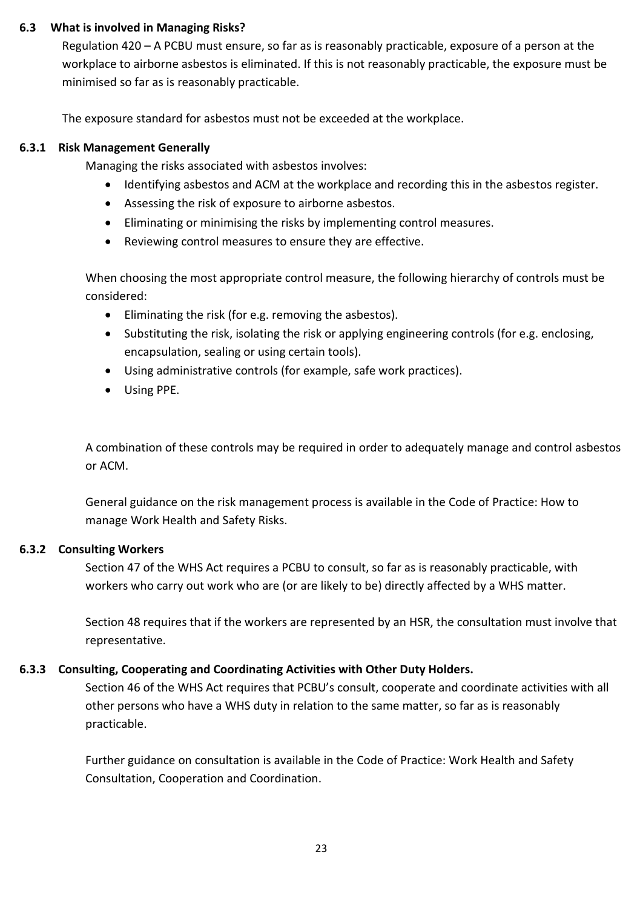### 6.3 What is involved in Managing Risks?

Regulation 420 – A PCBU must ensure, so far as is reasonably practicable, exposure of a person at the workplace to airborne asbestos is eliminated. If this is not reasonably practicable, the exposure must be minimised so far as is reasonably practicable.

The exposure standard for asbestos must not be exceeded at the workplace.

#### 6.3.1 Risk Management Generally

Managing the risks associated with asbestos involves:

- Identifying asbestos and ACM at the workplace and recording this in the asbestos register.
- Assessing the risk of exposure to airborne asbestos.
- Eliminating or minimising the risks by implementing control measures.
- Reviewing control measures to ensure they are effective.

When choosing the most appropriate control measure, the following hierarchy of controls must be considered:

- Eliminating the risk (for e.g. removing the asbestos).
- Substituting the risk, isolating the risk or applying engineering controls (for e.g. enclosing, encapsulation, sealing or using certain tools).
- Using administrative controls (for example, safe work practices).
- Using PPE.

A combination of these controls may be required in order to adequately manage and control asbestos or ACM.

General guidance on the risk management process is available in the Code of Practice: How to manage Work Health and Safety Risks.

#### 6.3.2 Consulting Workers

Section 47 of the WHS Act requires a PCBU to consult, so far as is reasonably practicable, with workers who carry out work who are (or are likely to be) directly affected by a WHS matter.

Section 48 requires that if the workers are represented by an HSR, the consultation must involve that representative.

#### 6.3.3 Consulting, Cooperating and Coordinating Activities with Other Duty Holders.

Section 46 of the WHS Act requires that PCBU's consult, cooperate and coordinate activities with all other persons who have a WHS duty in relation to the same matter, so far as is reasonably practicable.

Further guidance on consultation is available in the Code of Practice: Work Health and Safety Consultation, Cooperation and Coordination.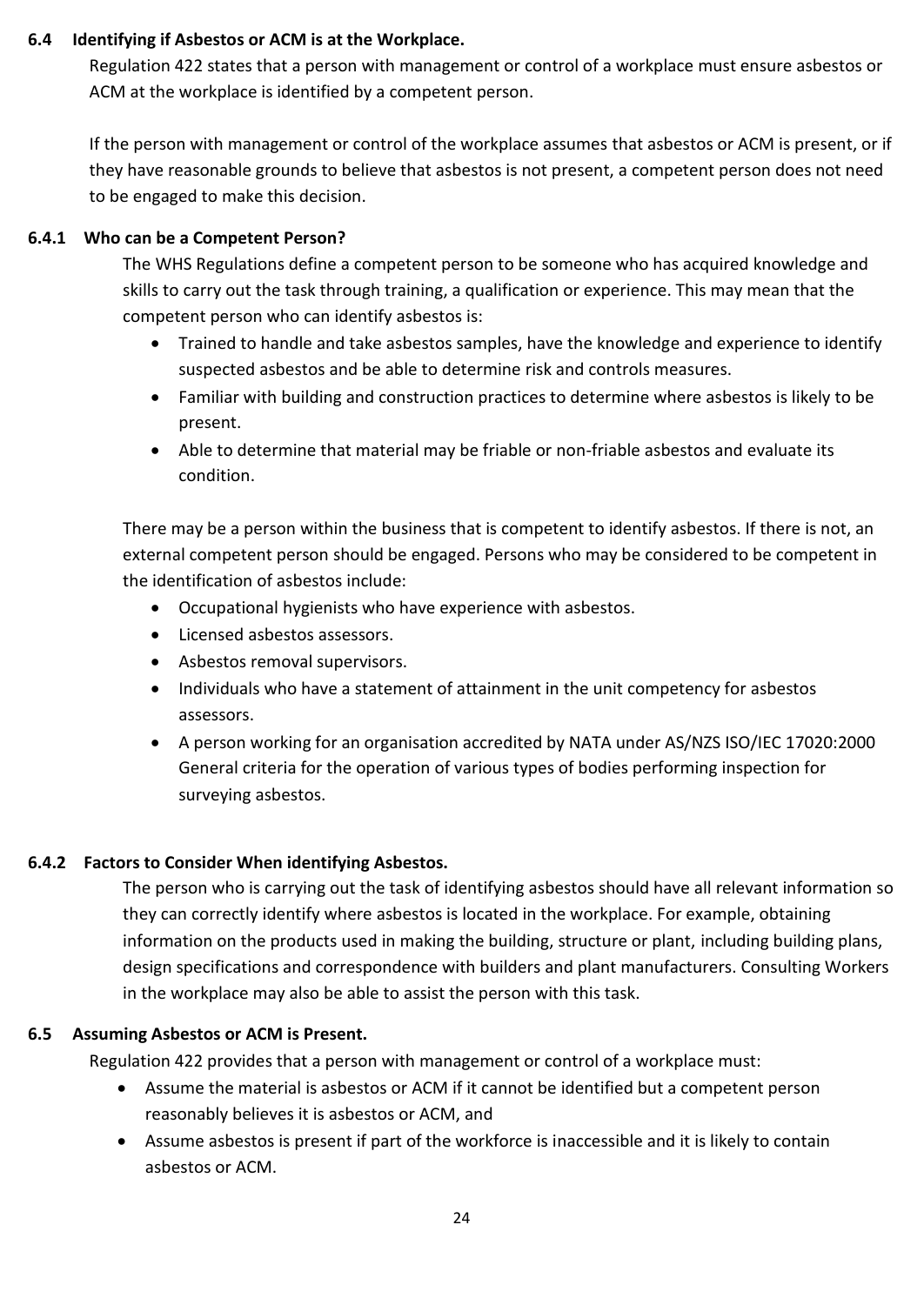### 6.4 Identifying if Asbestos or ACM is at the Workplace.

Regulation 422 states that a person with management or control of a workplace must ensure asbestos or ACM at the workplace is identified by a competent person.

If the person with management or control of the workplace assumes that asbestos or ACM is present, or if they have reasonable grounds to believe that asbestos is not present, a competent person does not need to be engaged to make this decision.

#### 6.4.1 Who can be a Competent Person?

The WHS Regulations define a competent person to be someone who has acquired knowledge and skills to carry out the task through training, a qualification or experience. This may mean that the competent person who can identify asbestos is:

- Trained to handle and take asbestos samples, have the knowledge and experience to identify suspected asbestos and be able to determine risk and controls measures.
- Familiar with building and construction practices to determine where asbestos is likely to be present.
- Able to determine that material may be friable or non-friable asbestos and evaluate its condition.

There may be a person within the business that is competent to identify asbestos. If there is not, an external competent person should be engaged. Persons who may be considered to be competent in the identification of asbestos include:

- Occupational hygienists who have experience with asbestos.
- Licensed asbestos assessors.
- Asbestos removal supervisors.
- Individuals who have a statement of attainment in the unit competency for asbestos assessors.
- A person working for an organisation accredited by NATA under AS/NZS ISO/IEC 17020:2000 General criteria for the operation of various types of bodies performing inspection for surveying asbestos.

#### 6.4.2 Factors to Consider When identifying Asbestos.

The person who is carrying out the task of identifying asbestos should have all relevant information so they can correctly identify where asbestos is located in the workplace. For example, obtaining information on the products used in making the building, structure or plant, including building plans, design specifications and correspondence with builders and plant manufacturers. Consulting Workers in the workplace may also be able to assist the person with this task.

### 6.5 Assuming Asbestos or ACM is Present.

Regulation 422 provides that a person with management or control of a workplace must:

- Assume the material is asbestos or ACM if it cannot be identified but a competent person reasonably believes it is asbestos or ACM, and
- Assume asbestos is present if part of the workforce is inaccessible and it is likely to contain asbestos or ACM.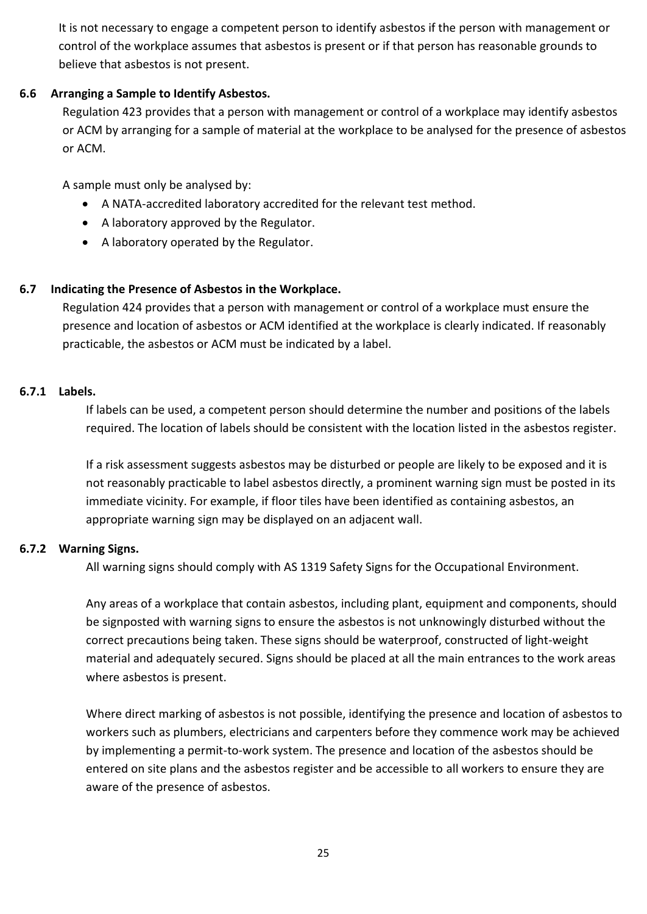It is not necessary to engage a competent person to identify asbestos if the person with management or control of the workplace assumes that asbestos is present or if that person has reasonable grounds to believe that asbestos is not present.

## 6.6 Arranging a Sample to Identify Asbestos.

Regulation 423 provides that a person with management or control of a workplace may identify asbestos or ACM by arranging for a sample of material at the workplace to be analysed for the presence of asbestos or ACM.

A sample must only be analysed by:

- A NATA-accredited laboratory accredited for the relevant test method.
- A laboratory approved by the Regulator.
- A laboratory operated by the Regulator.

## 6.7 Indicating the Presence of Asbestos in the Workplace.

Regulation 424 provides that a person with management or control of a workplace must ensure the presence and location of asbestos or ACM identified at the workplace is clearly indicated. If reasonably practicable, the asbestos or ACM must be indicated by a label.

### 6.7.1 Labels.

If labels can be used, a competent person should determine the number and positions of the labels required. The location of labels should be consistent with the location listed in the asbestos register.

If a risk assessment suggests asbestos may be disturbed or people are likely to be exposed and it is not reasonably practicable to label asbestos directly, a prominent warning sign must be posted in its immediate vicinity. For example, if floor tiles have been identified as containing asbestos, an appropriate warning sign may be displayed on an adjacent wall.

### 6.7.2 Warning Signs.

All warning signs should comply with AS 1319 Safety Signs for the Occupational Environment.

Any areas of a workplace that contain asbestos, including plant, equipment and components, should be signposted with warning signs to ensure the asbestos is not unknowingly disturbed without the correct precautions being taken. These signs should be waterproof, constructed of light-weight material and adequately secured. Signs should be placed at all the main entrances to the work areas where asbestos is present.

Where direct marking of asbestos is not possible, identifying the presence and location of asbestos to workers such as plumbers, electricians and carpenters before they commence work may be achieved by implementing a permit-to-work system. The presence and location of the asbestos should be entered on site plans and the asbestos register and be accessible to all workers to ensure they are aware of the presence of asbestos.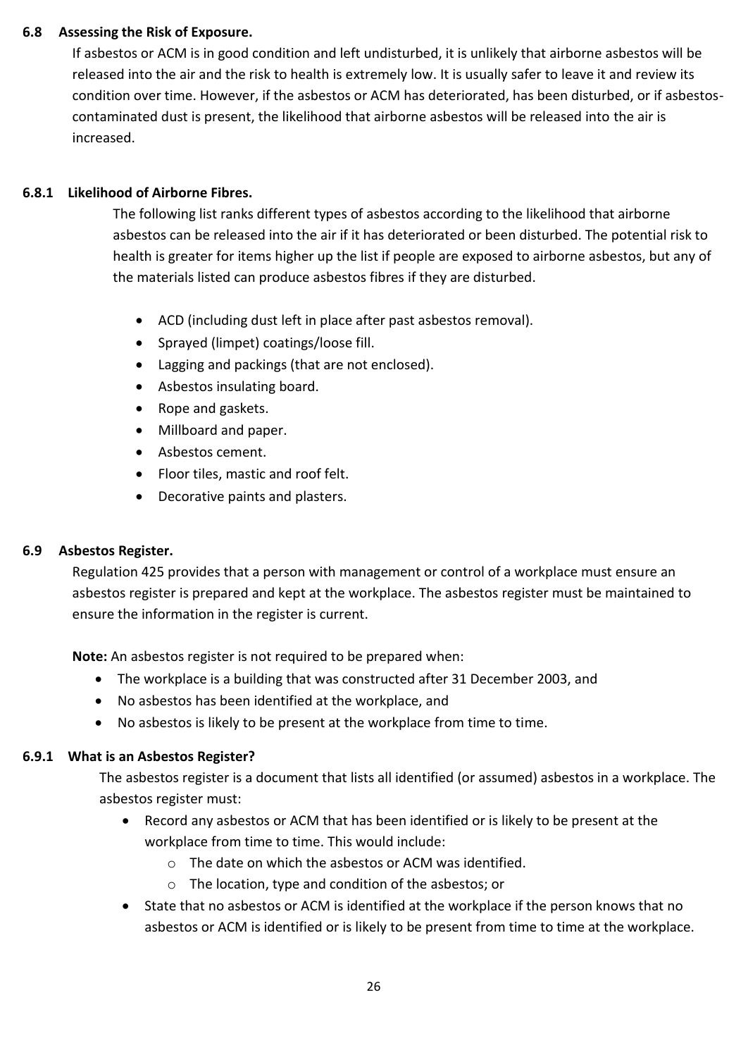### 6.8 Assessing the Risk of Exposure.

If asbestos or ACM is in good condition and left undisturbed, it is unlikely that airborne asbestos will be released into the air and the risk to health is extremely low. It is usually safer to leave it and review its condition over time. However, if the asbestos or ACM has deteriorated, has been disturbed, or if asbestos-contaminated dust is present, the likelihood that airborne asbestos will be released into the air is increased.

#### 6.8.1 Likelihood of Airborne Fibres.

The following list ranks different types of asbestos according to the likelihood that airborne asbestos can be released into the air if it has deteriorated or been disturbed. The potential risk to health is greater for items higher up the list if people are exposed to airborne asbestos, but any of the materials listed can produce asbestos fibres if they are disturbed.

- ACD (including dust left in place after past asbestos removal).
- Sprayed (limpet) coatings/loose fill.
- Lagging and packings (that are not enclosed).
- Asbestos insulating board.
- Rope and gaskets.
- Millboard and paper.
- Asbestos cement.
- Floor tiles, mastic and roof felt.
- Decorative paints and plasters.

### 6.9 Asbestos Register.

Regulation 425 provides that a person with management or control of a workplace must ensure an asbestos register is prepared and kept at the workplace. The asbestos register must be maintained to ensure the information in the register is current.

**Note:** An asbestos register is not required to be prepared when:

- The workplace is a building that was constructed after 31 December 2003, and
- No asbestos has been identified at the workplace, and
- No asbestos is likely to be present at the workplace from time to time.

#### 6.9.1 What is an Asbestos Register?

The asbestos register is a document that lists all identified (or assumed) asbestos in a workplace. The asbestos register must:

- Record any asbestos or ACM that has been identified or is likely to be present at the workplace from time to time. This would include:
  - The date on which the asbestos or ACM was identified.
  - The location, type and condition of the asbestos; or
- State that no asbestos or ACM is identified at the workplace if the person knows that no asbestos or ACM is identified or is likely to be present from time to time at the workplace.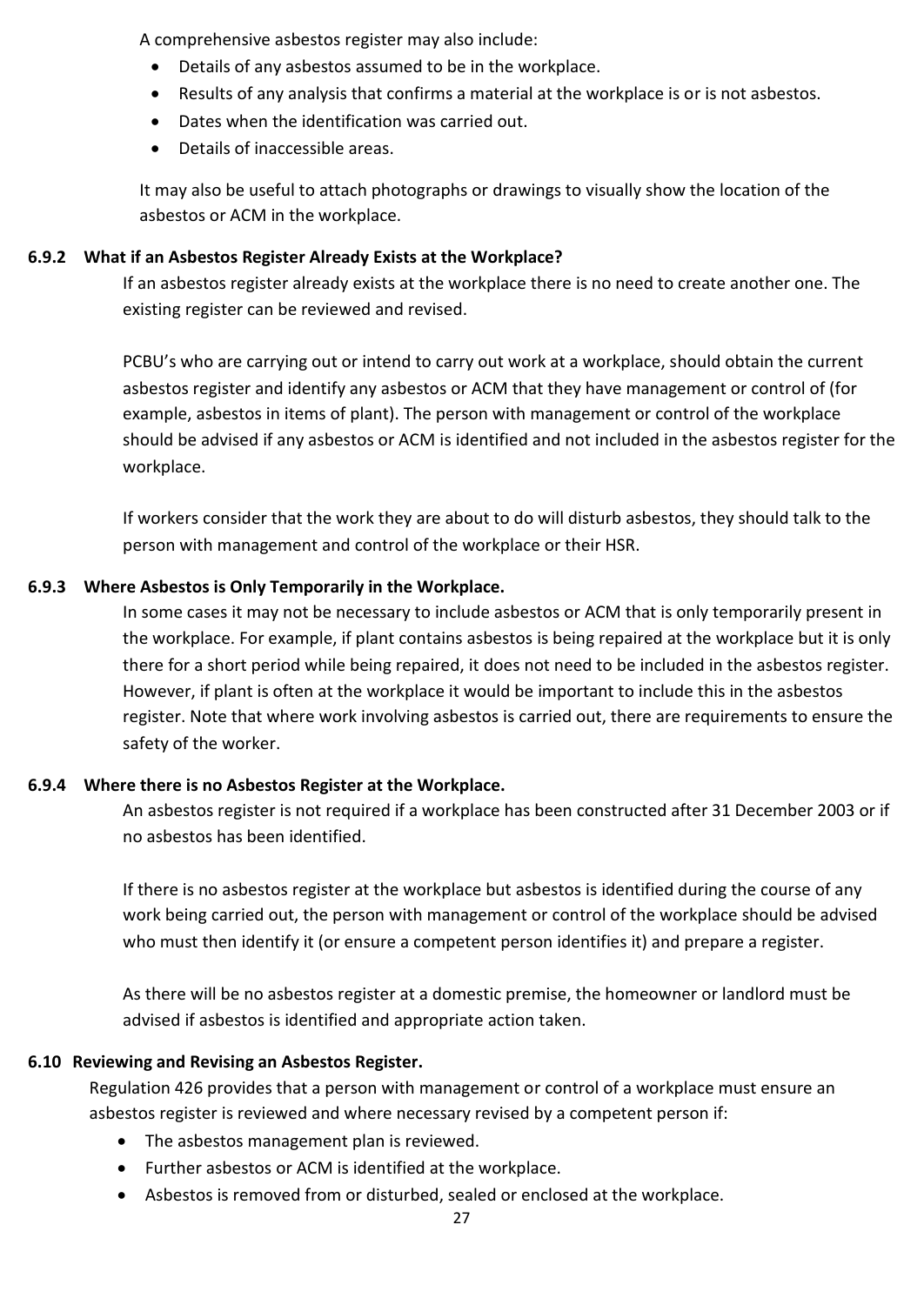A comprehensive asbestos register may also include:

- Details of any asbestos assumed to be in the workplace.
- Results of any analysis that confirms a material at the workplace is or is not asbestos.
- Dates when the identification was carried out.
- Details of inaccessible areas.

It may also be useful to attach photographs or drawings to visually show the location of the asbestos or ACM in the workplace.

### 6.9.2 What if an Asbestos Register Already Exists at the Workplace?

If an asbestos register already exists at the workplace there is no need to create another one. The existing register can be reviewed and revised.

PCBU's who are carrying out or intend to carry out work at a workplace, should obtain the current asbestos register and identify any asbestos or ACM that they have management or control of (for example, asbestos in items of plant). The person with management or control of the workplace should be advised if any asbestos or ACM is identified and not included in the asbestos register for the workplace.

If workers consider that the work they are about to do will disturb asbestos, they should talk to the person with management and control of the workplace or their HSR.

### 6.9.3 Where Asbestos is Only Temporarily in the Workplace.

In some cases it may not be necessary to include asbestos or ACM that is only temporarily present in the workplace. For example, if plant contains asbestos is being repaired at the workplace but it is only there for a short period while being repaired, it does not need to be included in the asbestos register. However, if plant is often at the workplace it would be important to include this in the asbestos register. Note that where work involving asbestos is carried out, there are requirements to ensure the safety of the worker.

### 6.9.4 Where there is no Asbestos Register at the Workplace.

An asbestos register is not required if a workplace has been constructed after 31 December 2003 or if no asbestos has been identified.

If there is no asbestos register at the workplace but asbestos is identified during the course of any work being carried out, the person with management or control of the workplace should be advised who must then identify it (or ensure a competent person identifies it) and prepare a register.

As there will be no asbestos register at a domestic premise, the homeowner or landlord must be advised if asbestos is identified and appropriate action taken.

## 6.10 Reviewing and Revising an Asbestos Register.

Regulation 426 provides that a person with management or control of a workplace must ensure an asbestos register is reviewed and where necessary revised by a competent person if:

- The asbestos management plan is reviewed.
- Further asbestos or ACM is identified at the workplace.
- Asbestos is removed from or disturbed, sealed or enclosed at the workplace.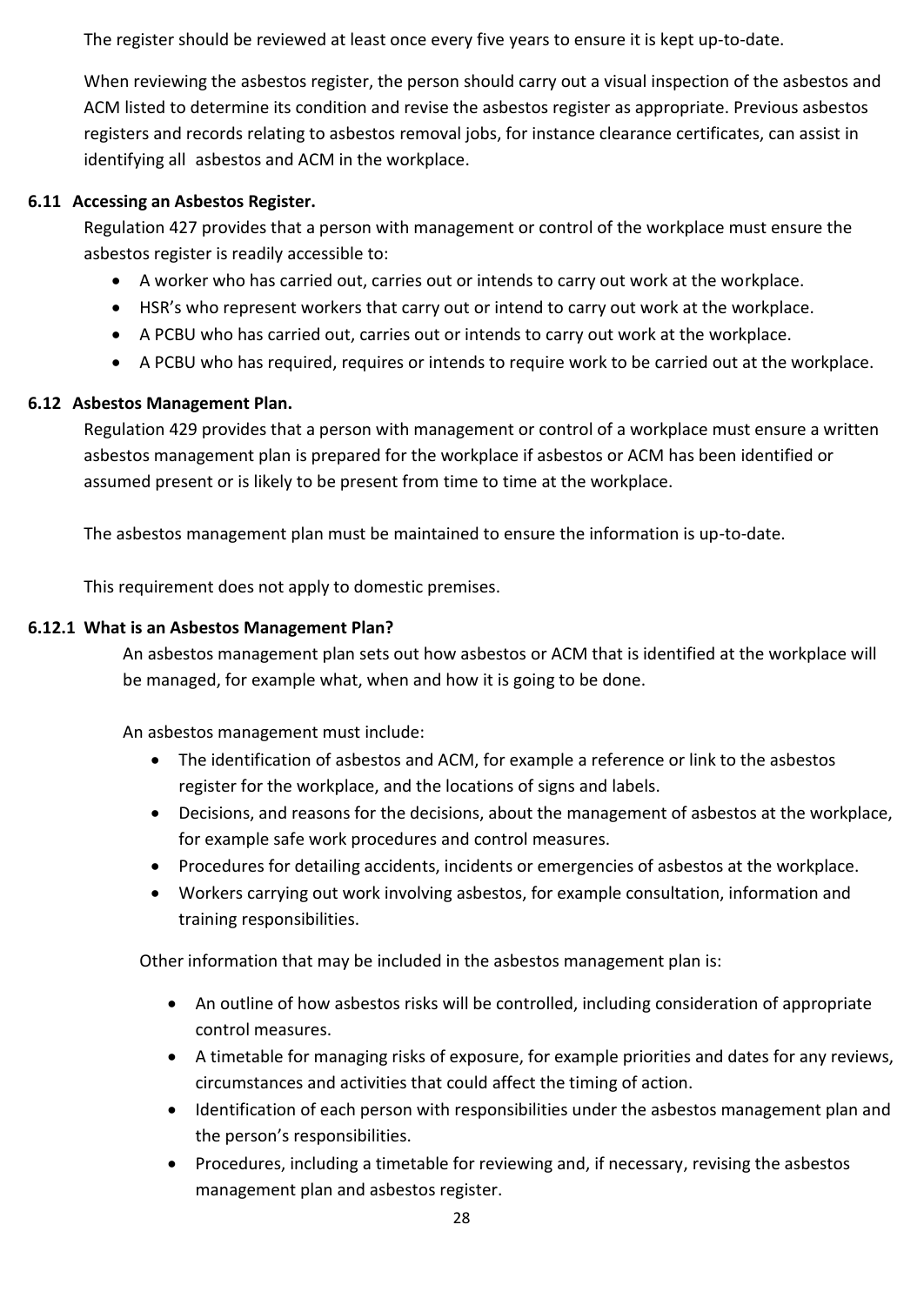The register should be reviewed at least once every five years to ensure it is kept up-to-date.

When reviewing the asbestos register, the person should carry out a visual inspection of the asbestos and ACM listed to determine its condition and revise the asbestos register as appropriate. Previous asbestos registers and records relating to asbestos removal jobs, for instance clearance certificates, can assist in identifying all asbestos and ACM in the workplace.

### 6.11 Accessing an Asbestos Register.

Regulation 427 provides that a person with management or control of the workplace must ensure the asbestos register is readily accessible to:

- A worker who has carried out, carries out or intends to carry out work at the workplace.
- HSR's who represent workers that carry out or intend to carry out work at the workplace.
- A PCBU who has carried out, carries out or intends to carry out work at the workplace.
- A PCBU who has required, requires or intends to require work to be carried out at the workplace.

### 6.12 Asbestos Management Plan.

Regulation 429 provides that a person with management or control of a workplace must ensure a written asbestos management plan is prepared for the workplace if asbestos or ACM has been identified or assumed present or is likely to be present from time to time at the workplace.

The asbestos management plan must be maintained to ensure the information is up-to-date.

This requirement does not apply to domestic premises.

#### 6.12.1 What is an Asbestos Management Plan?

An asbestos management plan sets out how asbestos or ACM that is identified at the workplace will be managed, for example what, when and how it is going to be done.

An asbestos management must include:

- The identification of asbestos and ACM, for example a reference or link to the asbestos register for the workplace, and the locations of signs and labels.
- Decisions, and reasons for the decisions, about the management of asbestos at the workplace, for example safe work procedures and control measures.
- Procedures for detailing accidents, incidents or emergencies of asbestos at the workplace.
- Workers carrying out work involving asbestos, for example consultation, information and training responsibilities.

Other information that may be included in the asbestos management plan is:

- An outline of how asbestos risks will be controlled, including consideration of appropriate control measures.
- A timetable for managing risks of exposure, for example priorities and dates for any reviews, circumstances and activities that could affect the timing of action.
- Identification of each person with responsibilities under the asbestos management plan and the person's responsibilities.
- Procedures, including a timetable for reviewing and, if necessary, revising the asbestos management plan and asbestos register.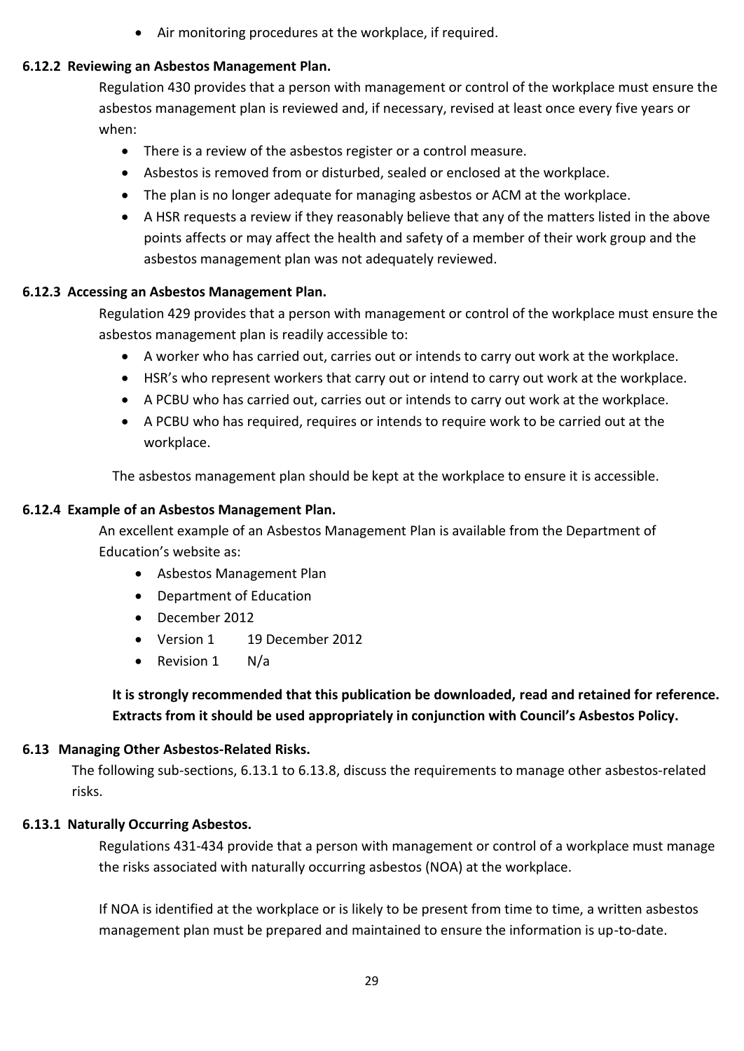- Air monitoring procedures at the workplace, if required.

### 6.12.2 Reviewing an Asbestos Management Plan.

Regulation 430 provides that a person with management or control of the workplace must ensure the asbestos management plan is reviewed and, if necessary, revised at least once every five years or when:

- There is a review of the asbestos register or a control measure.
- Asbestos is removed from or disturbed, sealed or enclosed at the workplace.
- The plan is no longer adequate for managing asbestos or ACM at the workplace.
- A HSR requests a review if they reasonably believe that any of the matters listed in the above points affects or may affect the health and safety of a member of their work group and the asbestos management plan was not adequately reviewed.

### 6.12.3 Accessing an Asbestos Management Plan.

Regulation 429 provides that a person with management or control of the workplace must ensure the asbestos management plan is readily accessible to:

- A worker who has carried out, carries out or intends to carry out work at the workplace.
- HSR's who represent workers that carry out or intend to carry out work at the workplace.
- A PCBU who has carried out, carries out or intends to carry out work at the workplace.
- A PCBU who has required, requires or intends to require work to be carried out at the workplace.

The asbestos management plan should be kept at the workplace to ensure it is accessible.

### 6.12.4 Example of an Asbestos Management Plan.

An excellent example of an Asbestos Management Plan is available from the Department of Education's website as:

- Asbestos Management Plan
- Department of Education
- December 2012
- Version 1 19 December 2012
- Revision 1 N/a

**It is strongly recommended that this publication be downloaded, read and retained for reference. Extracts from it should be used appropriately in conjunction with Council's Asbestos Policy.**

## 6.13 Managing Other Asbestos-Related Risks.

The following sub-sections, 6.13.1 to 6.13.8, discuss the requirements to manage other asbestos-related risks.

### 6.13.1 Naturally Occurring Asbestos.

Regulations 431-434 provide that a person with management or control of a workplace must manage the risks associated with naturally occurring asbestos (NOA) at the workplace.

If NOA is identified at the workplace or is likely to be present from time to time, a written asbestos management plan must be prepared and maintained to ensure the information is up-to-date.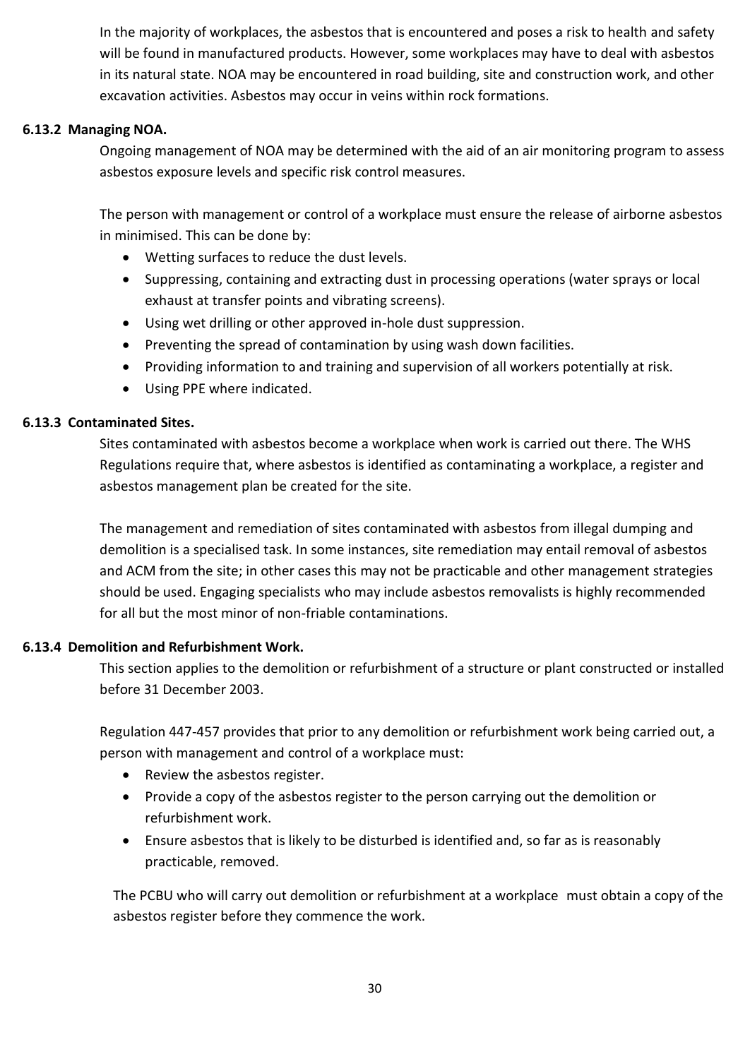In the majority of workplaces, the asbestos that is encountered and poses a risk to health and safety will be found in manufactured products. However, some workplaces may have to deal with asbestos in its natural state. NOA may be encountered in road building, site and construction work, and other excavation activities. Asbestos may occur in veins within rock formations.

### 6.13.2 Managing NOA.

Ongoing management of NOA may be determined with the aid of an air monitoring program to assess asbestos exposure levels and specific risk control measures.

The person with management or control of a workplace must ensure the release of airborne asbestos in minimised. This can be done by:

- Wetting surfaces to reduce the dust levels.
- Suppressing, containing and extracting dust in processing operations (water sprays or local exhaust at transfer points and vibrating screens).
- Using wet drilling or other approved in-hole dust suppression.
- Preventing the spread of contamination by using wash down facilities.
- Providing information to and training and supervision of all workers potentially at risk.
- Using PPE where indicated.

### 6.13.3 Contaminated Sites.

Sites contaminated with asbestos become a workplace when work is carried out there. The WHS Regulations require that, where asbestos is identified as contaminating a workplace, a register and asbestos management plan be created for the site.

The management and remediation of sites contaminated with asbestos from illegal dumping and demolition is a specialised task. In some instances, site remediation may entail removal of asbestos and ACM from the site; in other cases this may not be practicable and other management strategies should be used. Engaging specialists who may include asbestos removalists is highly recommended for all but the most minor of non-friable contaminations.

### 6.13.4 Demolition and Refurbishment Work.

This section applies to the demolition or refurbishment of a structure or plant constructed or installed before 31 December 2003.

Regulation 447-457 provides that prior to any demolition or refurbishment work being carried out, a person with management and control of a workplace must:

- Review the asbestos register.
- Provide a copy of the asbestos register to the person carrying out the demolition or refurbishment work.
- Ensure asbestos that is likely to be disturbed is identified and, so far as is reasonably practicable, removed.

The PCBU who will carry out demolition or refurbishment at a workplace must obtain a copy of the asbestos register before they commence the work.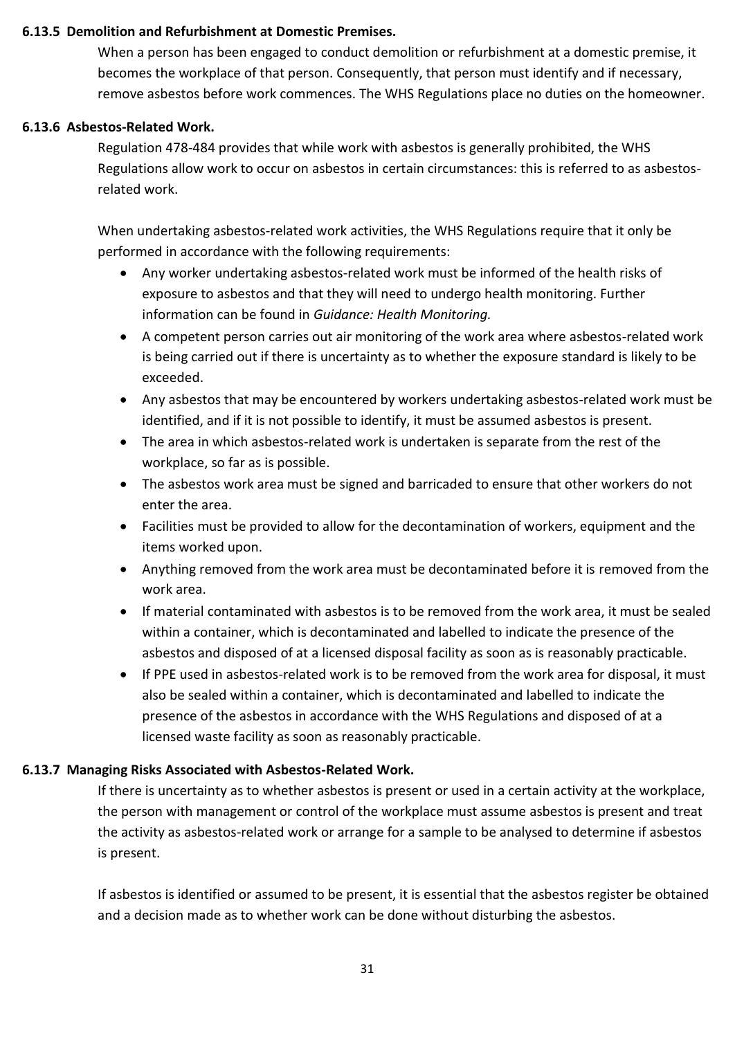#### 6.13.5 Demolition and Refurbishment at Domestic Premises.

When a person has been engaged to conduct demolition or refurbishment at a domestic premise, it becomes the workplace of that person. Consequently, that person must identify and if necessary, remove asbestos before work commences. The WHS Regulations place no duties on the homeowner.

#### 6.13.6 Asbestos-Related Work.

Regulation 478-484 provides that while work with asbestos is generally prohibited, the WHS Regulations allow work to occur on asbestos in certain circumstances: this is referred to as asbestos-related work.

When undertaking asbestos-related work activities, the WHS Regulations require that it only be performed in accordance with the following requirements:

- Any worker undertaking asbestos-related work must be informed of the health risks of exposure to asbestos and that they will need to undergo health monitoring. Further information can be found in *Guidance: Health Monitoring.*
- A competent person carries out air monitoring of the work area where asbestos-related work is being carried out if there is uncertainty as to whether the exposure standard is likely to be exceeded.
- Any asbestos that may be encountered by workers undertaking asbestos-related work must be identified, and if it is not possible to identify, it must be assumed asbestos is present.
- The area in which asbestos-related work is undertaken is separate from the rest of the workplace, so far as is possible.
- The asbestos work area must be signed and barricaded to ensure that other workers do not enter the area.
- Facilities must be provided to allow for the decontamination of workers, equipment and the items worked upon.
- Anything removed from the work area must be decontaminated before it is removed from the work area.
- If material contaminated with asbestos is to be removed from the work area, it must be sealed within a container, which is decontaminated and labelled to indicate the presence of the asbestos and disposed of at a licensed disposal facility as soon as is reasonably practicable.
- If PPE used in asbestos-related work is to be removed from the work area for disposal, it must also be sealed within a container, which is decontaminated and labelled to indicate the presence of the asbestos in accordance with the WHS Regulations and disposed of at a licensed waste facility as soon as reasonably practicable.

#### 6.13.7 Managing Risks Associated with Asbestos-Related Work.

If there is uncertainty as to whether asbestos is present or used in a certain activity at the workplace, the person with management or control of the workplace must assume asbestos is present and treat the activity as asbestos-related work or arrange for a sample to be analysed to determine if asbestos is present.

If asbestos is identified or assumed to be present, it is essential that the asbestos register be obtained and a decision made as to whether work can be done without disturbing the asbestos.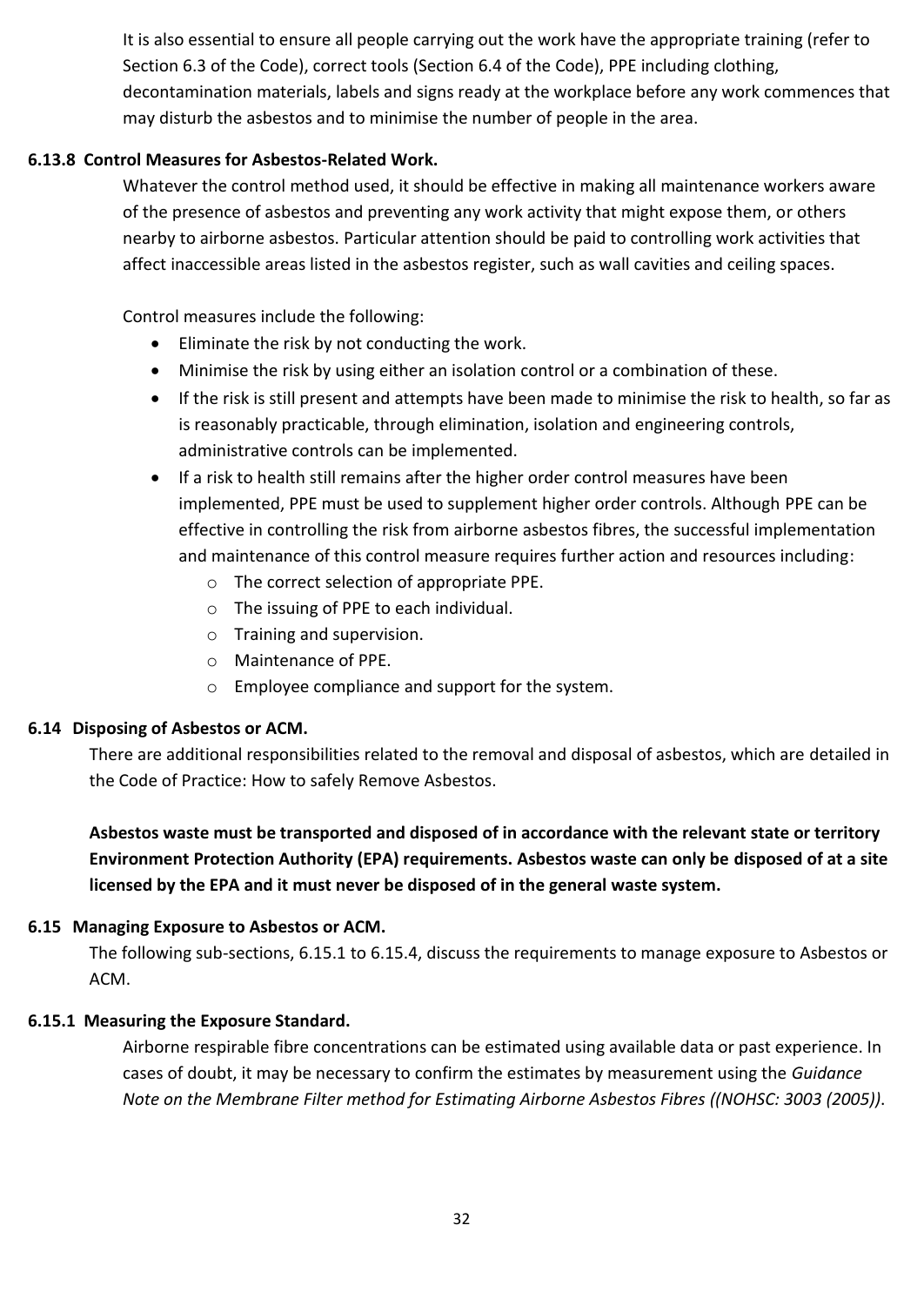It is also essential to ensure all people carrying out the work have the appropriate training (refer to Section 6.3 of the Code), correct tools (Section 6.4 of the Code), PPE including clothing, decontamination materials, labels and signs ready at the workplace before any work commences that may disturb the asbestos and to minimise the number of people in the area.

#### 6.13.8 Control Measures for Asbestos-Related Work.

Whatever the control method used, it should be effective in making all maintenance workers aware of the presence of asbestos and preventing any work activity that might expose them, or others nearby to airborne asbestos. Particular attention should be paid to controlling work activities that affect inaccessible areas listed in the asbestos register, such as wall cavities and ceiling spaces.

Control measures include the following:

- Eliminate the risk by not conducting the work.
- Minimise the risk by using either an isolation control or a combination of these.
- If the risk is still present and attempts have been made to minimise the risk to health, so far as is reasonably practicable, through elimination, isolation and engineering controls, administrative controls can be implemented.
- If a risk to health still remains after the higher order control measures have been implemented, PPE must be used to supplement higher order controls. Although PPE can be effective in controlling the risk from airborne asbestos fibres, the successful implementation and maintenance of this control measure requires further action and resources including:
  - The correct selection of appropriate PPE.
  - The issuing of PPE to each individual.
  - Training and supervision.
  - Maintenance of PPE.
  - Employee compliance and support for the system.

### 6.14 Disposing of Asbestos or ACM.

There are additional responsibilities related to the removal and disposal of asbestos, which are detailed in the Code of Practice: How to safely Remove Asbestos.

**Asbestos waste must be transported and disposed of in accordance with the relevant state or territory Environment Protection Authority (EPA) requirements. Asbestos waste can only be disposed of at a site licensed by the EPA and it must never be disposed of in the general waste system.**

### 6.15 Managing Exposure to Asbestos or ACM.

The following sub-sections, 6.15.1 to 6.15.4, discuss the requirements to manage exposure to Asbestos or ACM.

#### 6.15.1 Measuring the Exposure Standard.

Airborne respirable fibre concentrations can be estimated using available data or past experience. In cases of doubt, it may be necessary to confirm the estimates by measurement using the *Guidance Note on the Membrane Filter method for Estimating Airborne Asbestos Fibres ((NOHSC: 3003 (2005))*.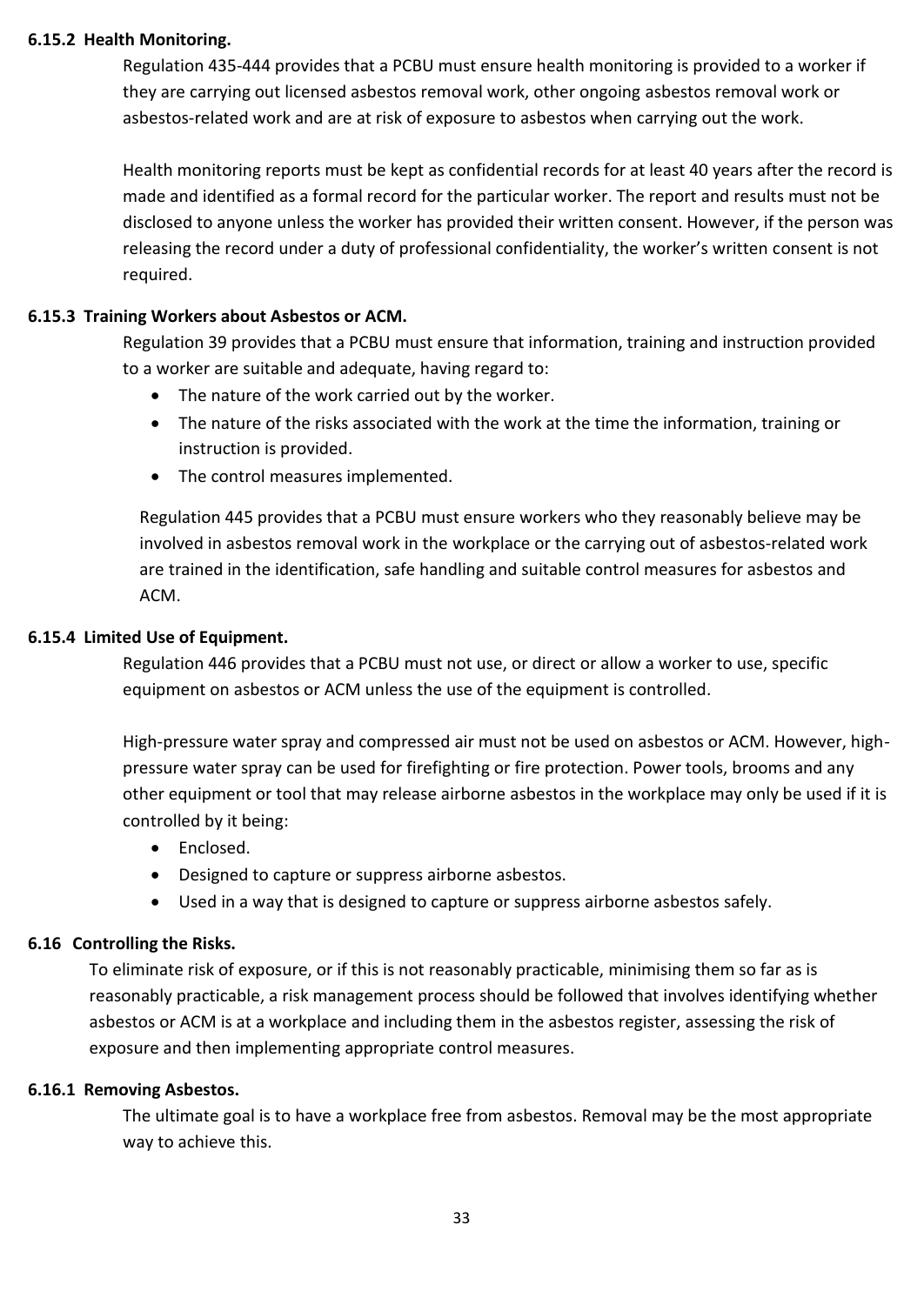#### 6.15.2 Health Monitoring.

Regulation 435-444 provides that a PCBU must ensure health monitoring is provided to a worker if they are carrying out licensed asbestos removal work, other ongoing asbestos removal work or asbestos-related work and are at risk of exposure to asbestos when carrying out the work.

Health monitoring reports must be kept as confidential records for at least 40 years after the record is made and identified as a formal record for the particular worker. The report and results must not be disclosed to anyone unless the worker has provided their written consent. However, if the person was releasing the record under a duty of professional confidentiality, the worker's written consent is not required.

#### 6.15.3 Training Workers about Asbestos or ACM.

Regulation 39 provides that a PCBU must ensure that information, training and instruction provided to a worker are suitable and adequate, having regard to:

- The nature of the work carried out by the worker.
- The nature of the risks associated with the work at the time the information, training or instruction is provided.
- The control measures implemented.

Regulation 445 provides that a PCBU must ensure workers who they reasonably believe may be involved in asbestos removal work in the workplace or the carrying out of asbestos-related work are trained in the identification, safe handling and suitable control measures for asbestos and ACM.

#### 6.15.4 Limited Use of Equipment.

Regulation 446 provides that a PCBU must not use, or direct or allow a worker to use, specific equipment on asbestos or ACM unless the use of the equipment is controlled.

High-pressure water spray and compressed air must not be used on asbestos or ACM. However, high-pressure water spray can be used for firefighting or fire protection. Power tools, brooms and any other equipment or tool that may release airborne asbestos in the workplace may only be used if it is controlled by it being:

- Enclosed.
- Designed to capture or suppress airborne asbestos.
- Used in a way that is designed to capture or suppress airborne asbestos safely.

### 6.16 Controlling the Risks.

To eliminate risk of exposure, or if this is not reasonably practicable, minimising them so far as is reasonably practicable, a risk management process should be followed that involves identifying whether asbestos or ACM is at a workplace and including them in the asbestos register, assessing the risk of exposure and then implementing appropriate control measures.

#### 6.16.1 Removing Asbestos.

The ultimate goal is to have a workplace free from asbestos. Removal may be the most appropriate way to achieve this.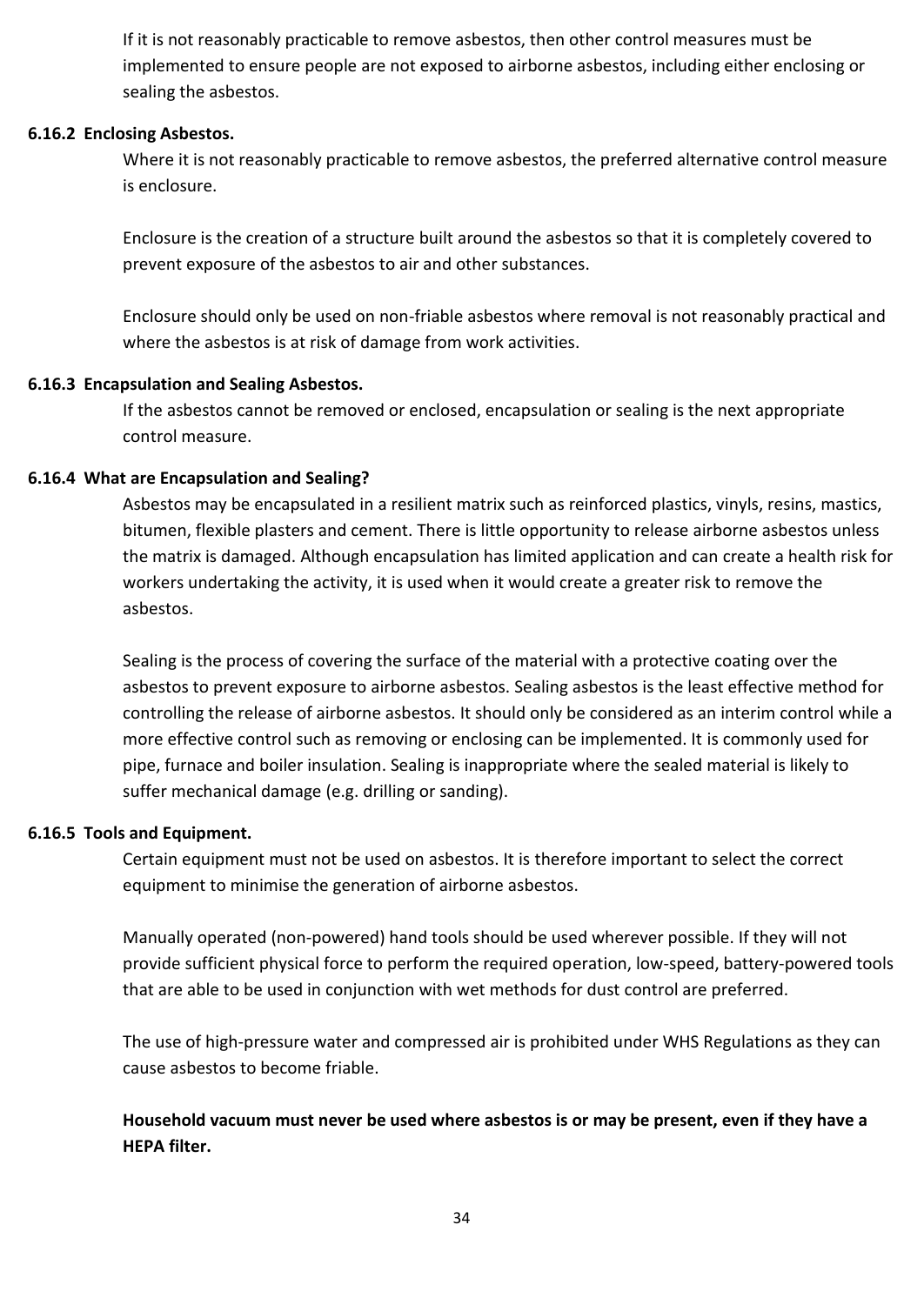If it is not reasonably practicable to remove asbestos, then other control measures must be implemented to ensure people are not exposed to airborne asbestos, including either enclosing or sealing the asbestos.

#### 6.16.2 Enclosing Asbestos.

Where it is not reasonably practicable to remove asbestos, the preferred alternative control measure is enclosure.

Enclosure is the creation of a structure built around the asbestos so that it is completely covered to prevent exposure of the asbestos to air and other substances.

Enclosure should only be used on non-friable asbestos where removal is not reasonably practical and where the asbestos is at risk of damage from work activities.

#### 6.16.3 Encapsulation and Sealing Asbestos.

If the asbestos cannot be removed or enclosed, encapsulation or sealing is the next appropriate control measure.

#### 6.16.4 What are Encapsulation and Sealing?

Asbestos may be encapsulated in a resilient matrix such as reinforced plastics, vinyls, resins, mastics, bitumen, flexible plasters and cement. There is little opportunity to release airborne asbestos unless the matrix is damaged. Although encapsulation has limited application and can create a health risk for workers undertaking the activity, it is used when it would create a greater risk to remove the asbestos.

Sealing is the process of covering the surface of the material with a protective coating over the asbestos to prevent exposure to airborne asbestos. Sealing asbestos is the least effective method for controlling the release of airborne asbestos. It should only be considered as an interim control while a more effective control such as removing or enclosing can be implemented. It is commonly used for pipe, furnace and boiler insulation. Sealing is inappropriate where the sealed material is likely to suffer mechanical damage (e.g. drilling or sanding).

#### 6.16.5 Tools and Equipment.

Certain equipment must not be used on asbestos. It is therefore important to select the correct equipment to minimise the generation of airborne asbestos.

Manually operated (non-powered) hand tools should be used wherever possible. If they will not provide sufficient physical force to perform the required operation, low-speed, battery-powered tools that are able to be used in conjunction with wet methods for dust control are preferred.

The use of high-pressure water and compressed air is prohibited under WHS Regulations as they can cause asbestos to become friable.

**Household vacuum must never be used where asbestos is or may be present, even if they have a HEPA filter.**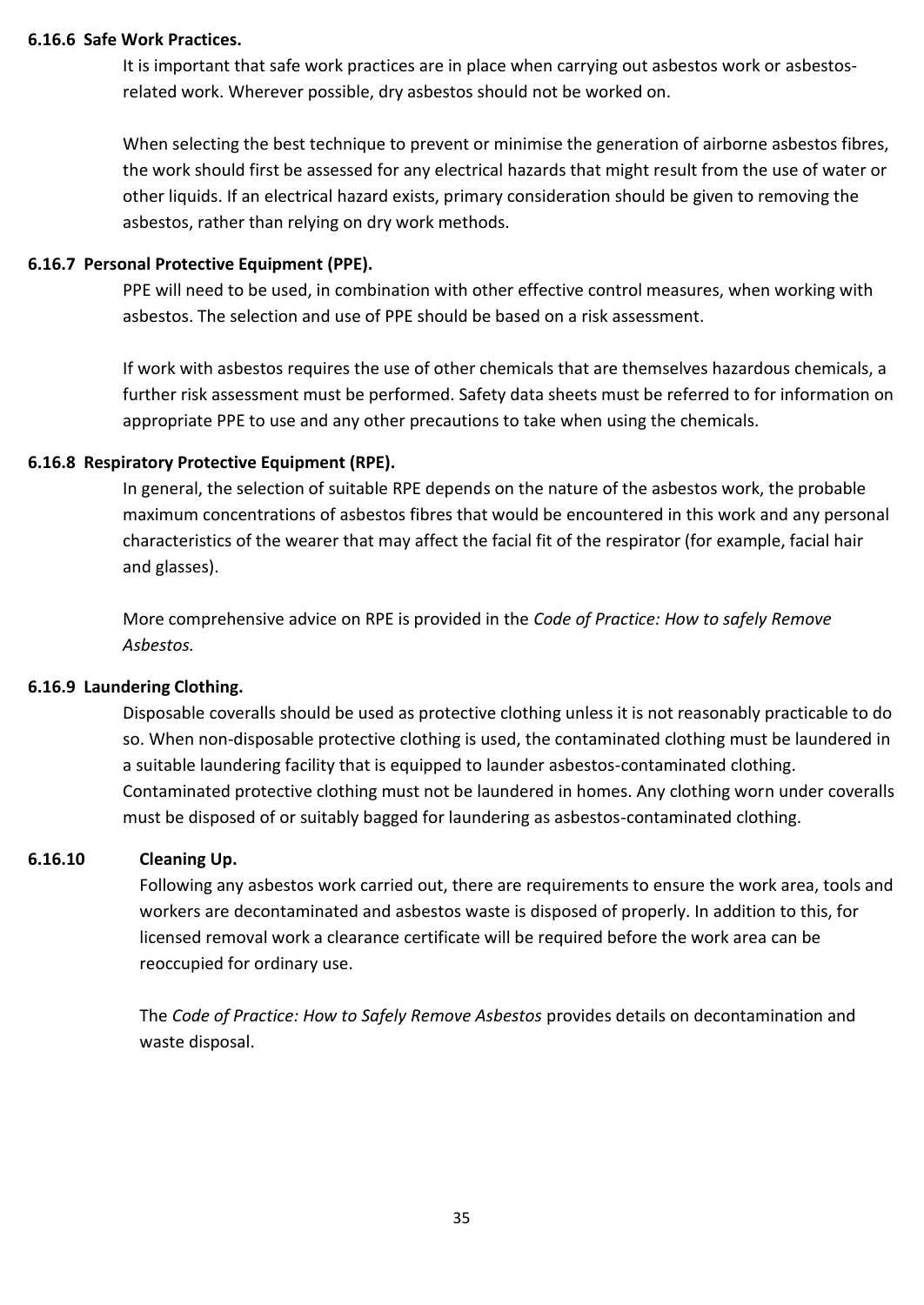#### 6.16.6 Safe Work Practices.

It is important that safe work practices are in place when carrying out asbestos work or asbestos-related work. Wherever possible, dry asbestos should not be worked on.

When selecting the best technique to prevent or minimise the generation of airborne asbestos fibres, the work should first be assessed for any electrical hazards that might result from the use of water or other liquids. If an electrical hazard exists, primary consideration should be given to removing the asbestos, rather than relying on dry work methods.

#### 6.16.7 Personal Protective Equipment (PPE).

PPE will need to be used, in combination with other effective control measures, when working with asbestos. The selection and use of PPE should be based on a risk assessment.

If work with asbestos requires the use of other chemicals that are themselves hazardous chemicals, a further risk assessment must be performed. Safety data sheets must be referred to for information on appropriate PPE to use and any other precautions to take when using the chemicals.

#### 6.16.8 Respiratory Protective Equipment (RPE).

In general, the selection of suitable RPE depends on the nature of the asbestos work, the probable maximum concentrations of asbestos fibres that would be encountered in this work and any personal characteristics of the wearer that may affect the facial fit of the respirator (for example, facial hair and glasses).

More comprehensive advice on RPE is provided in the *Code of Practice: How to safely Remove Asbestos.*

#### 6.16.9 Laundering Clothing.

Disposable coveralls should be used as protective clothing unless it is not reasonably practicable to do so. When non-disposable protective clothing is used, the contaminated clothing must be laundered in a suitable laundering facility that is equipped to launder asbestos-contaminated clothing. Contaminated protective clothing must not be laundered in homes. Any clothing worn under coveralls must be disposed of or suitably bagged for laundering as asbestos-contaminated clothing.

#### 6.16.10 Cleaning Up.

Following any asbestos work carried out, there are requirements to ensure the work area, tools and workers are decontaminated and asbestos waste is disposed of properly. In addition to this, for licensed removal work a clearance certificate will be required before the work area can be reoccupied for ordinary use.

The *Code of Practice: How to Safely Remove Asbestos* provides details on decontamination and waste disposal.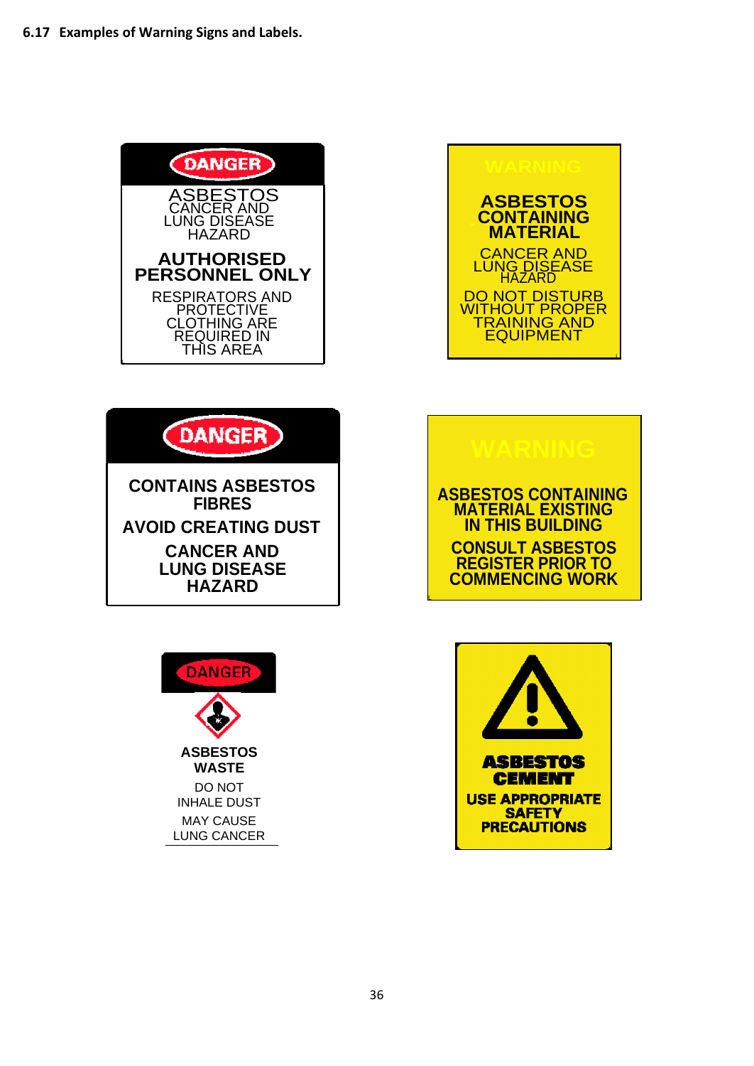## 6.17 Examples of Warning Signs and Labels.

**DANGER**

ASBESTOS
CANCER AND
LUNG DISEASE
HAZARD

**AUTHORISED PERSONNEL ONLY**

RESPIRATORS AND
PROTECTIVE
CLOTHING ARE
REQUIRED IN
THIS AREA

---

**WARNING**

**ASBESTOS CONTAINING MATERIAL**

CANCER AND
LUNG DISEASE
HAZARD

DO NOT DISTURB
WITHOUT PROPER
TRAINING AND
EQUIPMENT

---

**DANGER**

**CONTAINS ASBESTOS FIBRES**

**AVOID CREATING DUST**

**CANCER AND LUNG DISEASE HAZARD**

---

**WARNING**

**ASBESTOS CONTAINING MATERIAL EXISTING IN THIS BUILDING**

**CONSULT ASBESTOS REGISTER PRIOR TO COMMENCING WORK**

---

**DANGER**

**ASBESTOS WASTE**

DO NOT
INHALE DUST

MAY CAUSE
LUNG CANCER

---

**ASBESTOS CEMENT**

**USE APPROPRIATE SAFETY PRECAUTIONS**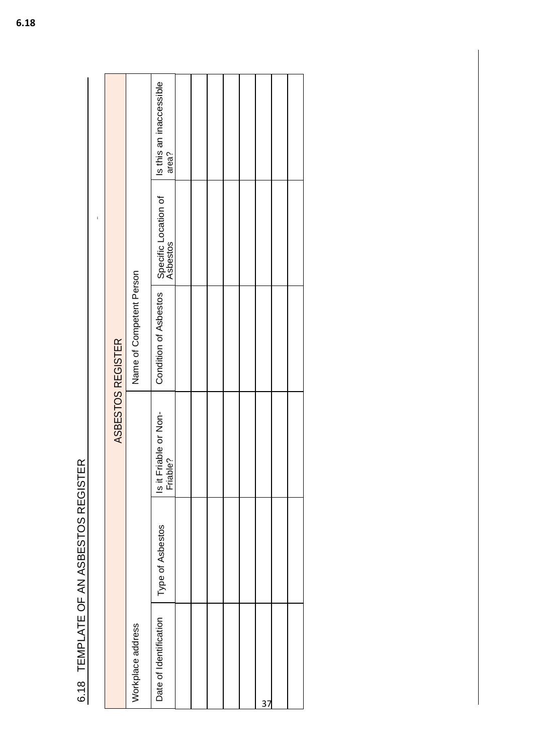**6.18**

## 6.18 TEMPLATE OF AN ASBESTOS REGISTER

| ASBESTOS REGISTER | | | | | |
|---|---|---|---|---|---|
| Workplace address | | | Name of Competent Person | | |
| Date of Identification | Type of Asbestos | Is it Friable or Non-Friable? | Condition of Asbestos | Specific Location of Asbestos | Is this an inaccessible area? |
| | | | | | |
| | | | | | |
| | | | | | |
| | | | | | |
| | | | | | |
| | | | | | |
| | | | | | |
| | | | | | |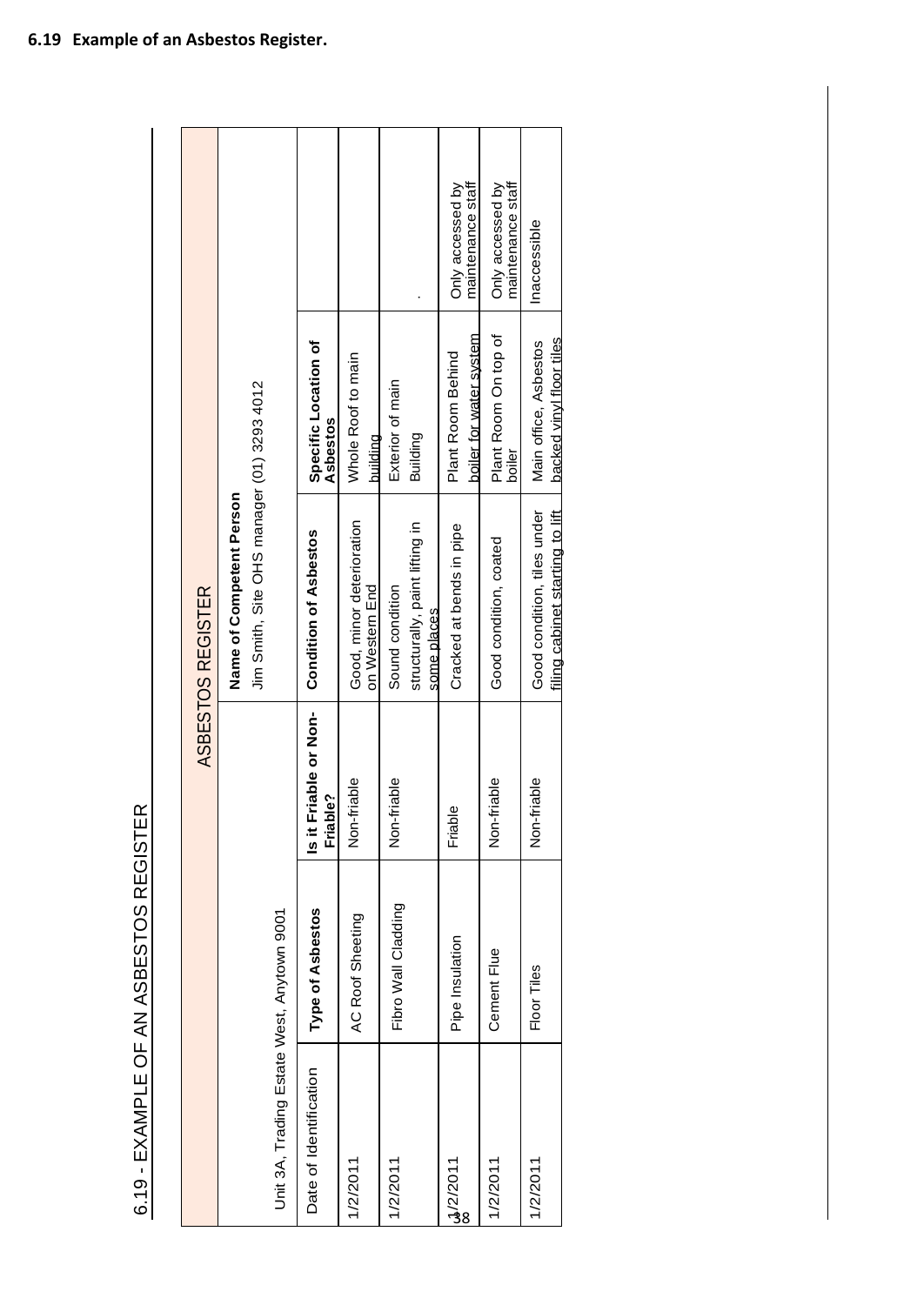**6.19 Example of an Asbestos Register.**

6.19 - EXAMPLE OF AN ASBESTOS REGISTER

| ASBESTOS REGISTER | | | | | | |
|---|---|---|---|---|---|---|
| Unit 3A, Trading Estate West, Anytown 9001 | | | **Name of Competent Person** Jim Smith, Site OHS manager (01) 3293 4012 | | | |
| Date of Identification | **Type of Asbestos** | **Is it Friable or Non-Friable?** | **Condition of Asbestos** | **Specific Location of Asbestos** | | |
| 1/2/2011 | AC Roof Sheeting | Non-friable | Good, minor deterioration on Western End | Whole Roof to main building | | |
| 1/2/2011 | Fibro Wall Cladding | Non-friable | Sound condition structurally, paint lifting in some places | Exterior of main Building | . | |
| 1/2/2011 | Pipe Insulation | Friable | Cracked at bends in pipe | Plant Room Behind boiler for water system | Only accessed by maintenance staff | |
| 1/2/2011 | Cement Flue | Non-friable | Good condition, coated | Plant Room On top of boiler | Only accessed by maintenance staff | |
| 1/2/2011 | Floor Tiles | Non-friable | Good condition, tiles under filing cabinet starting to lift | Main office, Asbestos backed vinyl floor tiles | Inaccessible | |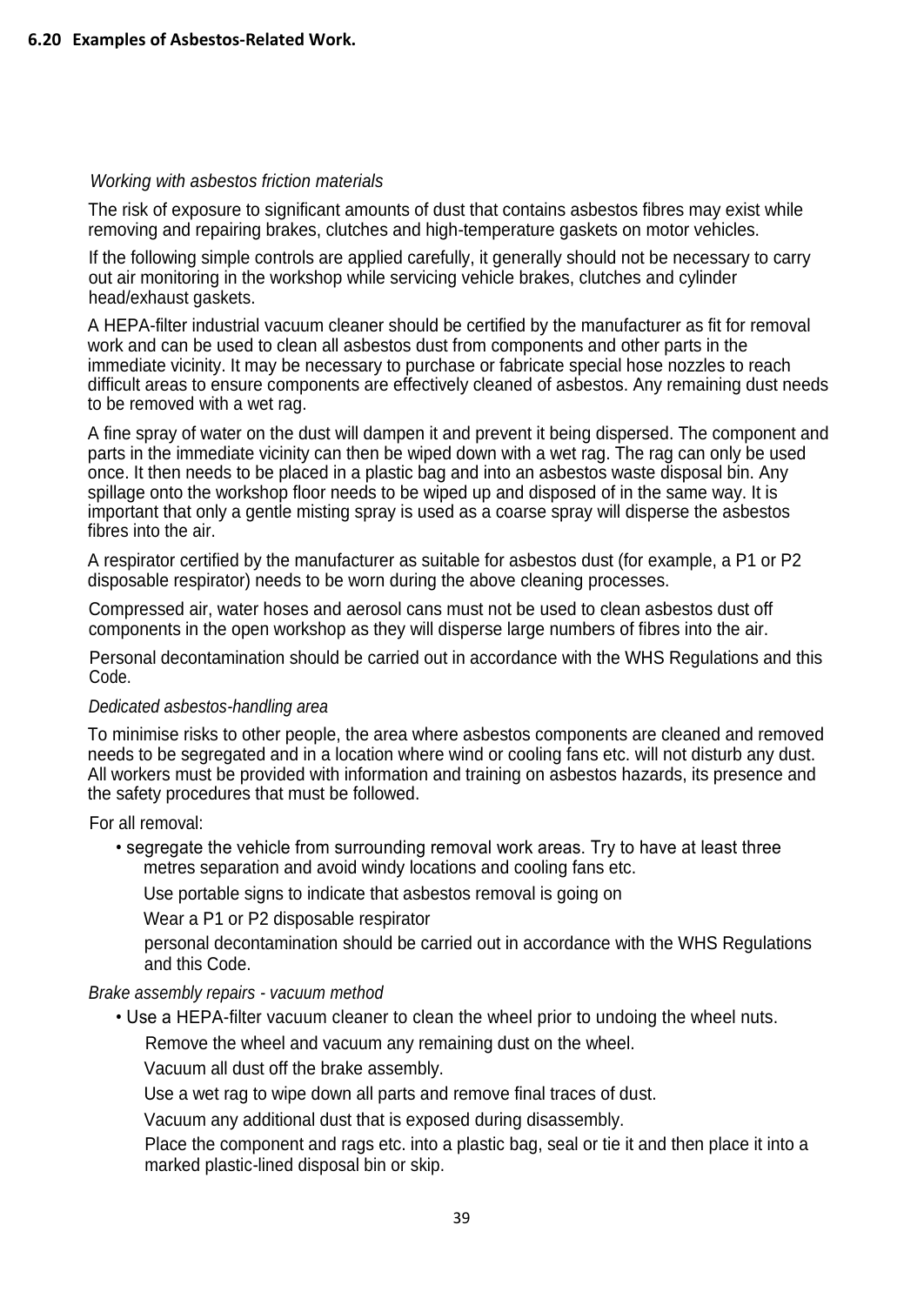### 6.20 Examples of Asbestos-Related Work.

*Working with asbestos friction materials*

The risk of exposure to significant amounts of dust that contains asbestos fibres may exist while removing and repairing brakes, clutches and high-temperature gaskets on motor vehicles.

If the following simple controls are applied carefully, it generally should not be necessary to carry out air monitoring in the workshop while servicing vehicle brakes, clutches and cylinder head/exhaust gaskets.

A HEPA-filter industrial vacuum cleaner should be certified by the manufacturer as fit for removal work and can be used to clean all asbestos dust from components and other parts in the immediate vicinity. It may be necessary to purchase or fabricate special hose nozzles to reach difficult areas to ensure components are effectively cleaned of asbestos. Any remaining dust needs to be removed with a wet rag.

A fine spray of water on the dust will dampen it and prevent it being dispersed. The component and parts in the immediate vicinity can then be wiped down with a wet rag. The rag can only be used once. It then needs to be placed in a plastic bag and into an asbestos waste disposal bin. Any spillage onto the workshop floor needs to be wiped up and disposed of in the same way. It is important that only a gentle misting spray is used as a coarse spray will disperse the asbestos fibres into the air.

A respirator certified by the manufacturer as suitable for asbestos dust (for example, a P1 or P2 disposable respirator) needs to be worn during the above cleaning processes.

Compressed air, water hoses and aerosol cans must not be used to clean asbestos dust off components in the open workshop as they will disperse large numbers of fibres into the air.

Personal decontamination should be carried out in accordance with the WHS Regulations and this Code.

*Dedicated asbestos-handling area*

To minimise risks to other people, the area where asbestos components are cleaned and removed needs to be segregated and in a location where wind or cooling fans etc. will not disturb any dust. All workers must be provided with information and training on asbestos hazards, its presence and the safety procedures that must be followed.

For all removal:

- segregate the vehicle from surrounding removal work areas. Try to have at least three metres separation and avoid windy locations and cooling fans etc.
- Use portable signs to indicate that asbestos removal is going on
- Wear a P1 or P2 disposable respirator
- personal decontamination should be carried out in accordance with the WHS Regulations and this Code.

*Brake assembly repairs - vacuum method*

- Use a HEPA-filter vacuum cleaner to clean the wheel prior to undoing the wheel nuts.
- Remove the wheel and vacuum any remaining dust on the wheel.
- Vacuum all dust off the brake assembly.
- Use a wet rag to wipe down all parts and remove final traces of dust.
- Vacuum any additional dust that is exposed during disassembly.
- Place the component and rags etc. into a plastic bag, seal or tie it and then place it into a marked plastic-lined disposal bin or skip.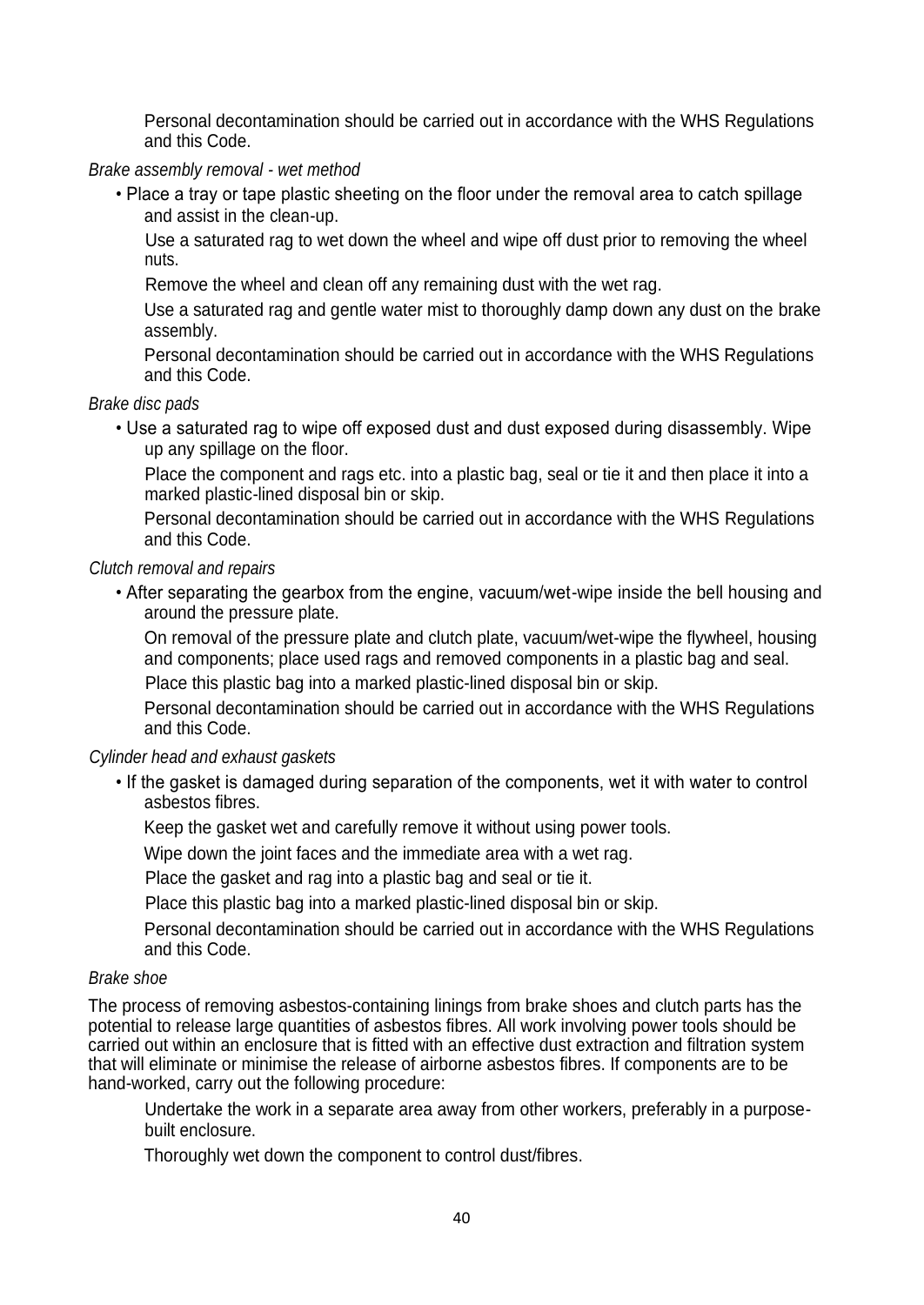- Personal decontamination should be carried out in accordance with the WHS Regulations and this Code.

*Brake assembly removal - wet method*

- Place a tray or tape plastic sheeting on the floor under the removal area to catch spillage and assist in the clean-up.
- Use a saturated rag to wet down the wheel and wipe off dust prior to removing the wheel nuts.
- Remove the wheel and clean off any remaining dust with the wet rag.
- Use a saturated rag and gentle water mist to thoroughly damp down any dust on the brake assembly.
- Personal decontamination should be carried out in accordance with the WHS Regulations and this Code.

*Brake disc pads*

- Use a saturated rag to wipe off exposed dust and dust exposed during disassembly. Wipe up any spillage on the floor.
- Place the component and rags etc. into a plastic bag, seal or tie it and then place it into a marked plastic-lined disposal bin or skip.
- Personal decontamination should be carried out in accordance with the WHS Regulations and this Code.

*Clutch removal and repairs*

- After separating the gearbox from the engine, vacuum/wet-wipe inside the bell housing and around the pressure plate.
- On removal of the pressure plate and clutch plate, vacuum/wet-wipe the flywheel, housing and components; place used rags and removed components in a plastic bag and seal.
- Place this plastic bag into a marked plastic-lined disposal bin or skip.
- Personal decontamination should be carried out in accordance with the WHS Regulations and this Code.

*Cylinder head and exhaust gaskets*

- If the gasket is damaged during separation of the components, wet it with water to control asbestos fibres.
- Keep the gasket wet and carefully remove it without using power tools.
- Wipe down the joint faces and the immediate area with a wet rag.
- Place the gasket and rag into a plastic bag and seal or tie it.
- Place this plastic bag into a marked plastic-lined disposal bin or skip.
- Personal decontamination should be carried out in accordance with the WHS Regulations and this Code.

*Brake shoe*

The process of removing asbestos-containing linings from brake shoes and clutch parts has the potential to release large quantities of asbestos fibres. All work involving power tools should be carried out within an enclosure that is fitted with an effective dust extraction and filtration system that will eliminate or minimise the release of airborne asbestos fibres. If components are to be hand-worked, carry out the following procedure:

- Undertake the work in a separate area away from other workers, preferably in a purpose-built enclosure.
- Thoroughly wet down the component to control dust/fibres.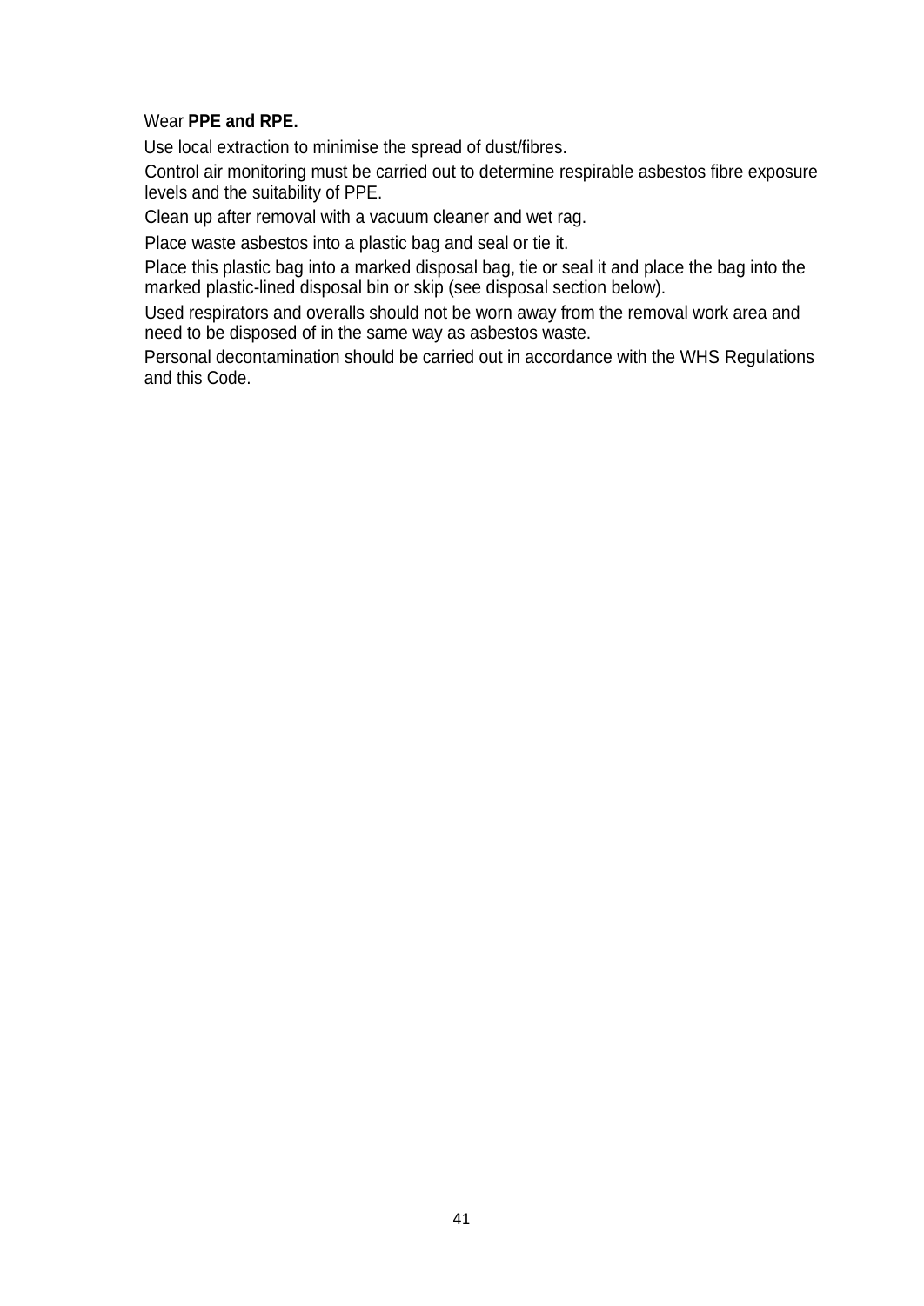- Wear **PPE and RPE.**
- Use local extraction to minimise the spread of dust/fibres.
- Control air monitoring must be carried out to determine respirable asbestos fibre exposure levels and the suitability of PPE.
- Clean up after removal with a vacuum cleaner and wet rag.
- Place waste asbestos into a plastic bag and seal or tie it.
- Place this plastic bag into a marked disposal bag, tie or seal it and place the bag into the marked plastic-lined disposal bin or skip (see disposal section below).
- Used respirators and overalls should not be worn away from the removal work area and need to be disposed of in the same way as asbestos waste.
- Personal decontamination should be carried out in accordance with the WHS Regulations and this Code.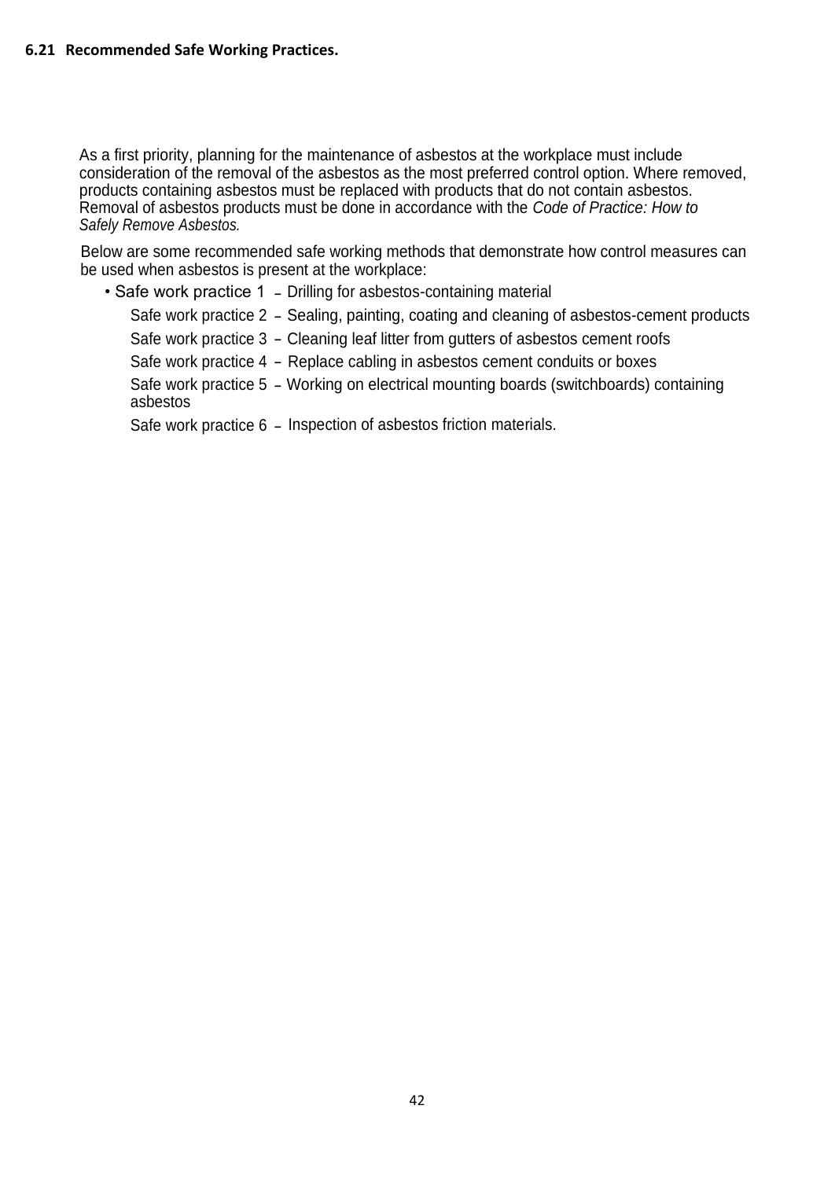### 6.21 Recommended Safe Working Practices.

As a first priority, planning for the maintenance of asbestos at the workplace must include consideration of the removal of the asbestos as the most preferred control option. Where removed, products containing asbestos must be replaced with products that do not contain asbestos. Removal of asbestos products must be done in accordance with the *Code of Practice: How to Safely Remove Asbestos.*

Below are some recommended safe working methods that demonstrate how control measures can be used when asbestos is present at the workplace:

- Safe work practice 1 – Drilling for asbestos-containing material
- Safe work practice 2 – Sealing, painting, coating and cleaning of asbestos-cement products
- Safe work practice 3 – Cleaning leaf litter from gutters of asbestos cement roofs
- Safe work practice 4 – Replace cabling in asbestos cement conduits or boxes
- Safe work practice 5 – Working on electrical mounting boards (switchboards) containing asbestos
- Safe work practice 6 – Inspection of asbestos friction materials.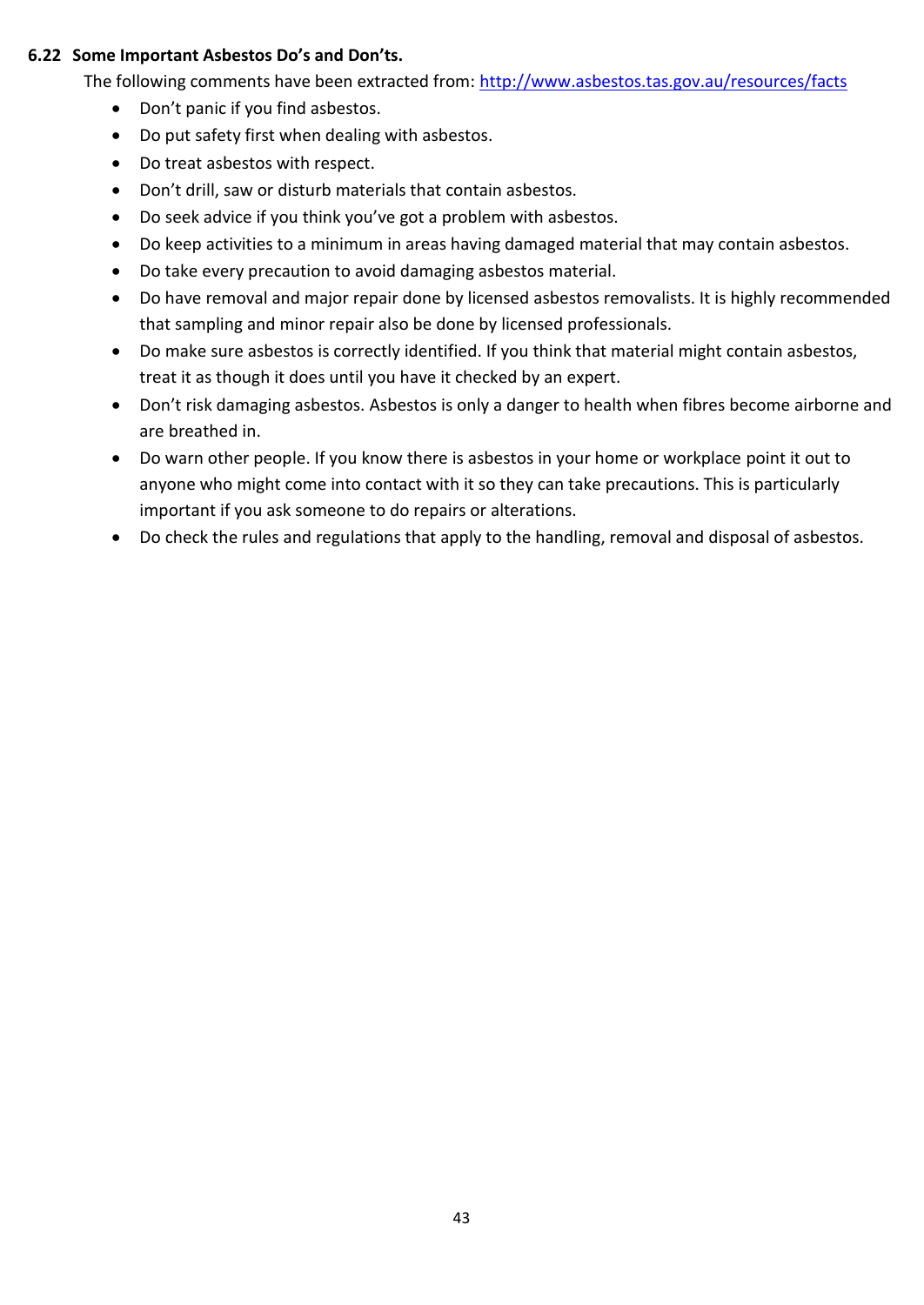### 6.22 Some Important Asbestos Do's and Don'ts.

The following comments have been extracted from: [http://www.asbestos.tas.gov.au/resources/facts](http://www.asbestos.tas.gov.au/resources/facts)

- Don't panic if you find asbestos.
- Do put safety first when dealing with asbestos.
- Do treat asbestos with respect.
- Don't drill, saw or disturb materials that contain asbestos.
- Do seek advice if you think you've got a problem with asbestos.
- Do keep activities to a minimum in areas having damaged material that may contain asbestos.
- Do take every precaution to avoid damaging asbestos material.
- Do have removal and major repair done by licensed asbestos removalists. It is highly recommended that sampling and minor repair also be done by licensed professionals.
- Do make sure asbestos is correctly identified. If you think that material might contain asbestos, treat it as though it does until you have it checked by an expert.
- Don't risk damaging asbestos. Asbestos is only a danger to health when fibres become airborne and are breathed in.
- Do warn other people. If you know there is asbestos in your home or workplace point it out to anyone who might come into contact with it so they can take precautions. This is particularly important if you ask someone to do repairs or alterations.
- Do check the rules and regulations that apply to the handling, removal and disposal of asbestos.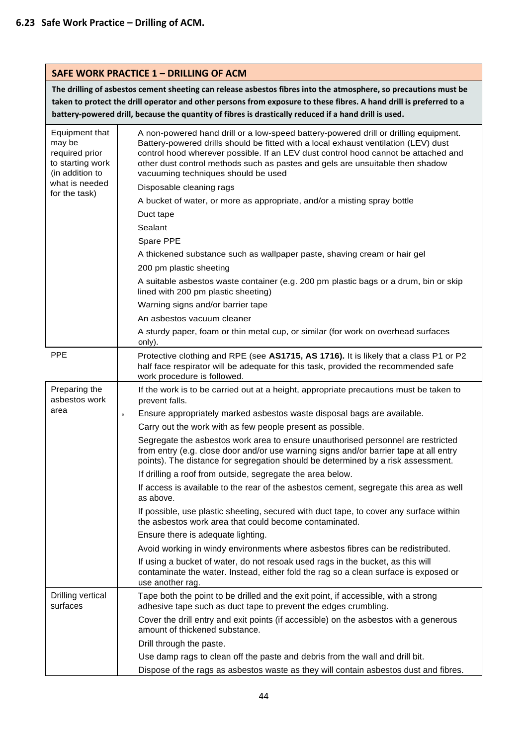### 6.23 Safe Work Practice – Drilling of ACM.

| SAFE WORK PRACTICE 1 – DRILLING OF ACM | |
|---|---|
| **The drilling of asbestos cement sheeting can release asbestos fibres into the atmosphere, so precautions must be taken to protect the drill operator and other persons from exposure to these fibres. A hand drill is preferred to a battery-powered drill, because the quantity of fibres is drastically reduced if a hand drill is used.** | |
| Equipment that may be required prior to starting work (in addition to what is needed for the task) | A non-powered hand drill or a low-speed battery-powered drill or drilling equipment. Battery-powered drills should be fitted with a local exhaust ventilation (LEV) dust control hood wherever possible. If an LEV dust control hood cannot be attached and other dust control methods such as pastes and gels are unsuitable then shadow vacuuming techniques should be used<br>Disposable cleaning rags<br>A bucket of water, or more as appropriate, and/or a misting spray bottle<br>Duct tape<br>Sealant<br>Spare PPE<br>A thickened substance such as wallpaper paste, shaving cream or hair gel<br>200 pm plastic sheeting<br>A suitable asbestos waste container (e.g. 200 pm plastic bags or a drum, bin or skip lined with 200 pm plastic sheeting)<br>Warning signs and/or barrier tape<br>An asbestos vacuum cleaner<br>A sturdy paper, foam or thin metal cup, or similar (for work on overhead surfaces only). |
| PPE | Protective clothing and RPE (see **AS1715, AS 1716).** It is likely that a class P1 or P2 half face respirator will be adequate for this task, provided the recommended safe work procedure is followed. |
| Preparing the asbestos work area | If the work is to be carried out at a height, appropriate precautions must be taken to prevent falls.<br>Ensure appropriately marked asbestos waste disposal bags are available.<br>Carry out the work with as few people present as possible.<br>Segregate the asbestos work area to ensure unauthorised personnel are restricted from entry (e.g. close door and/or use warning signs and/or barrier tape at all entry points). The distance for segregation should be determined by a risk assessment.<br>If drilling a roof from outside, segregate the area below.<br>If access is available to the rear of the asbestos cement, segregate this area as well as above.<br>If possible, use plastic sheeting, secured with duct tape, to cover any surface within the asbestos work area that could become contaminated.<br>Ensure there is adequate lighting.<br>Avoid working in windy environments where asbestos fibres can be redistributed.<br>If using a bucket of water, do not resoak used rags in the bucket, as this will contaminate the water. Instead, either fold the rag so a clean surface is exposed or use another rag. |
| Drilling vertical surfaces | Tape both the point to be drilled and the exit point, if accessible, with a strong adhesive tape such as duct tape to prevent the edges crumbling.<br>Cover the drill entry and exit points (if accessible) on the asbestos with a generous amount of thickened substance.<br>Drill through the paste.<br>Use damp rags to clean off the paste and debris from the wall and drill bit.<br>Dispose of the rags as asbestos waste as they will contain asbestos dust and fibres. |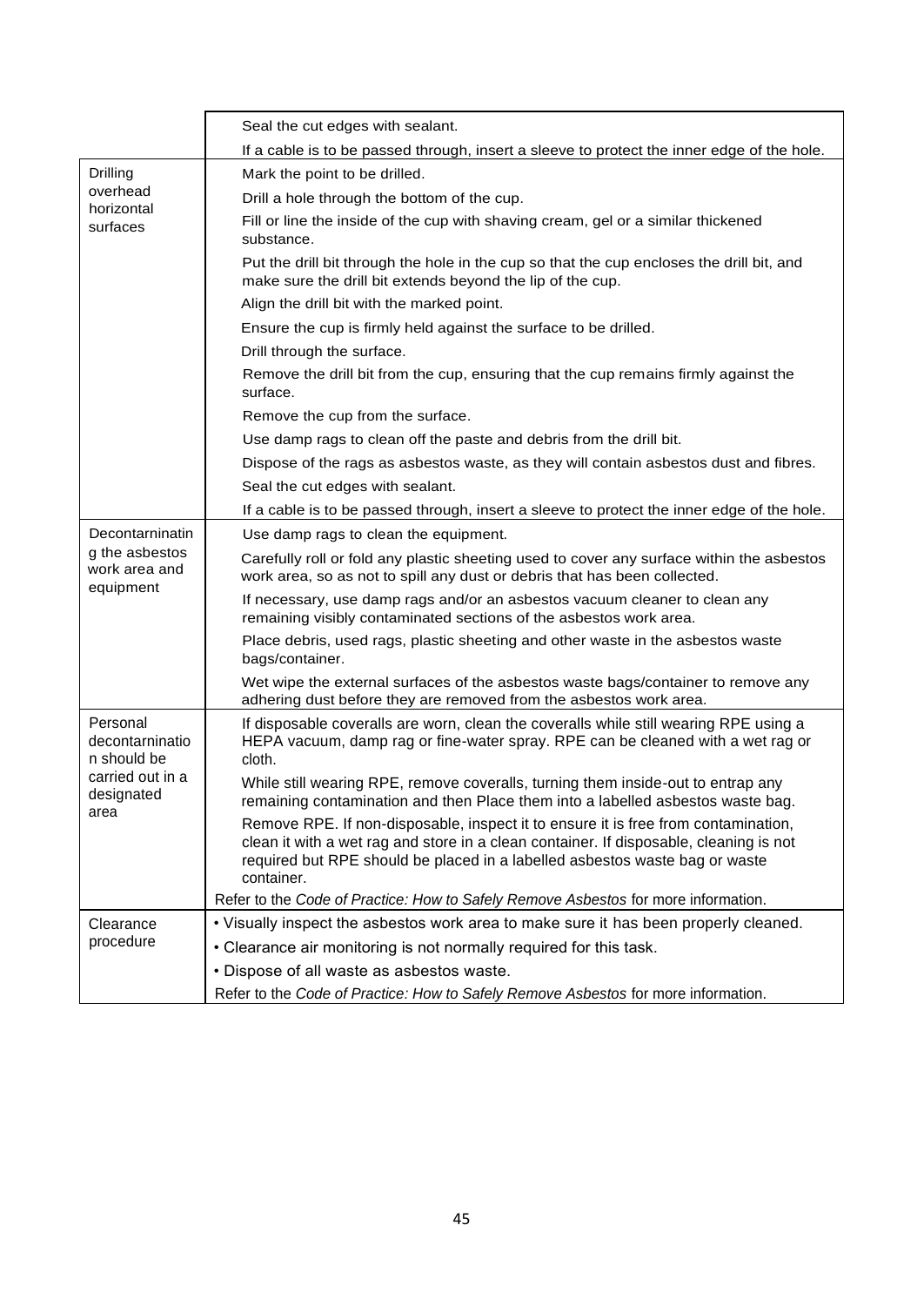| | |
|---|---|
| | Seal the cut edges with sealant. |
| | If a cable is to be passed through, insert a sleeve to protect the inner edge of the hole. |
| Drilling overhead horizontal surfaces | Mark the point to be drilled. |
| | Drill a hole through the bottom of the cup. |
| | Fill or line the inside of the cup with shaving cream, gel or a similar thickened substance. |
| | Put the drill bit through the hole in the cup so that the cup encloses the drill bit, and make sure the drill bit extends beyond the lip of the cup. |
| | Align the drill bit with the marked point. |
| | Ensure the cup is firmly held against the surface to be drilled. |
| | Drill through the surface. |
| | Remove the drill bit from the cup, ensuring that the cup remains firmly against the surface. |
| | Remove the cup from the surface. |
| | Use damp rags to clean off the paste and debris from the drill bit. |
| | Dispose of the rags as asbestos waste, as they will contain asbestos dust and fibres. |
| | Seal the cut edges with sealant. |
| | If a cable is to be passed through, insert a sleeve to protect the inner edge of the hole. |
| Decontarninating the asbestos work area and equipment | Use damp rags to clean the equipment. |
| | Carefully roll or fold any plastic sheeting used to cover any surface within the asbestos work area, so as not to spill any dust or debris that has been collected. |
| | If necessary, use damp rags and/or an asbestos vacuum cleaner to clean any remaining visibly contaminated sections of the asbestos work area. |
| | Place debris, used rags, plastic sheeting and other waste in the asbestos waste bags/container. |
| | Wet wipe the external surfaces of the asbestos waste bags/container to remove any adhering dust before they are removed from the asbestos work area. |
| Personal decontarnination should be carried out in a designated area | If disposable coveralls are worn, clean the coveralls while still wearing RPE using a HEPA vacuum, damp rag or fine-water spray. RPE can be cleaned with a wet rag or cloth. |
| | While still wearing RPE, remove coveralls, turning them inside-out to entrap any remaining contamination and then Place them into a labelled asbestos waste bag. |
| | Remove RPE. If non-disposable, inspect it to ensure it is free from contamination, clean it with a wet rag and store in a clean container. If disposable, cleaning is not required but RPE should be placed in a labelled asbestos waste bag or waste container. |
| | Refer to the *Code of Practice: How to Safely Remove Asbestos* for more information. |
| Clearance procedure | • Visually inspect the asbestos work area to make sure it has been properly cleaned. |
| | • Clearance air monitoring is not normally required for this task. |
| | • Dispose of all waste as asbestos waste. |
| | Refer to the *Code of Practice: How to Safely Remove Asbestos* for more information. |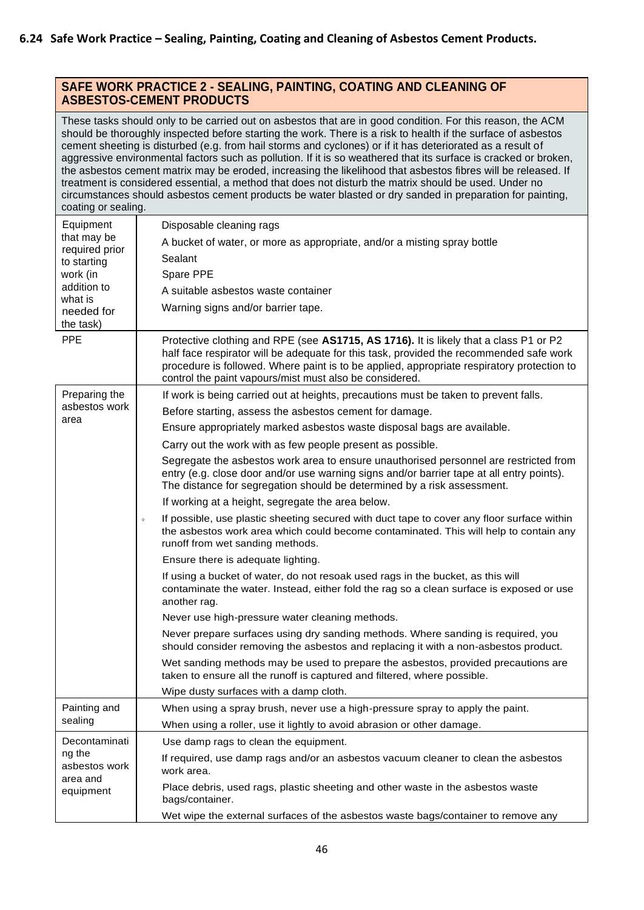## 6.24 Safe Work Practice – Sealing, Painting, Coating and Cleaning of Asbestos Cement Products.

| **SAFE WORK PRACTICE 2 - SEALING, PAINTING, COATING AND CLEANING OF ASBESTOS-CEMENT PRODUCTS** | |
|---|---|
| These tasks should only to be carried out on asbestos that are in good condition. For this reason, the ACM should be thoroughly inspected before starting the work. There is a risk to health if the surface of asbestos cement sheeting is disturbed (e.g. from hail storms and cyclones) or if it has deteriorated as a result of aggressive environmental factors such as pollution. If it is so weathered that its surface is cracked or broken, the asbestos cement matrix may be eroded, increasing the likelihood that asbestos fibres will be released. If treatment is considered essential, a method that does not disturb the matrix should be used. Under no circumstances should asbestos cement products be water blasted or dry sanded in preparation for painting, coating or sealing. | |
| Equipment that may be required prior to starting work (in addition to what is needed for the task) | Disposable cleaning rags<br>A bucket of water, or more as appropriate, and/or a misting spray bottle<br>Sealant<br>Spare PPE<br>A suitable asbestos waste container<br>Warning signs and/or barrier tape. |
| PPE | Protective clothing and RPE (see **AS1715, AS 1716).** It is likely that a class P1 or P2 half face respirator will be adequate for this task, provided the recommended safe work procedure is followed. Where paint is to be applied, appropriate respiratory protection to control the paint vapours/mist must also be considered. |
| Preparing the asbestos work area | If work is being carried out at heights, precautions must be taken to prevent falls.<br>Before starting, assess the asbestos cement for damage.<br>Ensure appropriately marked asbestos waste disposal bags are available.<br>Carry out the work with as few people present as possible.<br>Segregate the asbestos work area to ensure unauthorised personnel are restricted from entry (e.g. close door and/or use warning signs and/or barrier tape at all entry points). The distance for segregation should be determined by a risk assessment.<br>If working at a height, segregate the area below.<br>If possible, use plastic sheeting secured with duct tape to cover any floor surface within the asbestos work area which could become contaminated. This will help to contain any runoff from wet sanding methods.<br>Ensure there is adequate lighting.<br>If using a bucket of water, do not resoak used rags in the bucket, as this will contaminate the water. Instead, either fold the rag so a clean surface is exposed or use another rag.<br>Never use high-pressure water cleaning methods.<br>Never prepare surfaces using dry sanding methods. Where sanding is required, you should consider removing the asbestos and replacing it with a non-asbestos product.<br>Wet sanding methods may be used to prepare the asbestos, provided precautions are taken to ensure all the runoff is captured and filtered, where possible.<br>Wipe dusty surfaces with a damp cloth. |
| Painting and sealing | When using a spray brush, never use a high-pressure spray to apply the paint.<br>When using a roller, use it lightly to avoid abrasion or other damage. |
| Decontaminating the asbestos work area and equipment | Use damp rags to clean the equipment.<br>If required, use damp rags and/or an asbestos vacuum cleaner to clean the asbestos work area.<br>Place debris, used rags, plastic sheeting and other waste in the asbestos waste bags/container.<br>Wet wipe the external surfaces of the asbestos waste bags/container to remove any |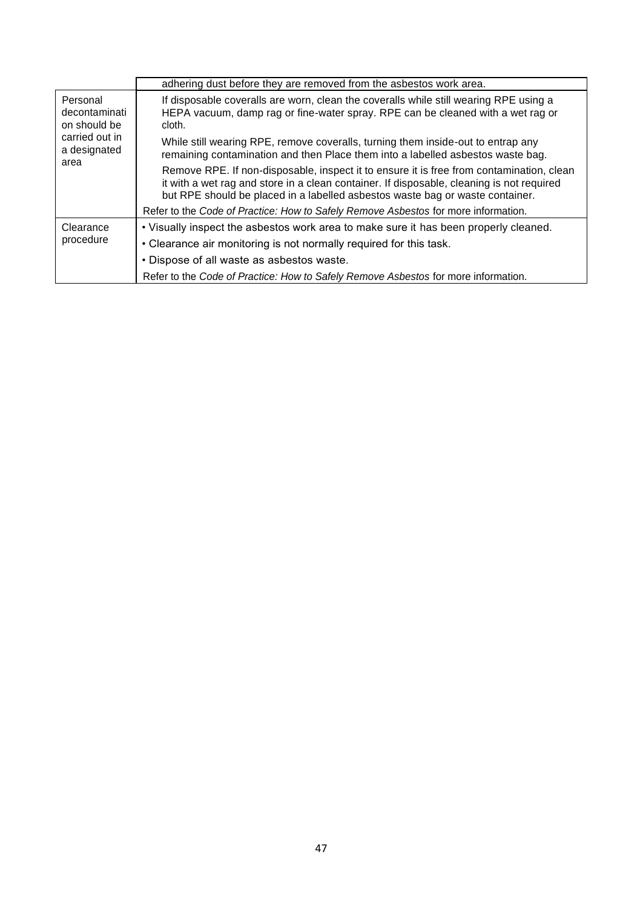| | |
|---|---|
| | adhering dust before they are removed from the asbestos work area. |
| Personal decontamination should be carried out in a designated area | If disposable coveralls are worn, clean the coveralls while still wearing RPE using a HEPA vacuum, damp rag or fine-water spray. RPE can be cleaned with a wet rag or cloth.<br><br>While still wearing RPE, remove coveralls, turning them inside-out to entrap any remaining contamination and then Place them into a labelled asbestos waste bag.<br><br>Remove RPE. If non-disposable, inspect it to ensure it is free from contamination, clean it with a wet rag and store in a clean container. If disposable, cleaning is not required but RPE should be placed in a labelled asbestos waste bag or waste container.<br><br>Refer to the *Code of Practice: How to Safely Remove Asbestos* for more information. |
| Clearance procedure | • Visually inspect the asbestos work area to make sure it has been properly cleaned.<br>• Clearance air monitoring is not normally required for this task.<br>• Dispose of all waste as asbestos waste.<br><br>Refer to the *Code of Practice: How to Safely Remove Asbestos* for more information. |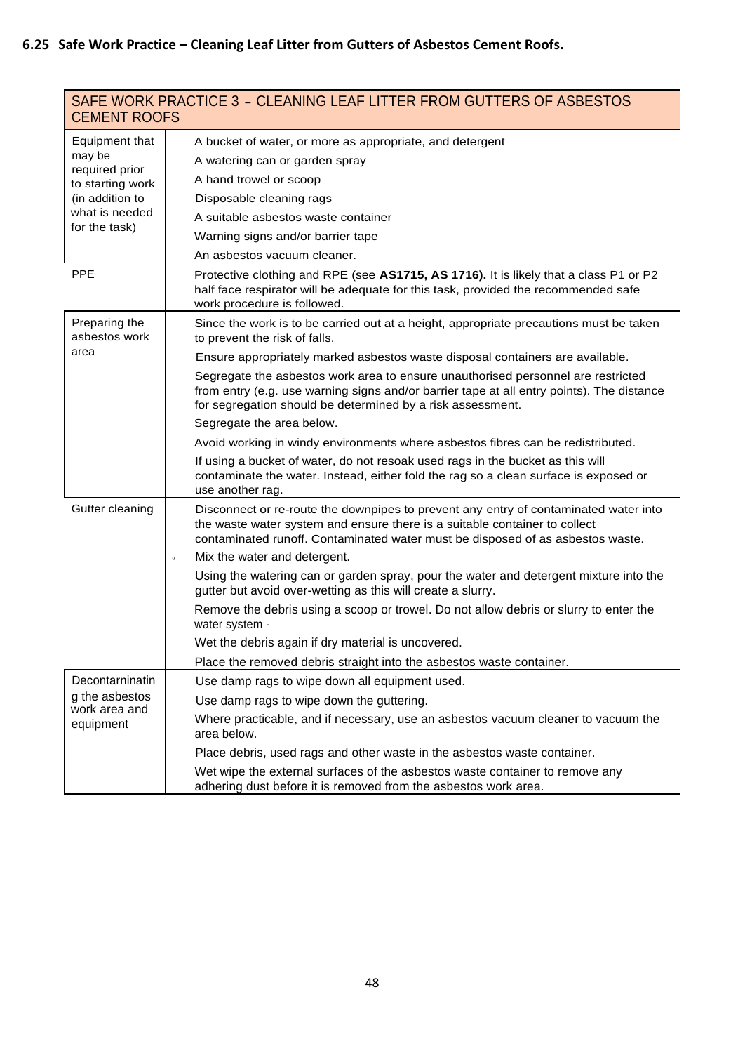## 6.25 Safe Work Practice – Cleaning Leaf Litter from Gutters of Asbestos Cement Roofs.

| SAFE WORK PRACTICE 3 – CLEANING LEAF LITTER FROM GUTTERS OF ASBESTOS CEMENT ROOFS | |
|---|---|
| Equipment that may be required prior to starting work (in addition to what is needed for the task) | A bucket of water, or more as appropriate, and detergent<br>A watering can or garden spray<br>A hand trowel or scoop<br>Disposable cleaning rags<br>A suitable asbestos waste container<br>Warning signs and/or barrier tape<br>An asbestos vacuum cleaner. |
| PPE | Protective clothing and RPE (see **AS1715, AS 1716).** It is likely that a class P1 or P2 half face respirator will be adequate for this task, provided the recommended safe work procedure is followed. |
| Preparing the asbestos work area | Since the work is to be carried out at a height, appropriate precautions must be taken to prevent the risk of falls.<br>Ensure appropriately marked asbestos waste disposal containers are available.<br>Segregate the asbestos work area to ensure unauthorised personnel are restricted from entry (e.g. use warning signs and/or barrier tape at all entry points). The distance for segregation should be determined by a risk assessment.<br>Segregate the area below.<br>Avoid working in windy environments where asbestos fibres can be redistributed.<br>If using a bucket of water, do not resoak used rags in the bucket as this will contaminate the water. Instead, either fold the rag so a clean surface is exposed or use another rag. |
| Gutter cleaning | Disconnect or re-route the downpipes to prevent any entry of contaminated water into the waste water system and ensure there is a suitable container to collect contaminated runoff. Contaminated water must be disposed of as asbestos waste.<br>Mix the water and detergent.<br>Using the watering can or garden spray, pour the water and detergent mixture into the gutter but avoid over-wetting as this will create a slurry.<br>Remove the debris using a scoop or trowel. Do not allow debris or slurry to enter the water system -<br>Wet the debris again if dry material is uncovered.<br>Place the removed debris straight into the asbestos waste container. |
| Decontarninating the asbestos work area and equipment | Use damp rags to wipe down all equipment used.<br>Use damp rags to wipe down the guttering.<br>Where practicable, and if necessary, use an asbestos vacuum cleaner to vacuum the area below.<br>Place debris, used rags and other waste in the asbestos waste container.<br>Wet wipe the external surfaces of the asbestos waste container to remove any adhering dust before it is removed from the asbestos work area. |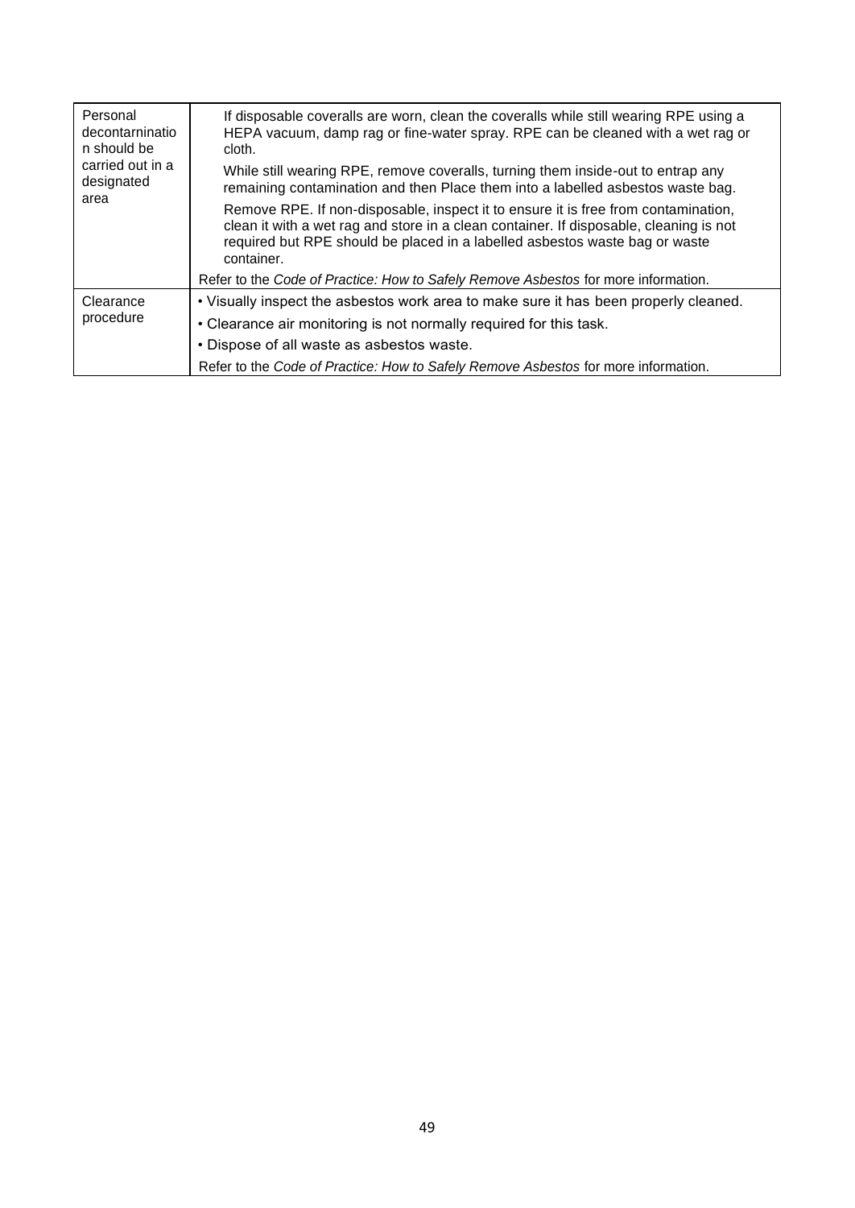| | |
|---|---|
| Personal decontarninatio n should be carried out in a designated area | If disposable coveralls are worn, clean the coveralls while still wearing RPE using a HEPA vacuum, damp rag or fine-water spray. RPE can be cleaned with a wet rag or cloth.<br><br>While still wearing RPE, remove coveralls, turning them inside-out to entrap any remaining contamination and then Place them into a labelled asbestos waste bag.<br><br>Remove RPE. If non-disposable, inspect it to ensure it is free from contamination, clean it with a wet rag and store in a clean container. If disposable, cleaning is not required but RPE should be placed in a labelled asbestos waste bag or waste container.<br><br>Refer to the *Code of Practice: How to Safely Remove Asbestos* for more information. |
| Clearance procedure | • Visually inspect the asbestos work area to make sure it has been properly cleaned.<br>• Clearance air monitoring is not normally required for this task.<br>• Dispose of all waste as asbestos waste.<br><br>Refer to the *Code of Practice: How to Safely Remove Asbestos* for more information. |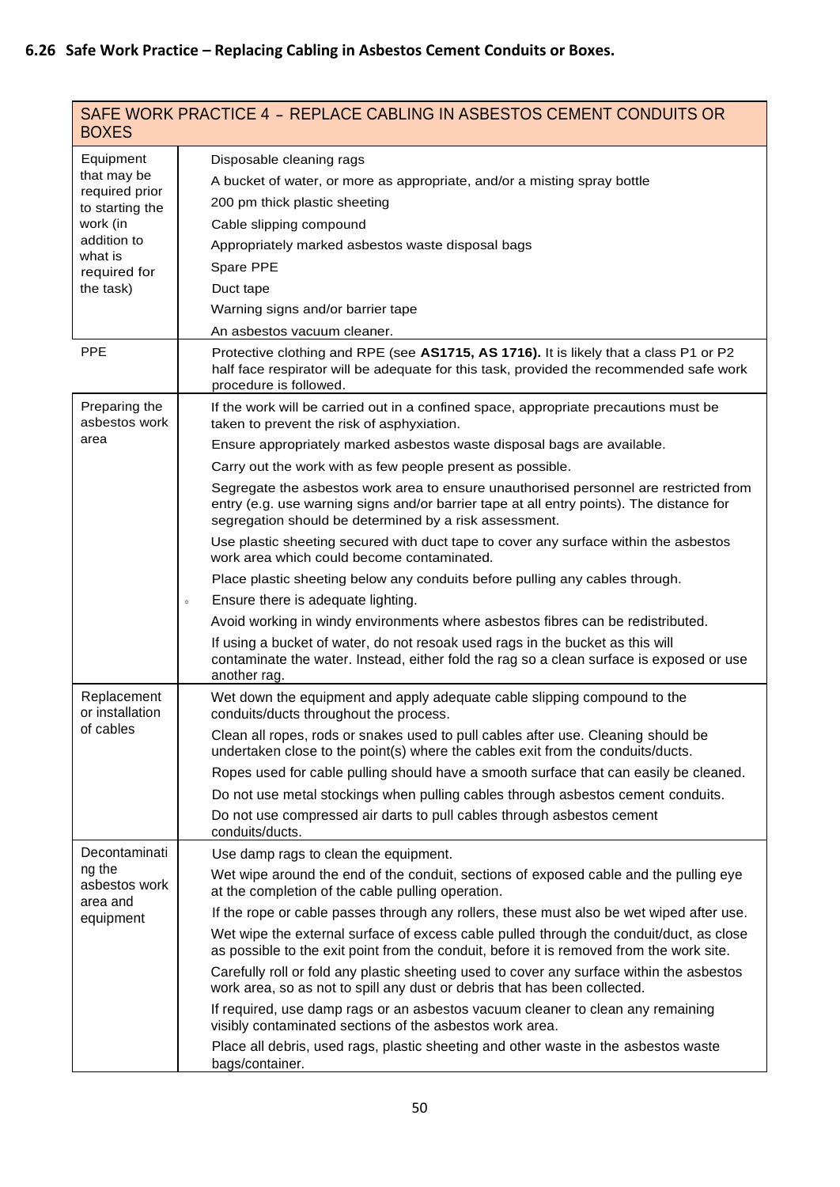### 6.26 Safe Work Practice – Replacing Cabling in Asbestos Cement Conduits or Boxes.

| SAFE WORK PRACTICE 4 – REPLACE CABLING IN ASBESTOS CEMENT CONDUITS OR BOXES | |
|---|---|
| Equipment that may be required prior to starting the work (in addition to what is required for the task) | Disposable cleaning rags<br>A bucket of water, or more as appropriate, and/or a misting spray bottle<br>200 pm thick plastic sheeting<br>Cable slipping compound<br>Appropriately marked asbestos waste disposal bags<br>Spare PPE<br>Duct tape<br>Warning signs and/or barrier tape<br>An asbestos vacuum cleaner. |
| PPE | Protective clothing and RPE (see **AS1715, AS 1716).** It is likely that a class P1 or P2 half face respirator will be adequate for this task, provided the recommended safe work procedure is followed. |
| Preparing the asbestos work area | If the work will be carried out in a confined space, appropriate precautions must be taken to prevent the risk of asphyxiation.<br>Ensure appropriately marked asbestos waste disposal bags are available.<br>Carry out the work with as few people present as possible.<br>Segregate the asbestos work area to ensure unauthorised personnel are restricted from entry (e.g. use warning signs and/or barrier tape at all entry points). The distance for segregation should be determined by a risk assessment.<br>Use plastic sheeting secured with duct tape to cover any surface within the asbestos work area which could become contaminated.<br>Place plastic sheeting below any conduits before pulling any cables through.<br>Ensure there is adequate lighting.<br>Avoid working in windy environments where asbestos fibres can be redistributed.<br>If using a bucket of water, do not resoak used rags in the bucket as this will contaminate the water. Instead, either fold the rag so a clean surface is exposed or use another rag. |
| Replacement or installation of cables | Wet down the equipment and apply adequate cable slipping compound to the conduits/ducts throughout the process.<br>Clean all ropes, rods or snakes used to pull cables after use. Cleaning should be undertaken close to the point(s) where the cables exit from the conduits/ducts.<br>Ropes used for cable pulling should have a smooth surface that can easily be cleaned.<br>Do not use metal stockings when pulling cables through asbestos cement conduits.<br>Do not use compressed air darts to pull cables through asbestos cement conduits/ducts. |
| Decontaminating the asbestos work area and equipment | Use damp rags to clean the equipment.<br>Wet wipe around the end of the conduit, sections of exposed cable and the pulling eye at the completion of the cable pulling operation.<br>If the rope or cable passes through any rollers, these must also be wet wiped after use.<br>Wet wipe the external surface of excess cable pulled through the conduit/duct, as close as possible to the exit point from the conduit, before it is removed from the work site.<br>Carefully roll or fold any plastic sheeting used to cover any surface within the asbestos work area, so as not to spill any dust or debris that has been collected.<br>If required, use damp rags or an asbestos vacuum cleaner to clean any remaining visibly contaminated sections of the asbestos work area.<br>Place all debris, used rags, plastic sheeting and other waste in the asbestos waste bags/container. |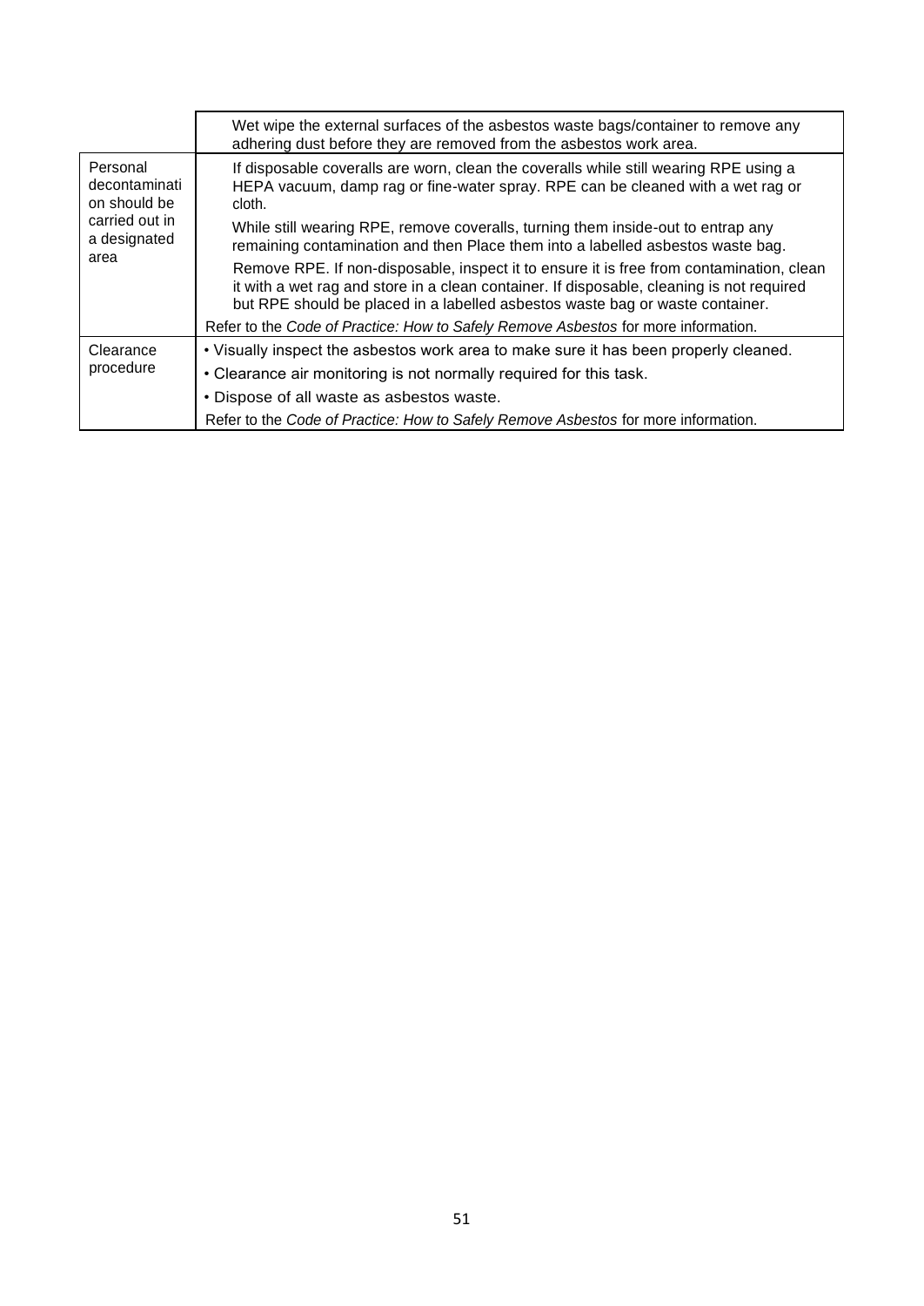| | |
|---|---|
| | Wet wipe the external surfaces of the asbestos waste bags/container to remove any adhering dust before they are removed from the asbestos work area. |
| Personal decontamination should be carried out in a designated area | If disposable coveralls are worn, clean the coveralls while still wearing RPE using a HEPA vacuum, damp rag or fine-water spray. RPE can be cleaned with a wet rag or cloth.<br><br>While still wearing RPE, remove coveralls, turning them inside-out to entrap any remaining contamination and then Place them into a labelled asbestos waste bag.<br><br>Remove RPE. If non-disposable, inspect it to ensure it is free from contamination, clean it with a wet rag and store in a clean container. If disposable, cleaning is not required but RPE should be placed in a labelled asbestos waste bag or waste container.<br><br>Refer to the *Code of Practice: How to Safely Remove Asbestos* for more information. |
| Clearance procedure | • Visually inspect the asbestos work area to make sure it has been properly cleaned.<br>• Clearance air monitoring is not normally required for this task.<br>• Dispose of all waste as asbestos waste.<br><br>Refer to the *Code of Practice: How to Safely Remove Asbestos* for more information. |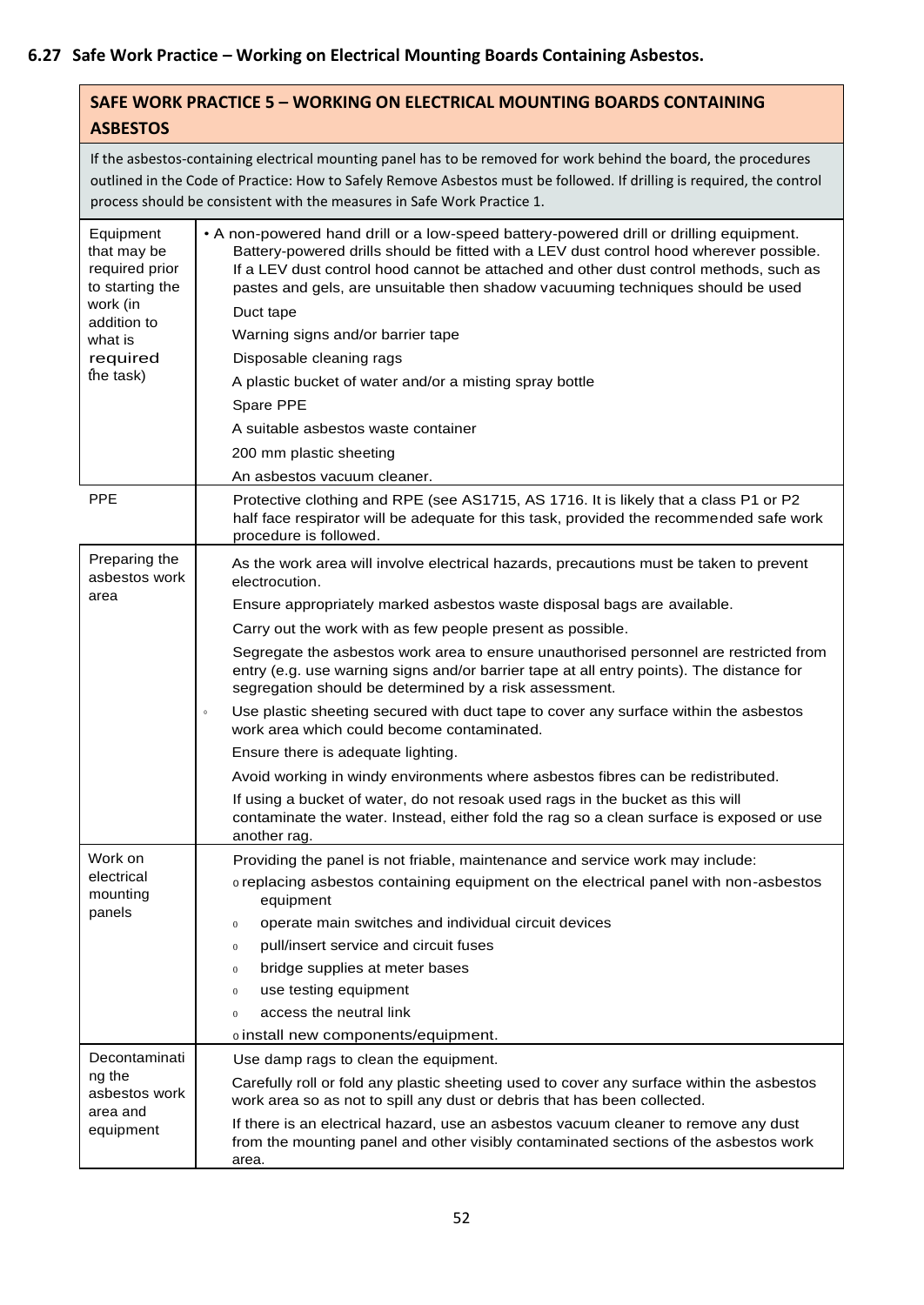### 6.27 Safe Work Practice – Working on Electrical Mounting Boards Containing Asbestos.

| SAFE WORK PRACTICE 5 – WORKING ON ELECTRICAL MOUNTING BOARDS CONTAINING ASBESTOS | |
|---|---|
| If the asbestos-containing electrical mounting panel has to be removed for work behind the board, the procedures outlined in the Code of Practice: How to Safely Remove Asbestos must be followed. If drilling is required, the control process should be consistent with the measures in Safe Work Practice 1. | |
| Equipment that may be required prior to starting the work (in addition to what is required the task) | • A non-powered hand drill or a low-speed battery-powered drill or drilling equipment. Battery-powered drills should be fitted with a LEV dust control hood wherever possible. If a LEV dust control hood cannot be attached and other dust control methods, such as pastes and gels, are unsuitable then shadow vacuuming techniques should be used<br>Duct tape<br>Warning signs and/or barrier tape<br>Disposable cleaning rags<br>A plastic bucket of water and/or a misting spray bottle<br>Spare PPE<br>A suitable asbestos waste container<br>200 mm plastic sheeting<br>An asbestos vacuum cleaner. |
| PPE | Protective clothing and RPE (see AS1715, AS 1716. It is likely that a class P1 or P2 half face respirator will be adequate for this task, provided the recommended safe work procedure is followed. |
| Preparing the asbestos work area | As the work area will involve electrical hazards, precautions must be taken to prevent electrocution.<br>Ensure appropriately marked asbestos waste disposal bags are available.<br>Carry out the work with as few people present as possible.<br>Segregate the asbestos work area to ensure unauthorised personnel are restricted from entry (e.g. use warning signs and/or barrier tape at all entry points). The distance for segregation should be determined by a risk assessment.<br>Use plastic sheeting secured with duct tape to cover any surface within the asbestos work area which could become contaminated.<br>Ensure there is adequate lighting.<br>Avoid working in windy environments where asbestos fibres can be redistributed.<br>If using a bucket of water, do not resoak used rags in the bucket as this will contaminate the water. Instead, either fold the rag so a clean surface is exposed or use another rag. |
| Work on electrical mounting panels | Providing the panel is not friable, maintenance and service work may include:<br>o replacing asbestos containing equipment on the electrical panel with non-asbestos equipment<br>o operate main switches and individual circuit devices<br>o pull/insert service and circuit fuses<br>o bridge supplies at meter bases<br>o use testing equipment<br>o access the neutral link<br>o install new components/equipment. |
| Decontaminating the asbestos work area and equipment | Use damp rags to clean the equipment.<br>Carefully roll or fold any plastic sheeting used to cover any surface within the asbestos work area so as not to spill any dust or debris that has been collected.<br>If there is an electrical hazard, use an asbestos vacuum cleaner to remove any dust from the mounting panel and other visibly contaminated sections of the asbestos work area. |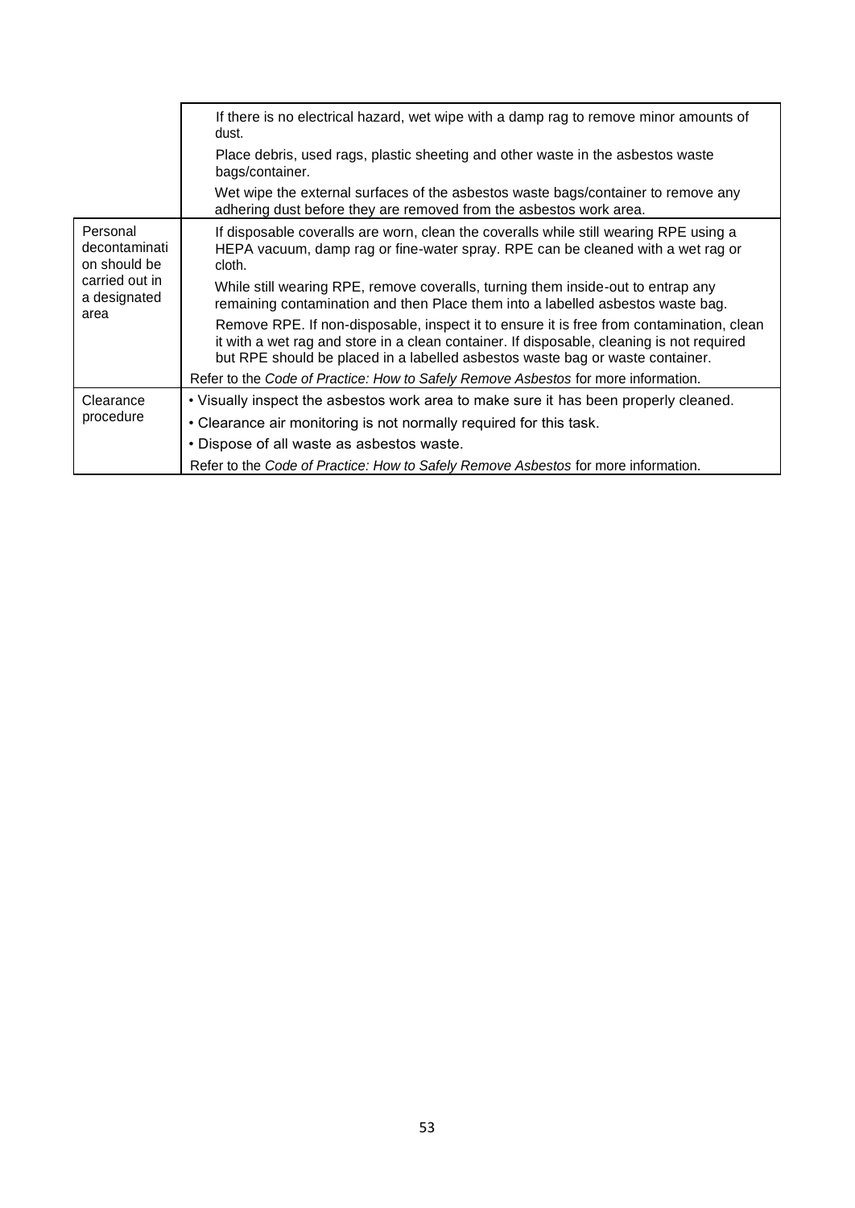| | |
|---|---|
| | If there is no electrical hazard, wet wipe with a damp rag to remove minor amounts of dust.<br>Place debris, used rags, plastic sheeting and other waste in the asbestos waste bags/container.<br>Wet wipe the external surfaces of the asbestos waste bags/container to remove any adhering dust before they are removed from the asbestos work area. |
| Personal decontamination should be carried out in a designated area | If disposable coveralls are worn, clean the coveralls while still wearing RPE using a HEPA vacuum, damp rag or fine-water spray. RPE can be cleaned with a wet rag or cloth.<br>While still wearing RPE, remove coveralls, turning them inside-out to entrap any remaining contamination and then Place them into a labelled asbestos waste bag.<br>Remove RPE. If non-disposable, inspect it to ensure it is free from contamination, clean it with a wet rag and store in a clean container. If disposable, cleaning is not required but RPE should be placed in a labelled asbestos waste bag or waste container.<br>Refer to the *Code of Practice: How to Safely Remove Asbestos* for more information. |
| Clearance procedure | • Visually inspect the asbestos work area to make sure it has been properly cleaned.<br>• Clearance air monitoring is not normally required for this task.<br>• Dispose of all waste as asbestos waste.<br>Refer to the *Code of Practice: How to Safely Remove Asbestos* for more information. |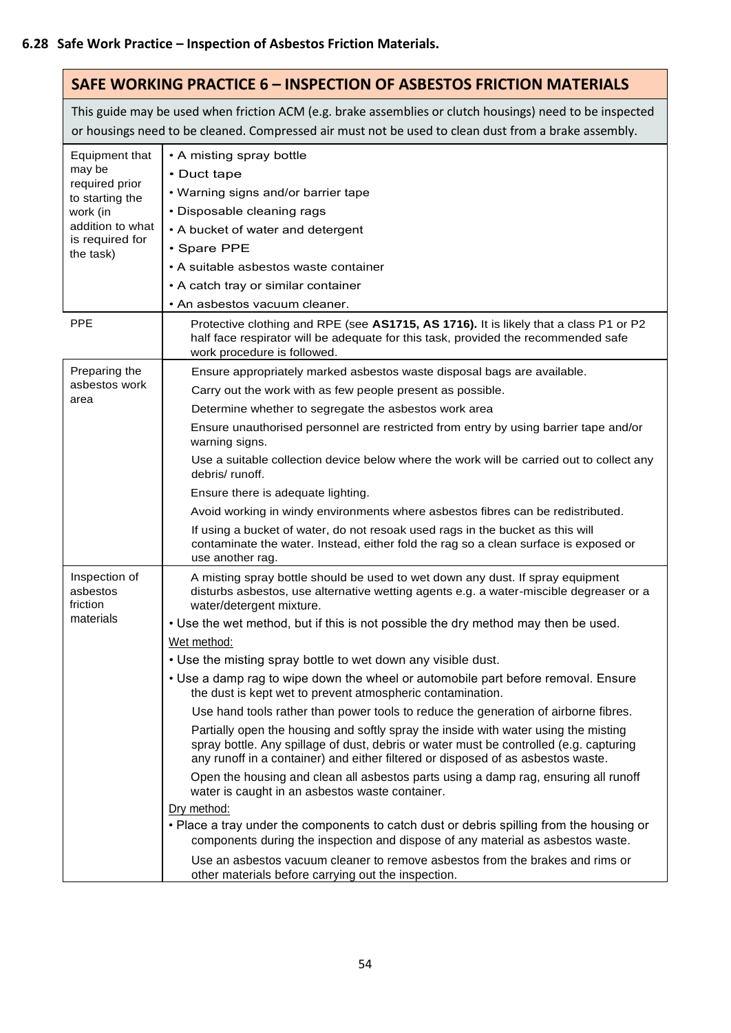### 6.28 Safe Work Practice – Inspection of Asbestos Friction Materials.

| SAFE WORKING PRACTICE 6 – INSPECTION OF ASBESTOS FRICTION MATERIALS | |
|---|---|
| This guide may be used when friction ACM (e.g. brake assemblies or clutch housings) need to be inspected or housings need to be cleaned. Compressed air must not be used to clean dust from a brake assembly. | |
| Equipment that may be required prior to starting the work (in addition to what is required for the task) | • A misting spray bottle<br>• Duct tape<br>• Warning signs and/or barrier tape<br>• Disposable cleaning rags<br>• A bucket of water and detergent<br>• Spare PPE<br>• A suitable asbestos waste container<br>• A catch tray or similar container<br>• An asbestos vacuum cleaner. |
| PPE | Protective clothing and RPE (see **AS1715, AS 1716).** It is likely that a class P1 or P2 half face respirator will be adequate for this task, provided the recommended safe work procedure is followed. |
| Preparing the asbestos work area | Ensure appropriately marked asbestos waste disposal bags are available.<br>Carry out the work with as few people present as possible.<br>Determine whether to segregate the asbestos work area<br>Ensure unauthorised personnel are restricted from entry by using barrier tape and/or warning signs.<br>Use a suitable collection device below where the work will be carried out to collect any debris/ runoff.<br>Ensure there is adequate lighting.<br>Avoid working in windy environments where asbestos fibres can be redistributed.<br>If using a bucket of water, do not resoak used rags in the bucket as this will contaminate the water. Instead, either fold the rag so a clean surface is exposed or use another rag. |
| Inspection of asbestos friction materials | A misting spray bottle should be used to wet down any dust. If spray equipment disturbs asbestos, use alternative wetting agents e.g. a water-miscible degreaser or a water/detergent mixture.<br>• Use the wet method, but if this is not possible the dry method may then be used.<br><u>Wet method:</u><br>• Use the misting spray bottle to wet down any visible dust.<br>• Use a damp rag to wipe down the wheel or automobile part before removal. Ensure the dust is kept wet to prevent atmospheric contamination.<br>Use hand tools rather than power tools to reduce the generation of airborne fibres.<br>Partially open the housing and softly spray the inside with water using the misting spray bottle. Any spillage of dust, debris or water must be controlled (e.g. capturing any runoff in a container) and either filtered or disposed of as asbestos waste.<br>Open the housing and clean all asbestos parts using a damp rag, ensuring all runoff water is caught in an asbestos waste container.<br><u>Dry method:</u><br>• Place a tray under the components to catch dust or debris spilling from the housing or components during the inspection and dispose of any material as asbestos waste.<br>Use an asbestos vacuum cleaner to remove asbestos from the brakes and rims or other materials before carrying out the inspection. |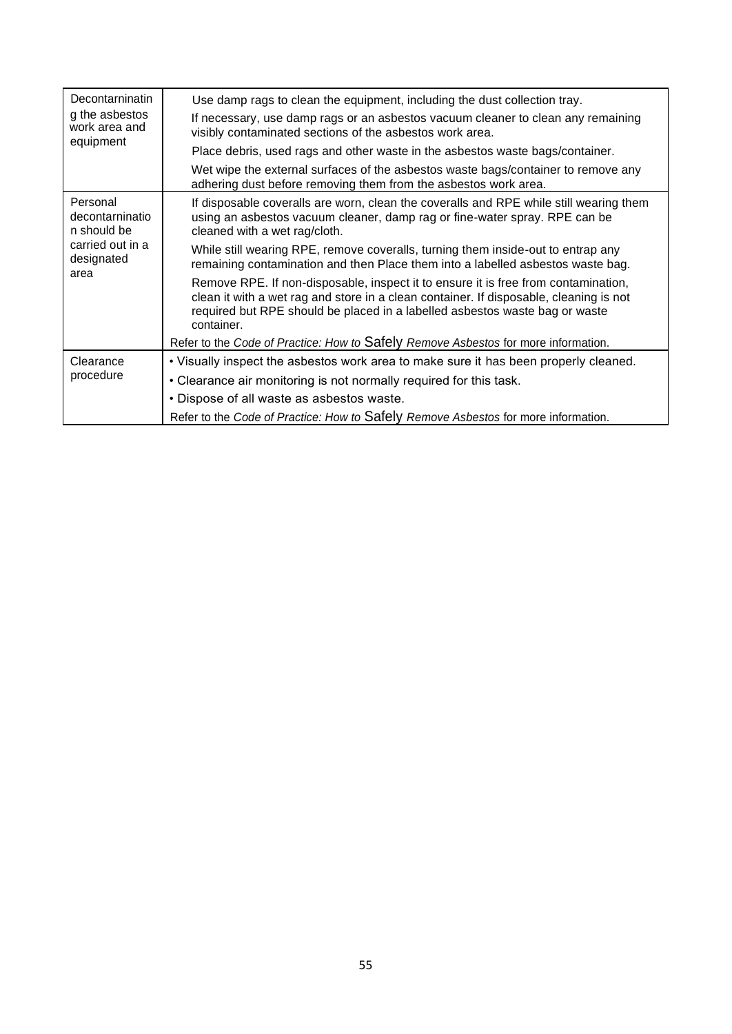| | |
|---|---|
| Decontarninating the asbestos work area and equipment | Use damp rags to clean the equipment, including the dust collection tray.<br>If necessary, use damp rags or an asbestos vacuum cleaner to clean any remaining visibly contaminated sections of the asbestos work area.<br>Place debris, used rags and other waste in the asbestos waste bags/container.<br>Wet wipe the external surfaces of the asbestos waste bags/container to remove any adhering dust before removing them from the asbestos work area. |
| Personal decontarnination should be carried out in a designated area | If disposable coveralls are worn, clean the coveralls and RPE while still wearing them using an asbestos vacuum cleaner, damp rag or fine-water spray. RPE can be cleaned with a wet rag/cloth.<br>While still wearing RPE, remove coveralls, turning them inside-out to entrap any remaining contamination and then Place them into a labelled asbestos waste bag.<br>Remove RPE. If non-disposable, inspect it to ensure it is free from contamination, clean it with a wet rag and store in a clean container. If disposable, cleaning is not required but RPE should be placed in a labelled asbestos waste bag or waste container.<br>Refer to the *Code of Practice: How to* Safely *Remove Asbestos* for more information. |
| Clearance procedure | • Visually inspect the asbestos work area to make sure it has been properly cleaned.<br>• Clearance air monitoring is not normally required for this task.<br>• Dispose of all waste as asbestos waste.<br>Refer to the *Code of Practice: How to* Safely *Remove Asbestos* for more information. |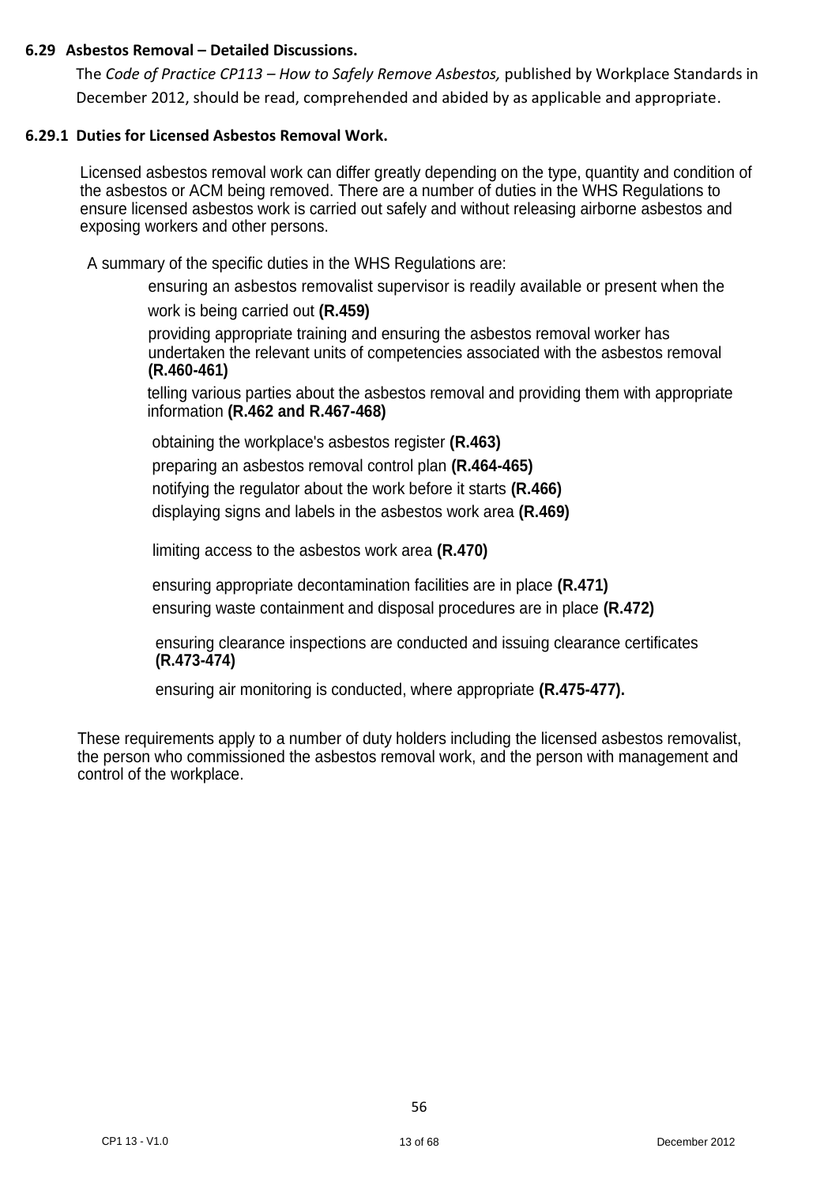### 6.29 Asbestos Removal – Detailed Discussions.

The *Code of Practice CP113 – How to Safely Remove Asbestos,* published by Workplace Standards in December 2012, should be read, comprehended and abided by as applicable and appropriate.

#### 6.29.1 Duties for Licensed Asbestos Removal Work.

Licensed asbestos removal work can differ greatly depending on the type, quantity and condition of the asbestos or ACM being removed. There are a number of duties in the WHS Regulations to ensure licensed asbestos work is carried out safely and without releasing airborne asbestos and exposing workers and other persons.

A summary of the specific duties in the WHS Regulations are:

- ensuring an asbestos removalist supervisor is readily available or present when the work is being carried out **(R.459)**
- providing appropriate training and ensuring the asbestos removal worker has undertaken the relevant units of competencies associated with the asbestos removal **(R.460-461)**
- telling various parties about the asbestos removal and providing them with appropriate information **(R.462 and R.467-468)**
- obtaining the workplace's asbestos register **(R.463)**
- preparing an asbestos removal control plan **(R.464-465)**
- notifying the regulator about the work before it starts **(R.466)**
- displaying signs and labels in the asbestos work area **(R.469)**
- limiting access to the asbestos work area **(R.470)**
- ensuring appropriate decontamination facilities are in place **(R.471)**
- ensuring waste containment and disposal procedures are in place **(R.472)**
- ensuring clearance inspections are conducted and issuing clearance certificates **(R.473-474)**
- ensuring air monitoring is conducted, where appropriate **(R.475-477).**

These requirements apply to a number of duty holders including the licensed asbestos removalist, the person who commissioned the asbestos removal work, and the person with management and control of the workplace.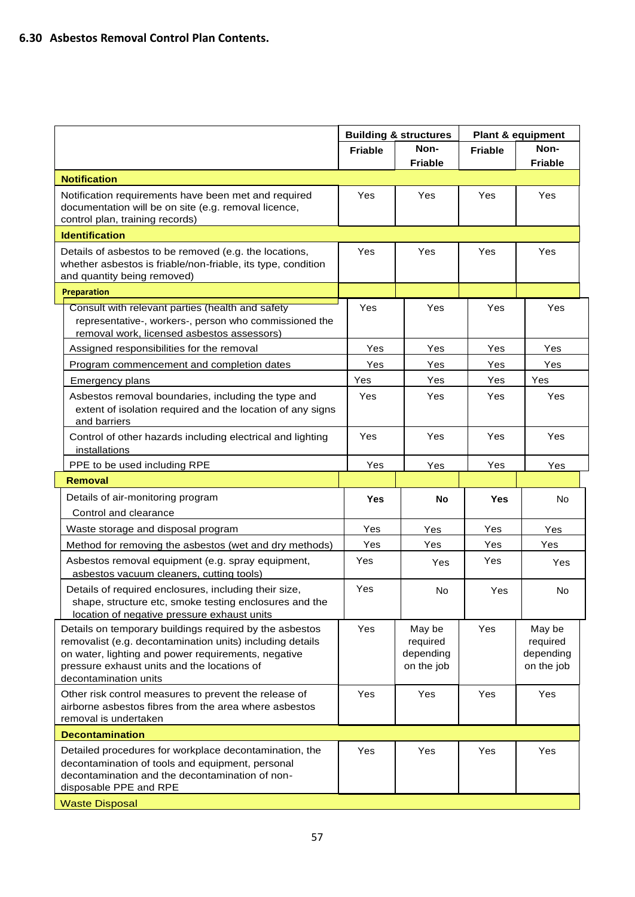## 6.30 Asbestos Removal Control Plan Contents.

| | Building & structures | | Plant & equipment | |
|---|---|---|---|---|
| | **Friable** | **Non-Friable** | **Friable** | **Non-Friable** |
| **Notification** | | | | |
| Notification requirements have been met and required documentation will be on site (e.g. removal licence, control plan, training records) | Yes | Yes | Yes | Yes |
| **Identification** | | | | |
| Details of asbestos to be removed (e.g. the locations, whether asbestos is friable/non-friable, its type, condition and quantity being removed) | Yes | Yes | Yes | Yes |
| **Preparation** | | | | |
| Consult with relevant parties (health and safety representative-, workers-, person who commissioned the removal work, licensed asbestos assessors) | Yes | Yes | Yes | Yes |
| Assigned responsibilities for the removal | Yes | Yes | Yes | Yes |
| Program commencement and completion dates | Yes | Yes | Yes | Yes |
| Emergency plans | Yes | Yes | Yes | Yes |
| Asbestos removal boundaries, including the type and extent of isolation required and the location of any signs and barriers | Yes | Yes | Yes | Yes |
| Control of other hazards including electrical and lighting installations | Yes | Yes | Yes | Yes |
| PPE to be used including RPE | Yes | Yes | Yes | Yes |
| **Removal** | | | | |
| Details of air-monitoring program Control and clearance | **Yes** | **No** | **Yes** | No |
| Waste storage and disposal program | Yes | Yes | Yes | Yes |
| Method for removing the asbestos (wet and dry methods) | Yes | Yes | Yes | Yes |
| Asbestos removal equipment (e.g. spray equipment, asbestos vacuum cleaners, cutting tools) | Yes | Yes | Yes | Yes |
| Details of required enclosures, including their size, shape, structure etc, smoke testing enclosures and the location of negative pressure exhaust units | Yes | No | Yes | No |
| Details on temporary buildings required by the asbestos removalist (e.g. decontamination units) including details on water, lighting and power requirements, negative pressure exhaust units and the locations of decontamination units | Yes | May be required depending on the job | Yes | May be required depending on the job |
| Other risk control measures to prevent the release of airborne asbestos fibres from the area where asbestos removal is undertaken | Yes | Yes | Yes | Yes |
| **Decontamination** | | | | |
| Detailed procedures for workplace decontamination, the decontamination of tools and equipment, personal decontamination and the decontamination of non-disposable PPE and RPE | Yes | Yes | Yes | Yes |
| Waste Disposal | | | | |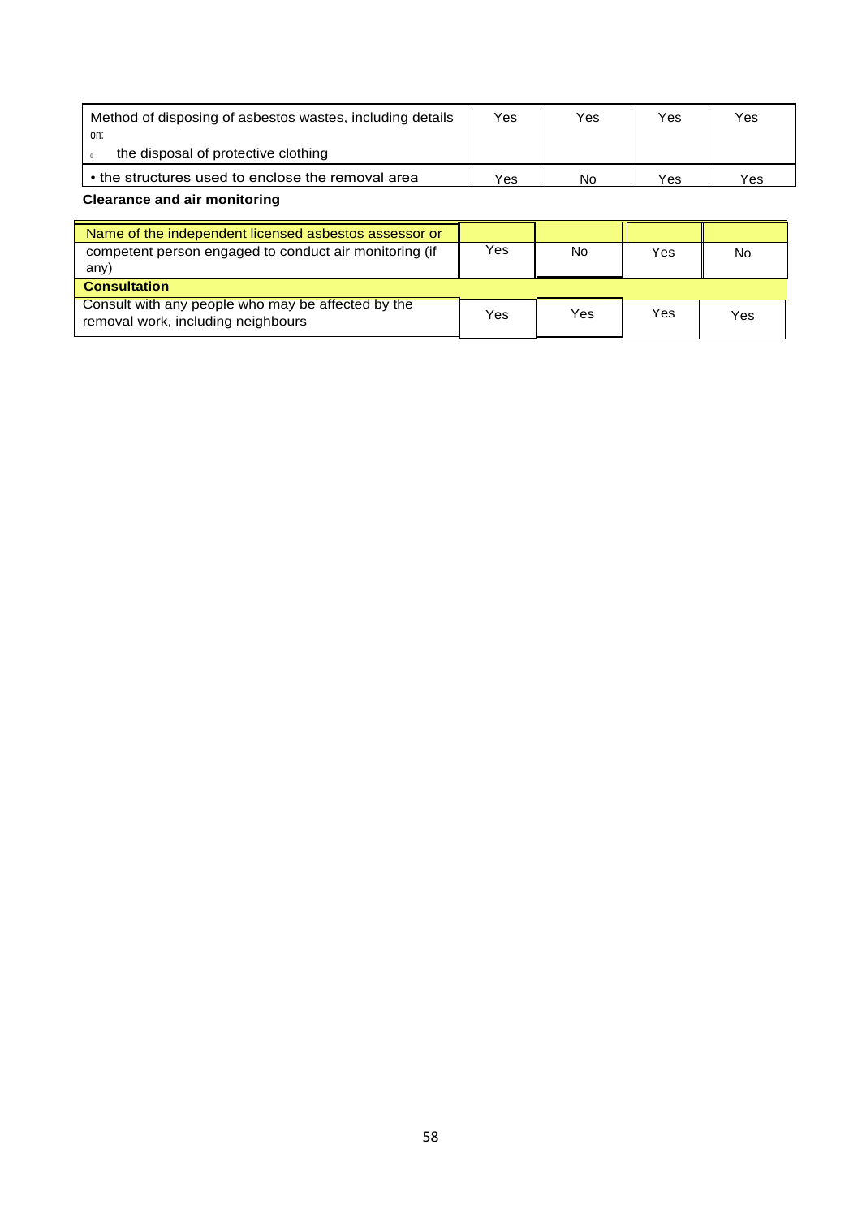| | | | | |
|---|---|---|---|---|
| Method of disposing of asbestos wastes, including details on:<br>◦ the disposal of protective clothing | Yes | Yes | Yes | Yes |
| • the structures used to enclose the removal area | Yes | No | Yes | Yes |

**Clearance and air monitoring**

| | | | | |
|---|---|---|---|---|
| Name of the independent licensed asbestos assessor or competent person engaged to conduct air monitoring (if any) | Yes | No | Yes | No |
| **Consultation** | | | | |
| Consult with any people who may be affected by the removal work, including neighbours | Yes | Yes | Yes | Yes |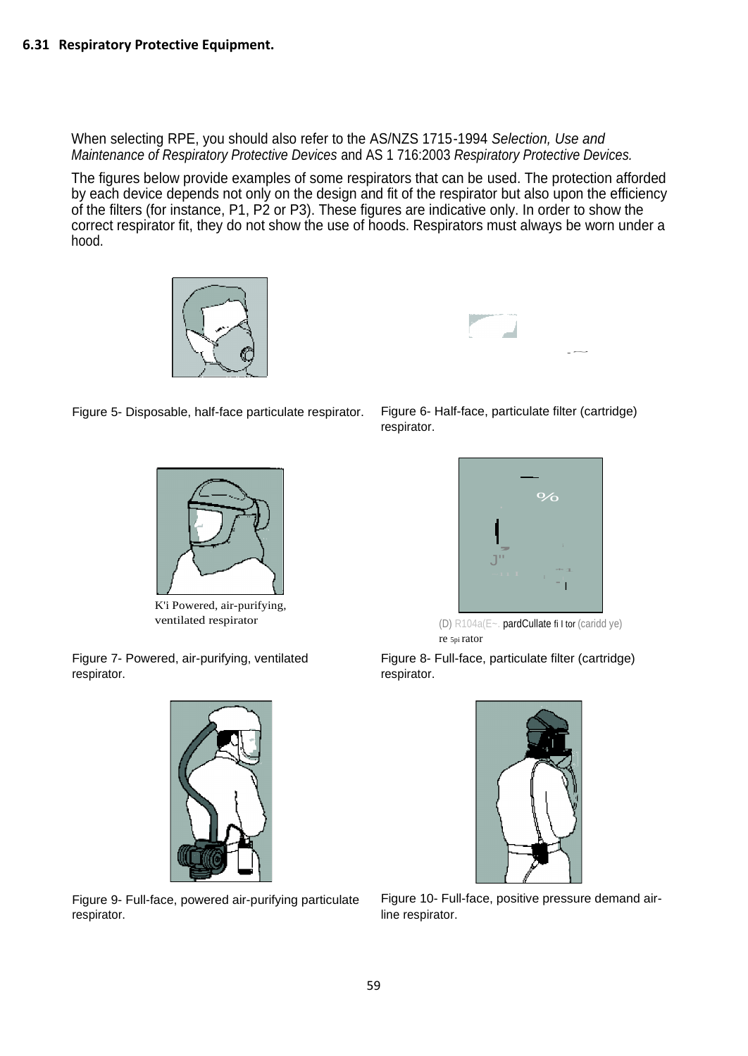## 6.31 Respiratory Protective Equipment.

When selecting RPE, you should also refer to the AS/NZS 1715-1994 *Selection, Use and Maintenance of Respiratory Protective Devices* and AS 1 716:2003 *Respiratory Protective Devices.*

The figures below provide examples of some respirators that can be used. The protection afforded by each device depends not only on the design and fit of the respirator but also upon the efficiency of the filters (for instance, P1, P2 or P3). These figures are indicative only. In order to show the correct respirator fit, they do not show the use of hoods. Respirators must always be worn under a hood.

Figure 5- Disposable, half-face particulate respirator.

Figure 6- Half-face, particulate filter (cartridge) respirator.

K'i Powered, air-purifying, ventilated respirator

Figure 7- Powered, air-purifying, ventilated respirator.

(D) R104a(E~. pardCullate fi I tor (caridd ye) re 5pi rator

Figure 8- Full-face, particulate filter (cartridge) respirator.

Figure 9- Full-face, powered air-purifying particulate respirator.

Figure 10- Full-face, positive pressure demand air-line respirator.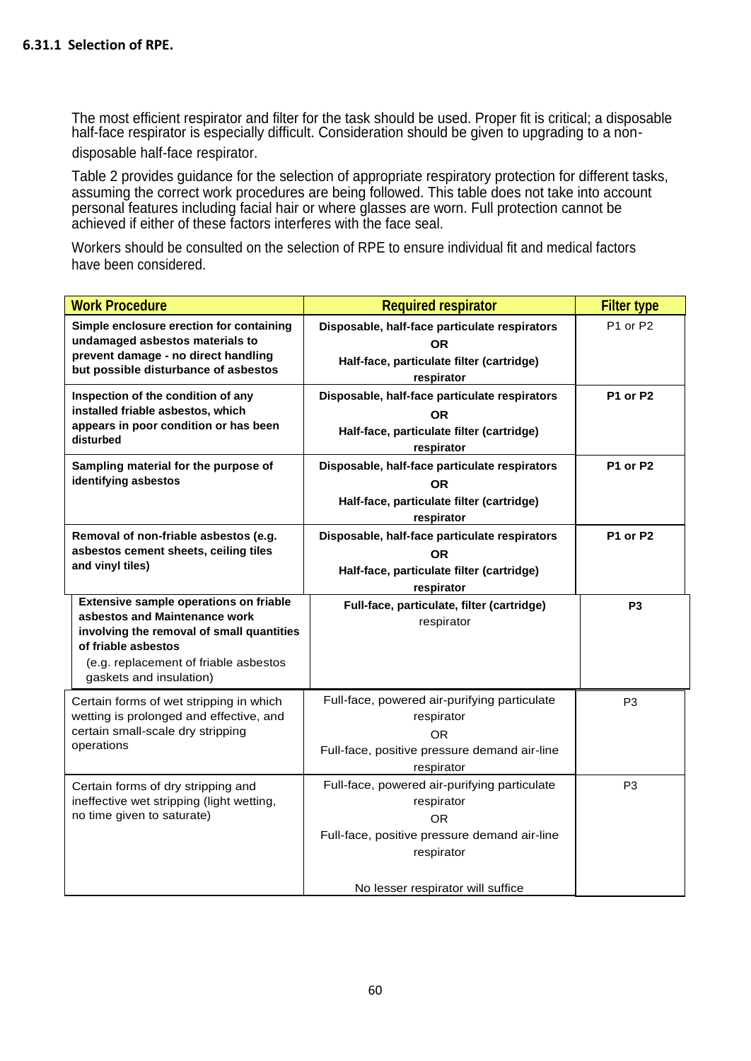### 6.31.1 Selection of RPE.

The most efficient respirator and filter for the task should be used. Proper fit is critical; a disposable half-face respirator is especially difficult. Consideration should be given to upgrading to a non-disposable half-face respirator.

Table 2 provides guidance for the selection of appropriate respiratory protection for different tasks, assuming the correct work procedures are being followed. This table does not take into account personal features including facial hair or where glasses are worn. Full protection cannot be achieved if either of these factors interferes with the face seal.

Workers should be consulted on the selection of RPE to ensure individual fit and medical factors have been considered.

| Work Procedure | Required respirator | Filter type |
|---|---|---|
| **Simple enclosure erection for containing undamaged asbestos materials to prevent damage - no direct handling but possible disturbance of asbestos** | **Disposable, half-face particulate respirators OR Half-face, particulate filter (cartridge) respirator** | P1 or P2 |
| **Inspection of the condition of any installed friable asbestos, which appears in poor condition or has been disturbed** | **Disposable, half-face particulate respirators OR Half-face, particulate filter (cartridge) respirator** | **P1 or P2** |
| **Sampling material for the purpose of identifying asbestos** | **Disposable, half-face particulate respirators OR Half-face, particulate filter (cartridge) respirator** | **P1 or P2** |
| **Removal of non-friable asbestos (e.g. asbestos cement sheets, ceiling tiles and vinyl tiles)** | **Disposable, half-face particulate respirators OR Half-face, particulate filter (cartridge) respirator** | **P1 or P2** |
| **Extensive sample operations on friable asbestos and Maintenance work involving the removal of small quantities of friable asbestos** (e.g. replacement of friable asbestos gaskets and insulation) | **Full-face, particulate, filter (cartridge)** respirator | **P3** |
| Certain forms of wet stripping in which wetting is prolonged and effective, and certain small-scale dry stripping operations | Full-face, powered air-purifying particulate respirator OR Full-face, positive pressure demand air-line respirator | P3 |
| Certain forms of dry stripping and ineffective wet stripping (light wetting, no time given to saturate) | Full-face, powered air-purifying particulate respirator OR Full-face, positive pressure demand air-line respirator<br><br>No lesser respirator will suffice | P3 |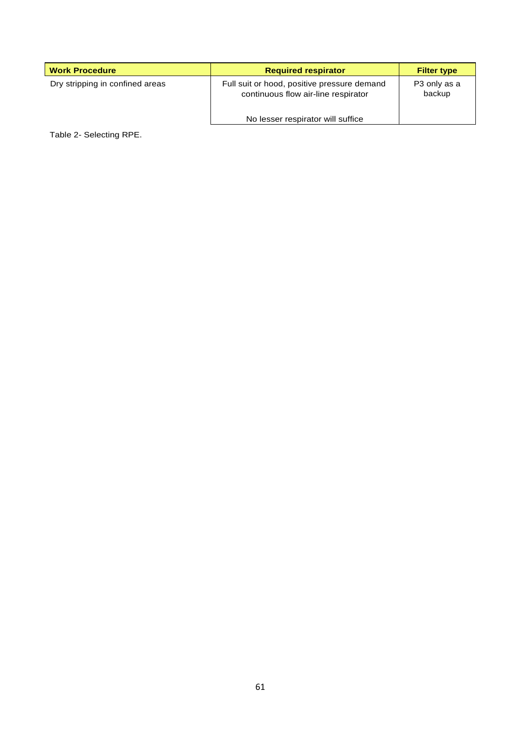| Work Procedure | Required respirator | Filter type |
|---|---|---|
| Dry stripping in confined areas | Full suit or hood, positive pressure demand continuous flow air-line respirator<br><br>No lesser respirator will suffice | P3 only as a backup |

Table 2- Selecting RPE.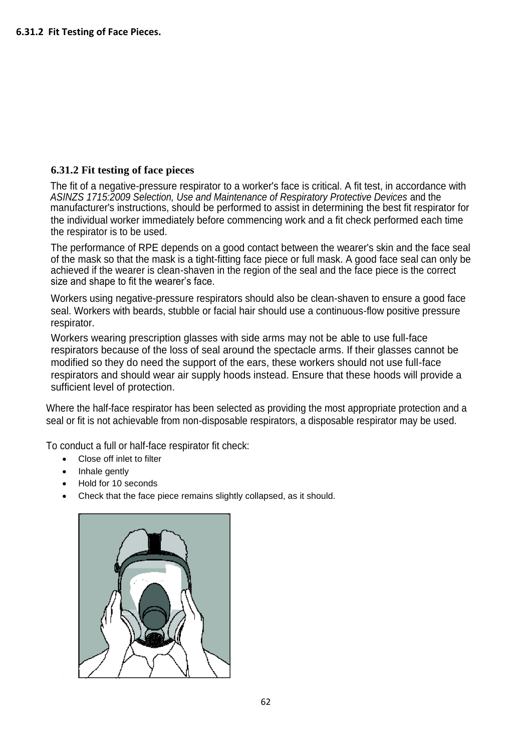**6.31.2 Fit Testing of Face Pieces.**

### 6.31.2 Fit testing of face pieces

The fit of a negative-pressure respirator to a worker's face is critical. A fit test, in accordance with *ASINZS 1715:2009 Selection, Use and Maintenance of Respiratory Protective Devices* and the manufacturer's instructions, should be performed to assist in determining the best fit respirator for the individual worker immediately before commencing work and a fit check performed each time the respirator is to be used.

The performance of RPE depends on a good contact between the wearer's skin and the face seal of the mask so that the mask is a tight-fitting face piece or full mask. A good face seal can only be achieved if the wearer is clean-shaven in the region of the seal and the face piece is the correct size and shape to fit the wearer's face.

Workers using negative-pressure respirators should also be clean-shaven to ensure a good face seal. Workers with beards, stubble or facial hair should use a continuous-flow positive pressure respirator.

Workers wearing prescription glasses with side arms may not be able to use full-face respirators because of the loss of seal around the spectacle arms. If their glasses cannot be modified so they do need the support of the ears, these workers should not use full-face respirators and should wear air supply hoods instead. Ensure that these hoods will provide a sufficient level of protection.

Where the half-face respirator has been selected as providing the most appropriate protection and a seal or fit is not achievable from non-disposable respirators, a disposable respirator may be used.

To conduct a full or half-face respirator fit check:

- Close off inlet to filter
- Inhale gently
- Hold for 10 seconds
- Check that the face piece remains slightly collapsed, as it should.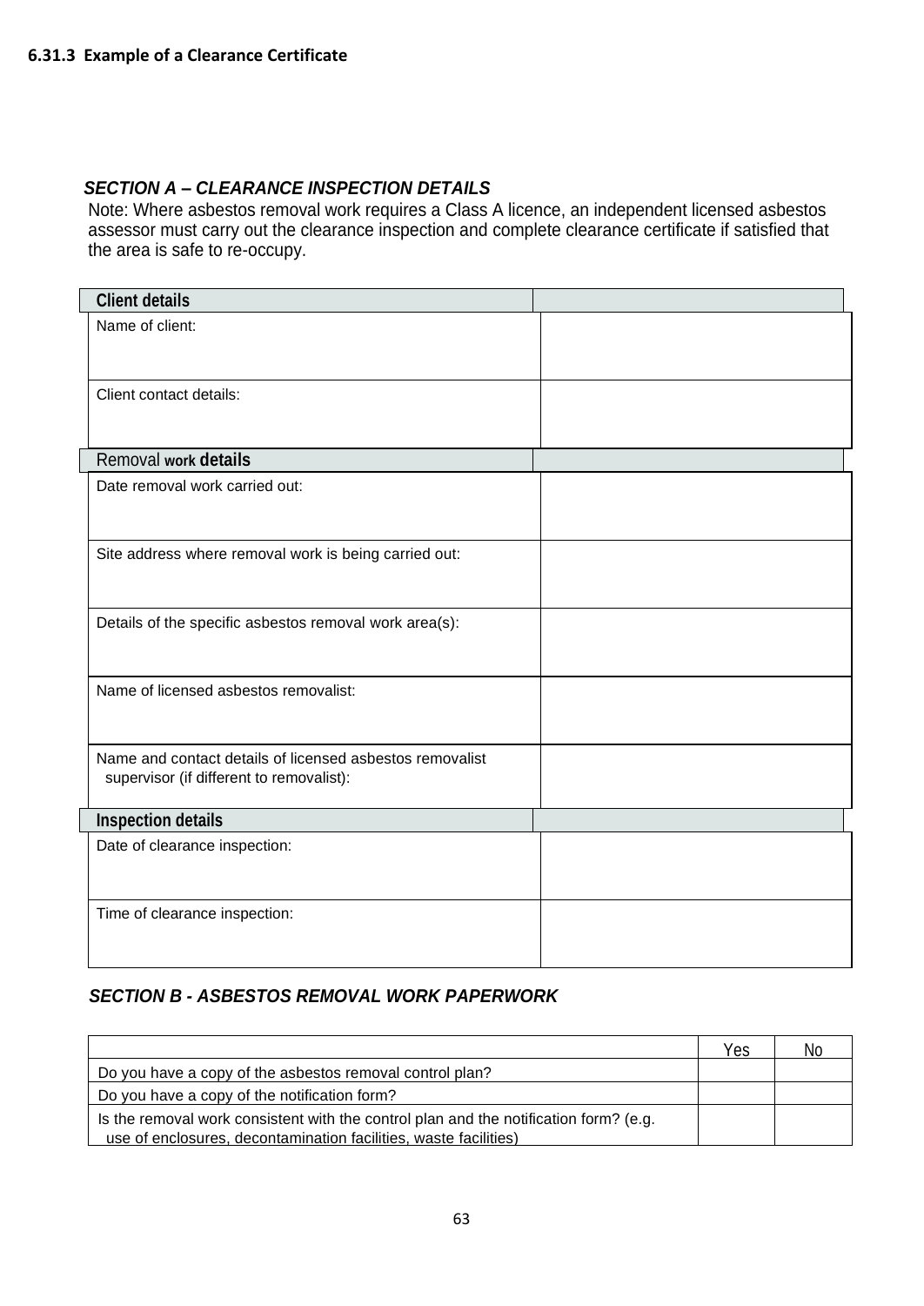### 6.31.3 Example of a Clearance Certificate

***SECTION A – CLEARANCE INSPECTION DETAILS***

Note: Where asbestos removal work requires a Class A licence, an independent licensed asbestos assessor must carry out the clearance inspection and complete clearance certificate if satisfied that the area is safe to re-occupy.

| **Client details** | |
|---|---|
| Name of client: | |
| Client contact details: | |
| Removal **work details** | |
| Date removal work carried out: | |
| Site address where removal work is being carried out: | |
| Details of the specific asbestos removal work area(s): | |
| Name of licensed asbestos removalist: | |
| Name and contact details of licensed asbestos removalist supervisor (if different to removalist): | |
| **Inspection details** | |
| Date of clearance inspection: | |
| Time of clearance inspection: | |

***SECTION B - ASBESTOS REMOVAL WORK PAPERWORK***

| | Yes | No |
|---|---|---|
| Do you have a copy of the asbestos removal control plan? | | |
| Do you have a copy of the notification form? | | |
| Is the removal work consistent with the control plan and the notification form? (e.g. use of enclosures, decontamination facilities, waste facilities) | | |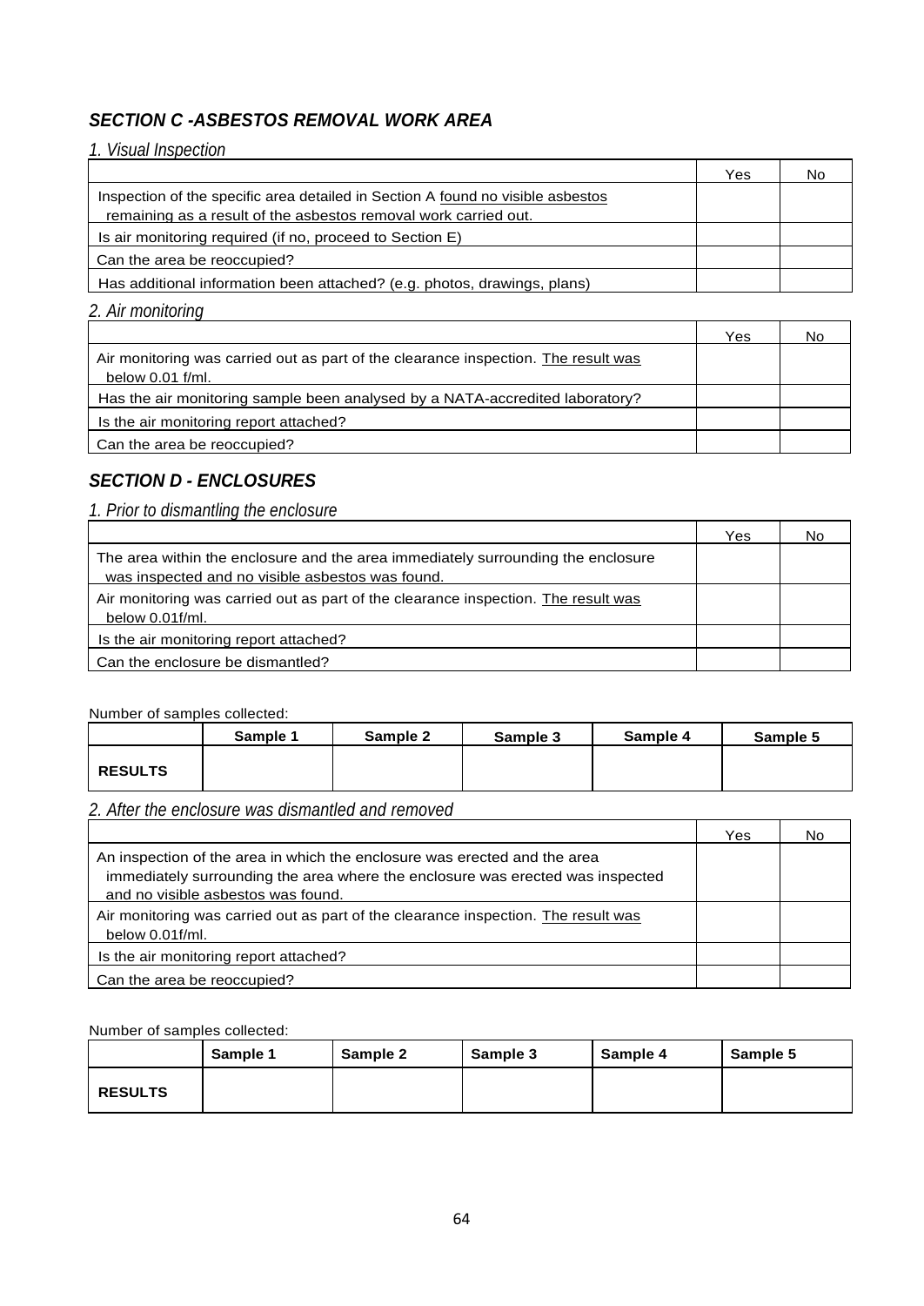## *SECTION C -ASBESTOS REMOVAL WORK AREA*

*1. Visual Inspection*

| | Yes | No |
|---|---|---|
| Inspection of the specific area detailed in Section A found no visible asbestos remaining as a result of the asbestos removal work carried out. | | |
| Is air monitoring required (if no, proceed to Section E) | | |
| Can the area be reoccupied? | | |
| Has additional information been attached? (e.g. photos, drawings, plans) | | |

*2. Air monitoring*

| | Yes | No |
|---|---|---|
| Air monitoring was carried out as part of the clearance inspection. The result was below 0.01 f/ml. | | |
| Has the air monitoring sample been analysed by a NATA-accredited laboratory? | | |
| Is the air monitoring report attached? | | |
| Can the area be reoccupied? | | |

## *SECTION D - ENCLOSURES*

*1. Prior to dismantling the enclosure*

| | Yes | No |
|---|---|---|
| The area within the enclosure and the area immediately surrounding the enclosure was inspected and no visible asbestos was found. | | |
| Air monitoring was carried out as part of the clearance inspection. The result was below 0.01f/ml. | | |
| Is the air monitoring report attached? | | |
| Can the enclosure be dismantled? | | |

Number of samples collected:

| | Sample 1 | Sample 2 | Sample 3 | Sample 4 | Sample 5 |
|---|---|---|---|---|---|
| **RESULTS** | | | | | |

*2. After the enclosure was dismantled and removed*

| | Yes | No |
|---|---|---|
| An inspection of the area in which the enclosure was erected and the area immediately surrounding the area where the enclosure was erected was inspected and no visible asbestos was found. | | |
| Air monitoring was carried out as part of the clearance inspection. The result was below 0.01f/ml. | | |
| Is the air monitoring report attached? | | |
| Can the area be reoccupied? | | |

Number of samples collected:

| | Sample 1 | Sample 2 | Sample 3 | Sample 4 | Sample 5 |
|---|---|---|---|---|---|
| **RESULTS** | | | | | |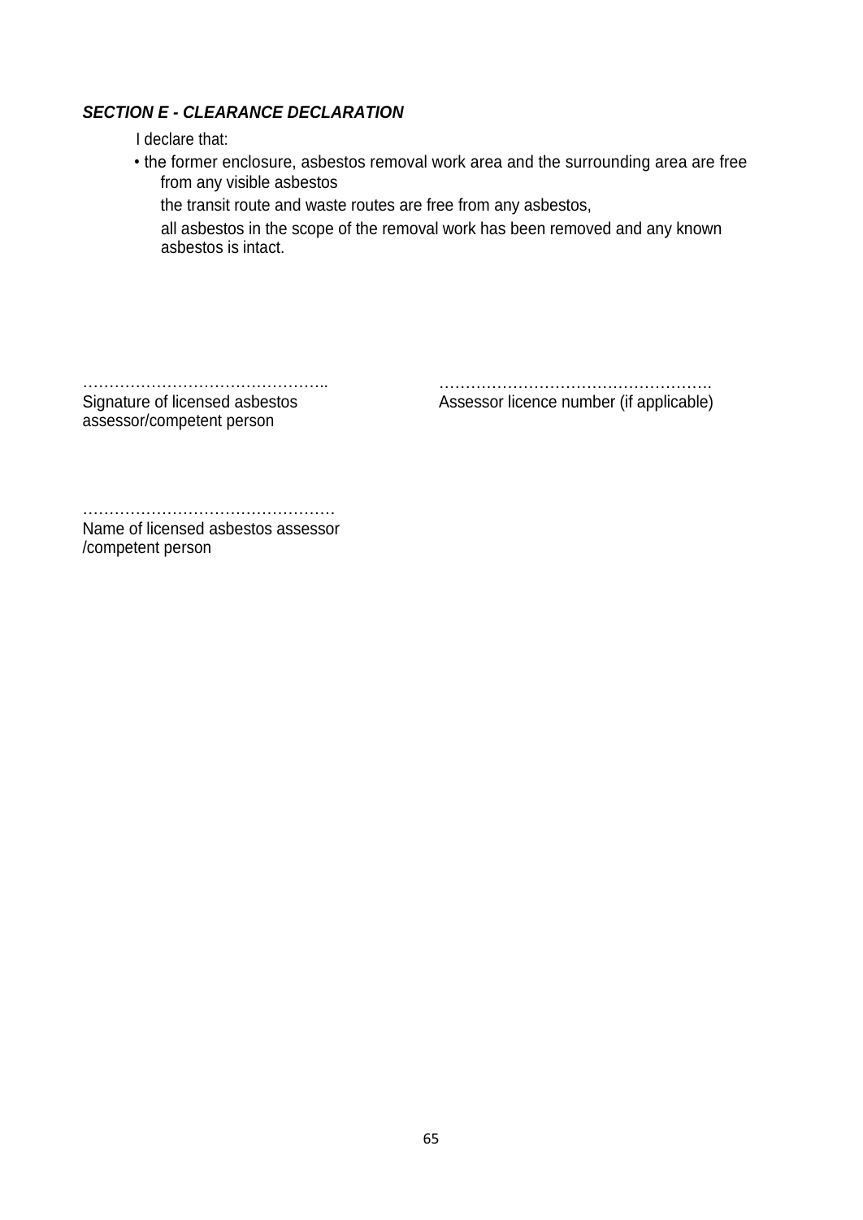***SECTION E - CLEARANCE DECLARATION***

I declare that:

- the former enclosure, asbestos removal work area and the surrounding area are free from any visible asbestos

  the transit route and waste routes are free from any asbestos,

  all asbestos in the scope of the removal work has been removed and any known asbestos is intact.

……………………………………..
Signature of licensed asbestos assessor/competent person

…………………………………………….
Assessor licence number (if applicable)

…………………………………………
Name of licensed asbestos assessor /competent person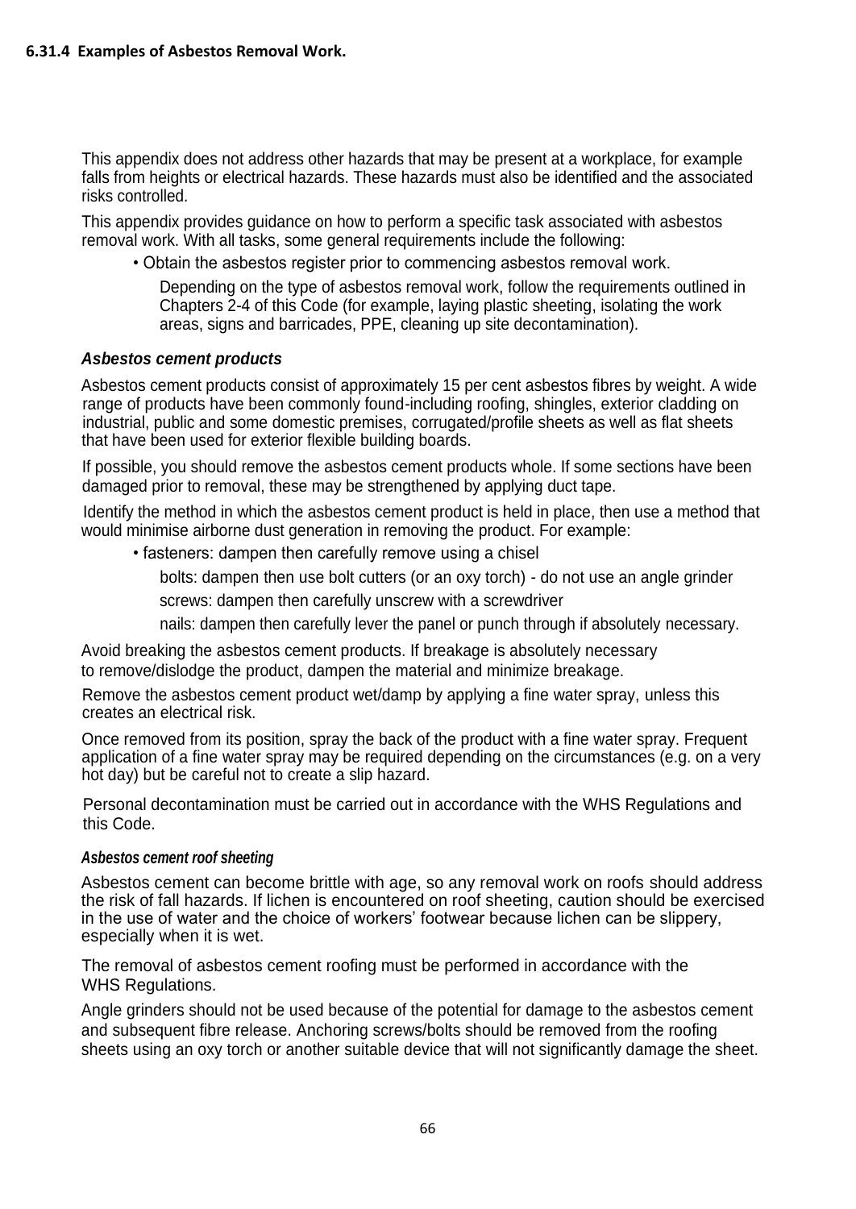#### 6.31.4 Examples of Asbestos Removal Work.

This appendix does not address other hazards that may be present at a workplace, for example falls from heights or electrical hazards. These hazards must also be identified and the associated risks controlled.

This appendix provides guidance on how to perform a specific task associated with asbestos removal work. With all tasks, some general requirements include the following:

- Obtain the asbestos register prior to commencing asbestos removal work.
- Depending on the type of asbestos removal work, follow the requirements outlined in Chapters 2-4 of this Code (for example, laying plastic sheeting, isolating the work areas, signs and barricades, PPE, cleaning up site decontamination).

***Asbestos cement products***

Asbestos cement products consist of approximately 15 per cent asbestos fibres by weight. A wide range of products have been commonly found-including roofing, shingles, exterior cladding on industrial, public and some domestic premises, corrugated/profile sheets as well as flat sheets that have been used for exterior flexible building boards.

If possible, you should remove the asbestos cement products whole. If some sections have been damaged prior to removal, these may be strengthened by applying duct tape.

Identify the method in which the asbestos cement product is held in place, then use a method that would minimise airborne dust generation in removing the product. For example:

- fasteners: dampen then carefully remove using a chisel
- bolts: dampen then use bolt cutters (or an oxy torch) - do not use an angle grinder
- screws: dampen then carefully unscrew with a screwdriver
- nails: dampen then carefully lever the panel or punch through if absolutely necessary.

Avoid breaking the asbestos cement products. If breakage is absolutely necessary to remove/dislodge the product, dampen the material and minimize breakage.

Remove the asbestos cement product wet/damp by applying a fine water spray, unless this creates an electrical risk.

Once removed from its position, spray the back of the product with a fine water spray. Frequent application of a fine water spray may be required depending on the circumstances (e.g. on a very hot day) but be careful not to create a slip hazard.

Personal decontamination must be carried out in accordance with the WHS Regulations and this Code.

***Asbestos cement roof sheeting***

Asbestos cement can become brittle with age, so any removal work on roofs should address the risk of fall hazards. If lichen is encountered on roof sheeting, caution should be exercised in the use of water and the choice of workers' footwear because lichen can be slippery, especially when it is wet.

The removal of asbestos cement roofing must be performed in accordance with the WHS Regulations.

Angle grinders should not be used because of the potential for damage to the asbestos cement and subsequent fibre release. Anchoring screws/bolts should be removed from the roofing sheets using an oxy torch or another suitable device that will not significantly damage the sheet.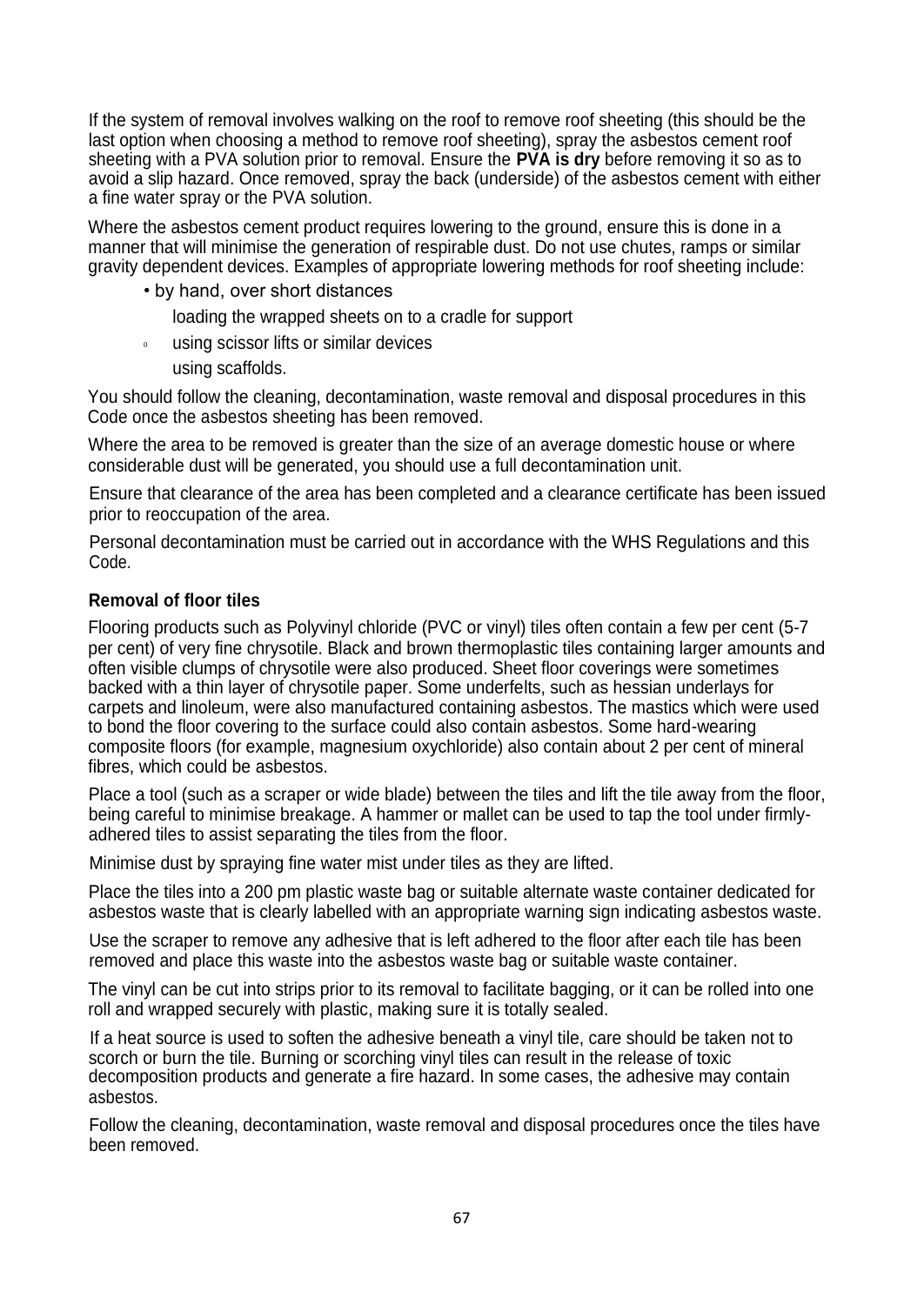If the system of removal involves walking on the roof to remove roof sheeting (this should be the last option when choosing a method to remove roof sheeting), spray the asbestos cement roof sheeting with a PVA solution prior to removal. Ensure the **PVA is dry** before removing it so as to avoid a slip hazard. Once removed, spray the back (underside) of the asbestos cement with either a fine water spray or the PVA solution.

Where the asbestos cement product requires lowering to the ground, ensure this is done in a manner that will minimise the generation of respirable dust. Do not use chutes, ramps or similar gravity dependent devices. Examples of appropriate lowering methods for roof sheeting include:

- by hand, over short distances
- loading the wrapped sheets on to a cradle for support
- using scissor lifts or similar devices
- using scaffolds.

You should follow the cleaning, decontamination, waste removal and disposal procedures in this Code once the asbestos sheeting has been removed.

Where the area to be removed is greater than the size of an average domestic house or where considerable dust will be generated, you should use a full decontamination unit.

Ensure that clearance of the area has been completed and a clearance certificate has been issued prior to reoccupation of the area.

Personal decontamination must be carried out in accordance with the WHS Regulations and this Code.

**Removal of floor tiles**

Flooring products such as Polyvinyl chloride (PVC or vinyl) tiles often contain a few per cent (5-7 per cent) of very fine chrysotile. Black and brown thermoplastic tiles containing larger amounts and often visible clumps of chrysotile were also produced. Sheet floor coverings were sometimes backed with a thin layer of chrysotile paper. Some underfelts, such as hessian underlays for carpets and linoleum, were also manufactured containing asbestos. The mastics which were used to bond the floor covering to the surface could also contain asbestos. Some hard-wearing composite floors (for example, magnesium oxychloride) also contain about 2 per cent of mineral fibres, which could be asbestos.

Place a tool (such as a scraper or wide blade) between the tiles and lift the tile away from the floor, being careful to minimise breakage. A hammer or mallet can be used to tap the tool under firmly-adhered tiles to assist separating the tiles from the floor.

Minimise dust by spraying fine water mist under tiles as they are lifted.

Place the tiles into a 200 pm plastic waste bag or suitable alternate waste container dedicated for asbestos waste that is clearly labelled with an appropriate warning sign indicating asbestos waste.

Use the scraper to remove any adhesive that is left adhered to the floor after each tile has been removed and place this waste into the asbestos waste bag or suitable waste container.

The vinyl can be cut into strips prior to its removal to facilitate bagging, or it can be rolled into one roll and wrapped securely with plastic, making sure it is totally sealed.

If a heat source is used to soften the adhesive beneath a vinyl tile, care should be taken not to scorch or burn the tile. Burning or scorching vinyl tiles can result in the release of toxic decomposition products and generate a fire hazard. In some cases, the adhesive may contain asbestos.

Follow the cleaning, decontamination, waste removal and disposal procedures once the tiles have been removed.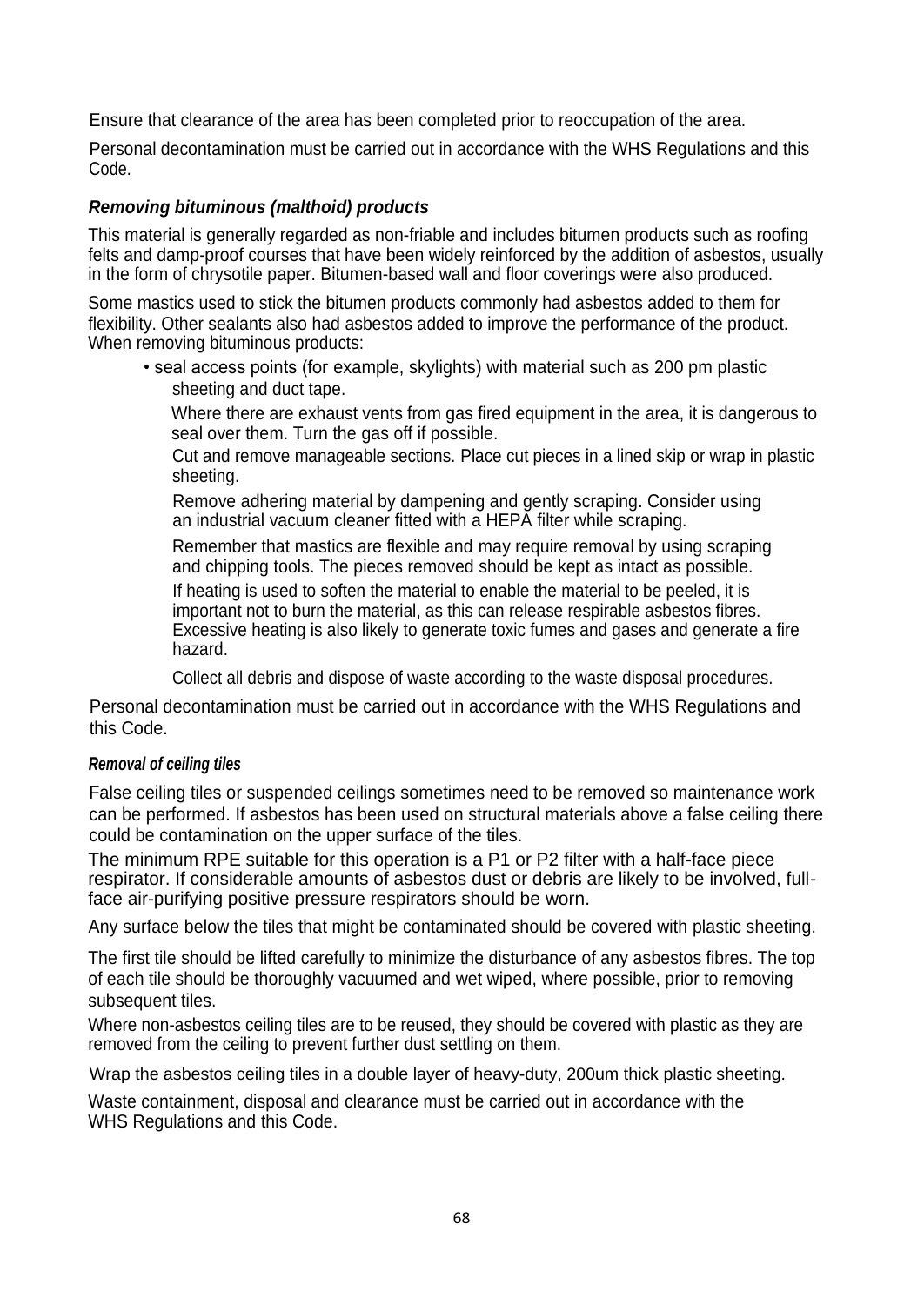Ensure that clearance of the area has been completed prior to reoccupation of the area.

Personal decontamination must be carried out in accordance with the WHS Regulations and this Code.

### *Removing bituminous (malthoid) products*

This material is generally regarded as non-friable and includes bitumen products such as roofing felts and damp-proof courses that have been widely reinforced by the addition of asbestos, usually in the form of chrysotile paper. Bitumen-based wall and floor coverings were also produced.

Some mastics used to stick the bitumen products commonly had asbestos added to them for flexibility. Other sealants also had asbestos added to improve the performance of the product. When removing bituminous products:

- seal access points (for example, skylights) with material such as 200 pm plastic sheeting and duct tape.

  Where there are exhaust vents from gas fired equipment in the area, it is dangerous to seal over them. Turn the gas off if possible.

  Cut and remove manageable sections. Place cut pieces in a lined skip or wrap in plastic sheeting.

  Remove adhering material by dampening and gently scraping. Consider using an industrial vacuum cleaner fitted with a HEPA filter while scraping.

  Remember that mastics are flexible and may require removal by using scraping and chipping tools. The pieces removed should be kept as intact as possible.

  If heating is used to soften the material to enable the material to be peeled, it is important not to burn the material, as this can release respirable asbestos fibres. Excessive heating is also likely to generate toxic fumes and gases and generate a fire hazard.

  Collect all debris and dispose of waste according to the waste disposal procedures.

Personal decontamination must be carried out in accordance with the WHS Regulations and this Code.

### *Removal of ceiling tiles*

False ceiling tiles or suspended ceilings sometimes need to be removed so maintenance work can be performed. If asbestos has been used on structural materials above a false ceiling there could be contamination on the upper surface of the tiles.

The minimum RPE suitable for this operation is a P1 or P2 filter with a half-face piece respirator. If considerable amounts of asbestos dust or debris are likely to be involved, full-face air-purifying positive pressure respirators should be worn.

Any surface below the tiles that might be contaminated should be covered with plastic sheeting.

The first tile should be lifted carefully to minimize the disturbance of any asbestos fibres. The top of each tile should be thoroughly vacuumed and wet wiped, where possible, prior to removing subsequent tiles.

Where non-asbestos ceiling tiles are to be reused, they should be covered with plastic as they are removed from the ceiling to prevent further dust settling on them.

Wrap the asbestos ceiling tiles in a double layer of heavy-duty, 200um thick plastic sheeting.

Waste containment, disposal and clearance must be carried out in accordance with the WHS Regulations and this Code.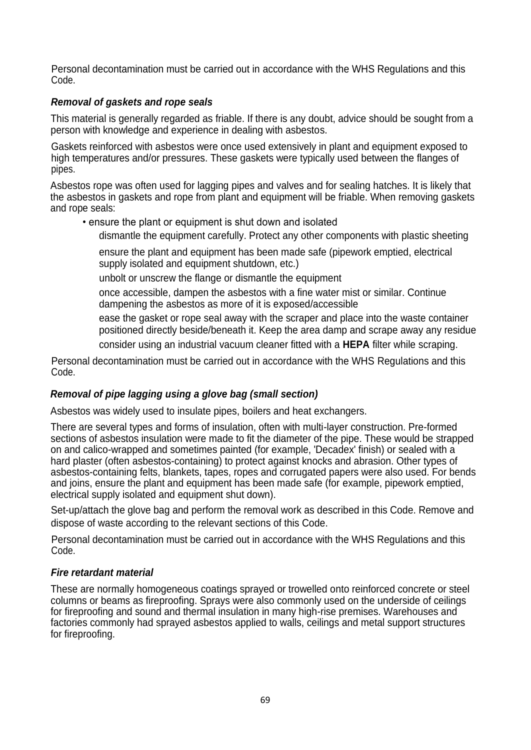Personal decontamination must be carried out in accordance with the WHS Regulations and this Code.

### *Removal of gaskets and rope seals*

This material is generally regarded as friable. If there is any doubt, advice should be sought from a person with knowledge and experience in dealing with asbestos.

Gaskets reinforced with asbestos were once used extensively in plant and equipment exposed to high temperatures and/or pressures. These gaskets were typically used between the flanges of pipes.

Asbestos rope was often used for lagging pipes and valves and for sealing hatches. It is likely that the asbestos in gaskets and rope from plant and equipment will be friable. When removing gaskets and rope seals:

- ensure the plant or equipment is shut down and isolated
- dismantle the equipment carefully. Protect any other components with plastic sheeting
- ensure the plant and equipment has been made safe (pipework emptied, electrical supply isolated and equipment shutdown, etc.)
- unbolt or unscrew the flange or dismantle the equipment
- once accessible, dampen the asbestos with a fine water mist or similar. Continue dampening the asbestos as more of it is exposed/accessible
- ease the gasket or rope seal away with the scraper and place into the waste container positioned directly beside/beneath it. Keep the area damp and scrape away any residue
- consider using an industrial vacuum cleaner fitted with a **HEPA** filter while scraping.

Personal decontamination must be carried out in accordance with the WHS Regulations and this Code.

### *Removal of pipe lagging using a glove bag (small section)*

Asbestos was widely used to insulate pipes, boilers and heat exchangers.

There are several types and forms of insulation, often with multi-layer construction. Pre-formed sections of asbestos insulation were made to fit the diameter of the pipe. These would be strapped on and calico-wrapped and sometimes painted (for example, 'Decadex' finish) or sealed with a hard plaster (often asbestos-containing) to protect against knocks and abrasion. Other types of asbestos-containing felts, blankets, tapes, ropes and corrugated papers were also used. For bends and joins, ensure the plant and equipment has been made safe (for example, pipework emptied, electrical supply isolated and equipment shut down).

Set-up/attach the glove bag and perform the removal work as described in this Code. Remove and dispose of waste according to the relevant sections of this Code.

Personal decontamination must be carried out in accordance with the WHS Regulations and this Code.

### *Fire retardant material*

These are normally homogeneous coatings sprayed or trowelled onto reinforced concrete or steel columns or beams as fireproofing. Sprays were also commonly used on the underside of ceilings for fireproofing and sound and thermal insulation in many high-rise premises. Warehouses and factories commonly had sprayed asbestos applied to walls, ceilings and metal support structures for fireproofing.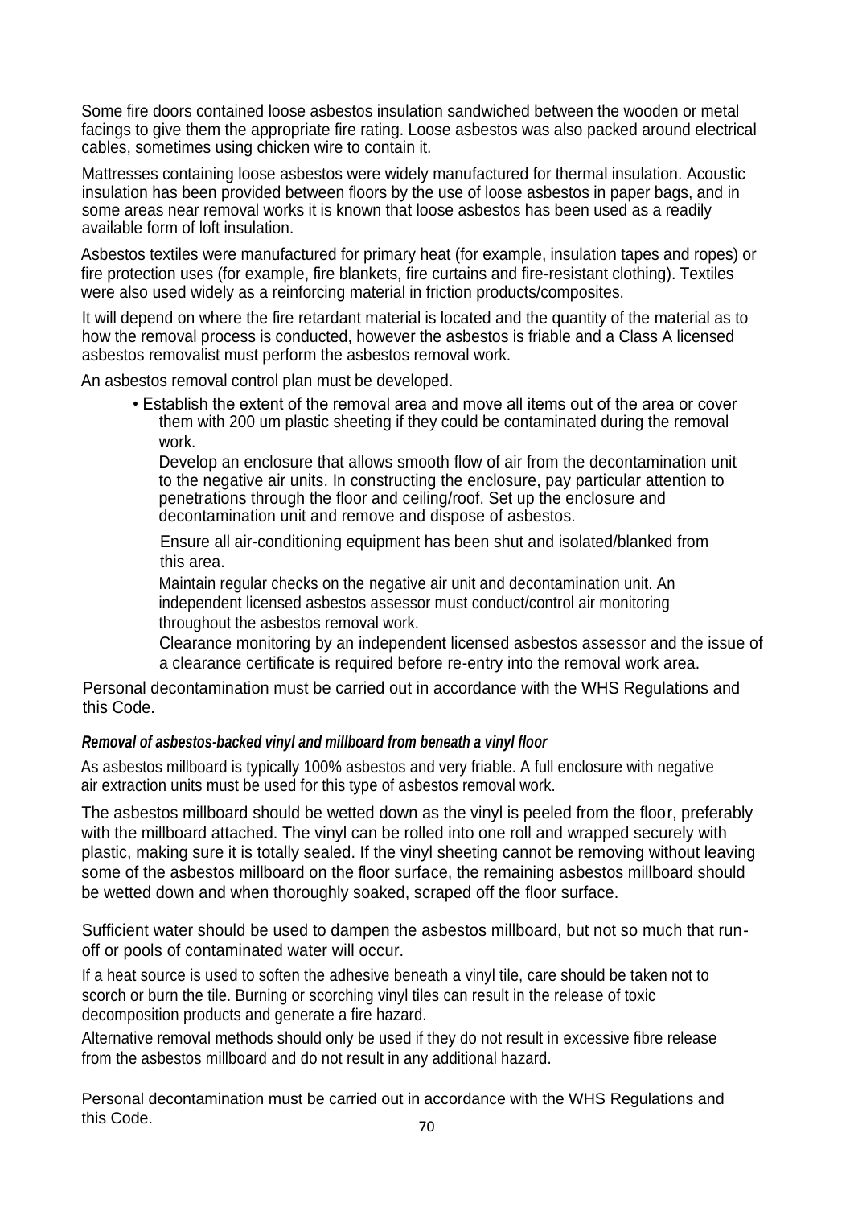Some fire doors contained loose asbestos insulation sandwiched between the wooden or metal facings to give them the appropriate fire rating. Loose asbestos was also packed around electrical cables, sometimes using chicken wire to contain it.

Mattresses containing loose asbestos were widely manufactured for thermal insulation. Acoustic insulation has been provided between floors by the use of loose asbestos in paper bags, and in some areas near removal works it is known that loose asbestos has been used as a readily available form of loft insulation.

Asbestos textiles were manufactured for primary heat (for example, insulation tapes and ropes) or fire protection uses (for example, fire blankets, fire curtains and fire-resistant clothing). Textiles were also used widely as a reinforcing material in friction products/composites.

It will depend on where the fire retardant material is located and the quantity of the material as to how the removal process is conducted, however the asbestos is friable and a Class A licensed asbestos removalist must perform the asbestos removal work.

An asbestos removal control plan must be developed.

- Establish the extent of the removal area and move all items out of the area or cover them with 200 um plastic sheeting if they could be contaminated during the removal work.
- Develop an enclosure that allows smooth flow of air from the decontamination unit to the negative air units. In constructing the enclosure, pay particular attention to penetrations through the floor and ceiling/roof. Set up the enclosure and decontamination unit and remove and dispose of asbestos.
- Ensure all air-conditioning equipment has been shut and isolated/blanked from this area.
- Maintain regular checks on the negative air unit and decontamination unit. An independent licensed asbestos assessor must conduct/control air monitoring throughout the asbestos removal work.
- Clearance monitoring by an independent licensed asbestos assessor and the issue of a clearance certificate is required before re-entry into the removal work area.

Personal decontamination must be carried out in accordance with the WHS Regulations and this Code.

#### *Removal of asbestos-backed vinyl and millboard from beneath a vinyl floor*

As asbestos millboard is typically 100% asbestos and very friable. A full enclosure with negative air extraction units must be used for this type of asbestos removal work.

The asbestos millboard should be wetted down as the vinyl is peeled from the floor, preferably with the millboard attached. The vinyl can be rolled into one roll and wrapped securely with plastic, making sure it is totally sealed. If the vinyl sheeting cannot be removing without leaving some of the asbestos millboard on the floor surface, the remaining asbestos millboard should be wetted down and when thoroughly soaked, scraped off the floor surface.

Sufficient water should be used to dampen the asbestos millboard, but not so much that run-off or pools of contaminated water will occur.

If a heat source is used to soften the adhesive beneath a vinyl tile, care should be taken not to scorch or burn the tile. Burning or scorching vinyl tiles can result in the release of toxic decomposition products and generate a fire hazard.

Alternative removal methods should only be used if they do not result in excessive fibre release from the asbestos millboard and do not result in any additional hazard.

Personal decontamination must be carried out in accordance with the WHS Regulations and this Code.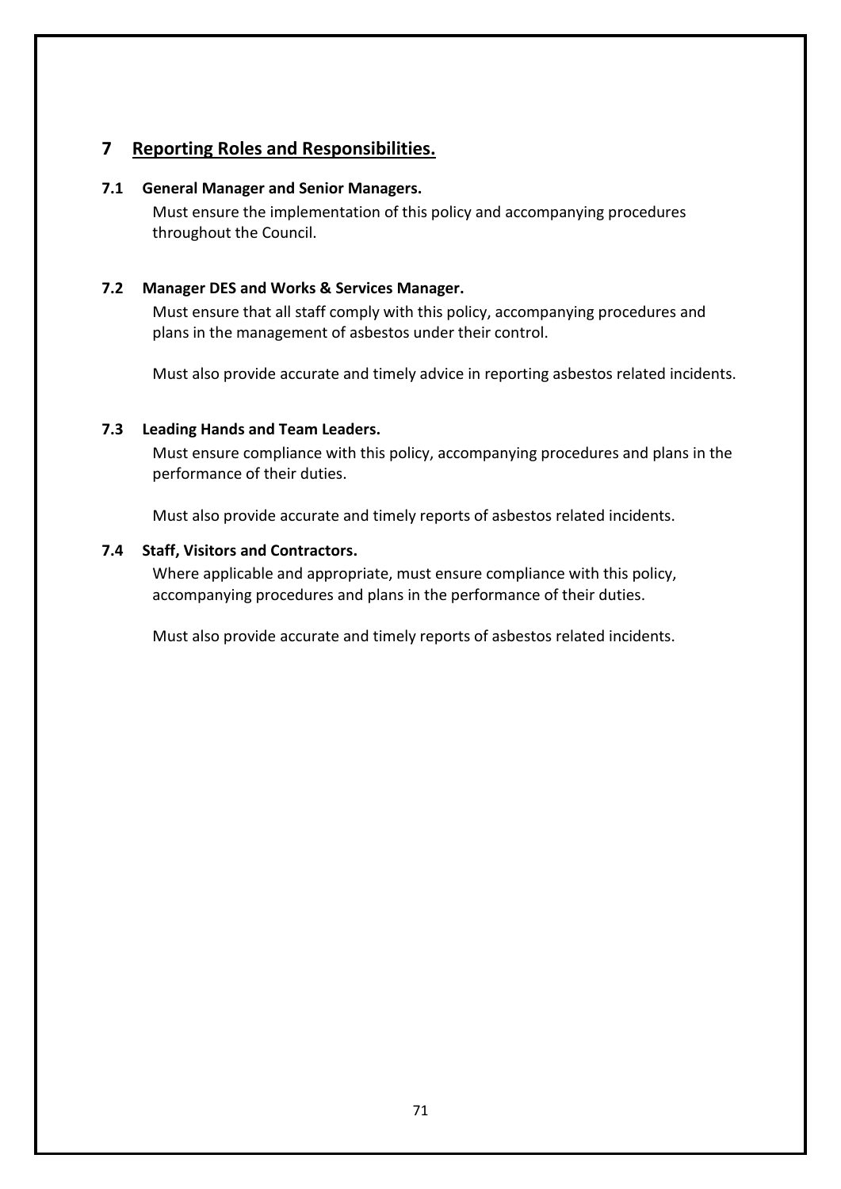# 7 Reporting Roles and Responsibilities.

### 7.1 General Manager and Senior Managers.

Must ensure the implementation of this policy and accompanying procedures throughout the Council.

### 7.2 Manager DES and Works & Services Manager.

Must ensure that all staff comply with this policy, accompanying procedures and plans in the management of asbestos under their control.

Must also provide accurate and timely advice in reporting asbestos related incidents.

### 7.3 Leading Hands and Team Leaders.

Must ensure compliance with this policy, accompanying procedures and plans in the performance of their duties.

Must also provide accurate and timely reports of asbestos related incidents.

### 7.4 Staff, Visitors and Contractors.

Where applicable and appropriate, must ensure compliance with this policy, accompanying procedures and plans in the performance of their duties.

Must also provide accurate and timely reports of asbestos related incidents.